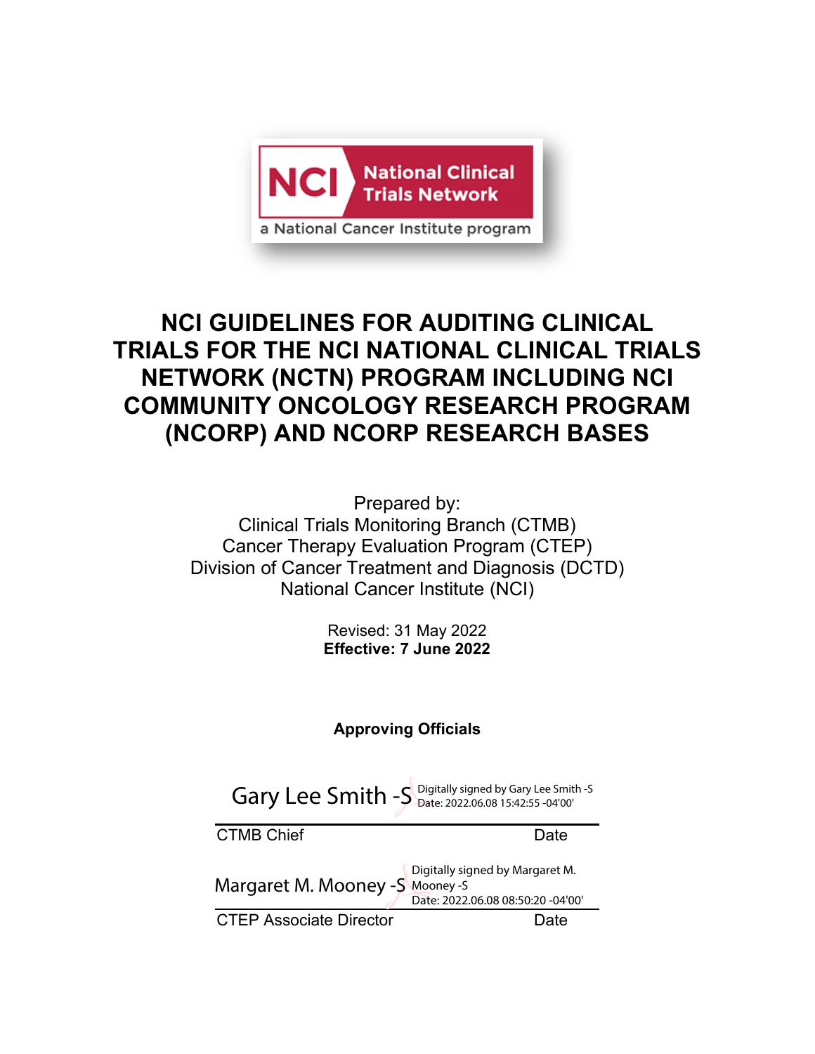NCI National Clinical Trials Network

a National Cancer Institute program

# NCI GUIDELINES FOR AUDITING CLINICAL TRIALS FOR THE NCI NATIONAL CLINICAL TRIALS NETWORK (NCTN) PROGRAM INCLUDING NCI COMMUNITY ONCOLOGY RESEARCH PROGRAM (NCORP) AND NCORP RESEARCH BASES

Prepared by:
Clinical Trials Monitoring Branch (CTMB)
Cancer Therapy Evaluation Program (CTEP)
Division of Cancer Treatment and Diagnosis (DCTD)
National Cancer Institute (NCI)

Revised: 31 May 2022
**Effective: 7 June 2022**

**Approving Officials**

Gary Lee Smith -S Digitally signed by Gary Lee Smith -S Date: 2022.06.08 15:42:55 -04'00'

CTMB Chief Date

Margaret M. Mooney -S Digitally signed by Margaret M. Mooney -S Date: 2022.06.08 08:50:20 -04'00'

CTEP Associate Director Date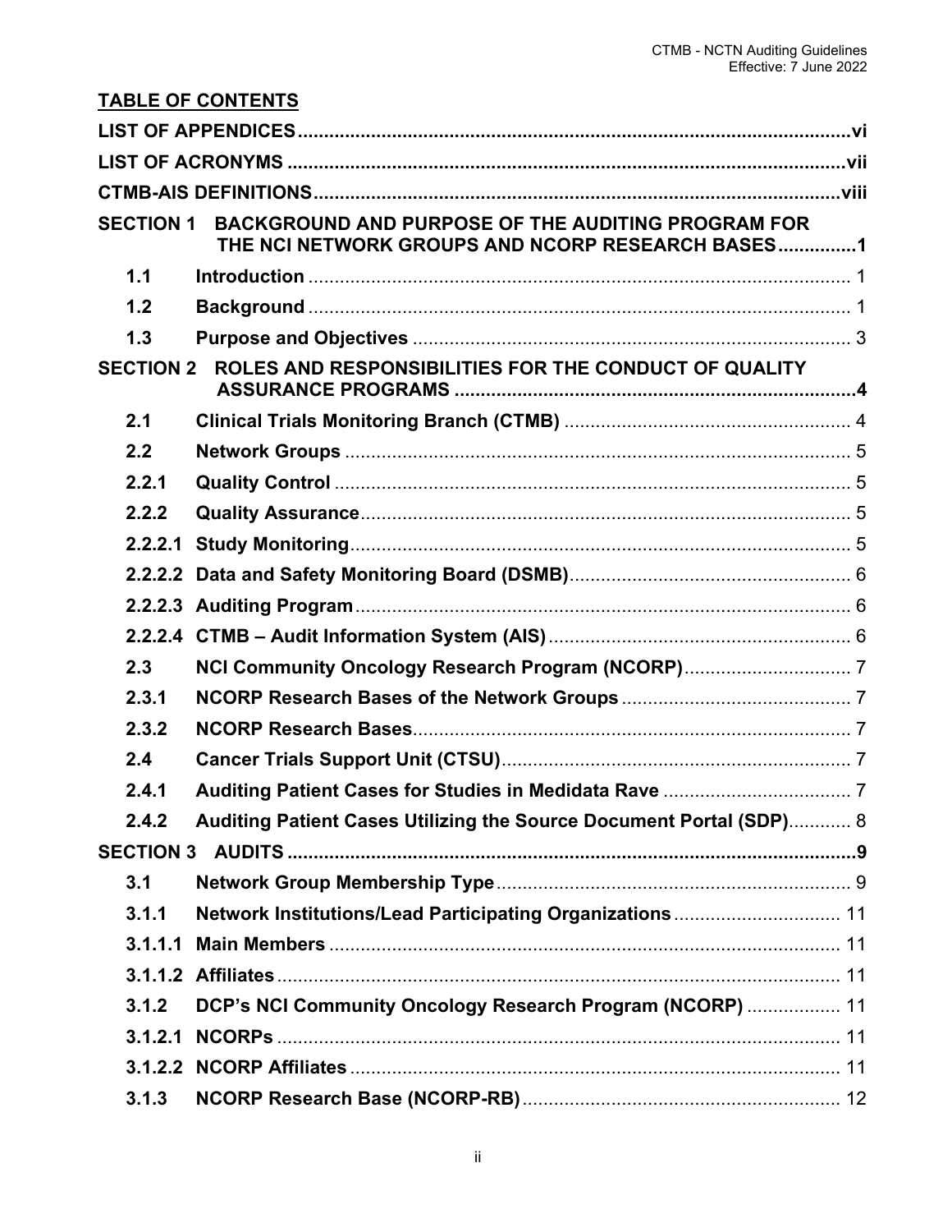## TABLE OF CONTENTS

| | | |
|---|---|---|
| **LIST OF APPENDICES** | | **vi** |
| **LIST OF ACRONYMS** | | **vii** |
| **CTMB-AIS DEFINITIONS** | | **viii** |
| **SECTION 1** | **BACKGROUND AND PURPOSE OF THE AUDITING PROGRAM FOR THE NCI NETWORK GROUPS AND NCORP RESEARCH BASES** | **1** |
| **1.1** | **Introduction** | 1 |
| **1.2** | **Background** | 1 |
| **1.3** | **Purpose and Objectives** | 3 |
| **SECTION 2** | **ROLES AND RESPONSIBILITIES FOR THE CONDUCT OF QUALITY ASSURANCE PROGRAMS** | **4** |
| **2.1** | **Clinical Trials Monitoring Branch (CTMB)** | 4 |
| **2.2** | **Network Groups** | 5 |
| **2.2.1** | **Quality Control** | 5 |
| **2.2.2** | **Quality Assurance** | 5 |
| **2.2.2.1** | **Study Monitoring** | 5 |
| **2.2.2.2** | **Data and Safety Monitoring Board (DSMB)** | 6 |
| **2.2.2.3** | **Auditing Program** | 6 |
| **2.2.2.4** | **CTMB – Audit Information System (AIS)** | 6 |
| **2.3** | **NCI Community Oncology Research Program (NCORP)** | 7 |
| **2.3.1** | **NCORP Research Bases of the Network Groups** | 7 |
| **2.3.2** | **NCORP Research Bases** | 7 |
| **2.4** | **Cancer Trials Support Unit (CTSU)** | 7 |
| **2.4.1** | **Auditing Patient Cases for Studies in Medidata Rave** | 7 |
| **2.4.2** | **Auditing Patient Cases Utilizing the Source Document Portal (SDP)** | 8 |
| **SECTION 3** | **AUDITS** | **9** |
| **3.1** | **Network Group Membership Type** | 9 |
| **3.1.1** | **Network Institutions/Lead Participating Organizations** | 11 |
| **3.1.1.1** | **Main Members** | 11 |
| **3.1.1.2** | **Affiliates** | 11 |
| **3.1.2** | **DCP's NCI Community Oncology Research Program (NCORP)** | 11 |
| **3.1.2.1** | **NCORPs** | 11 |
| **3.1.2.2** | **NCORP Affiliates** | 11 |
| **3.1.3** | **NCORP Research Base (NCORP-RB)** | 12 |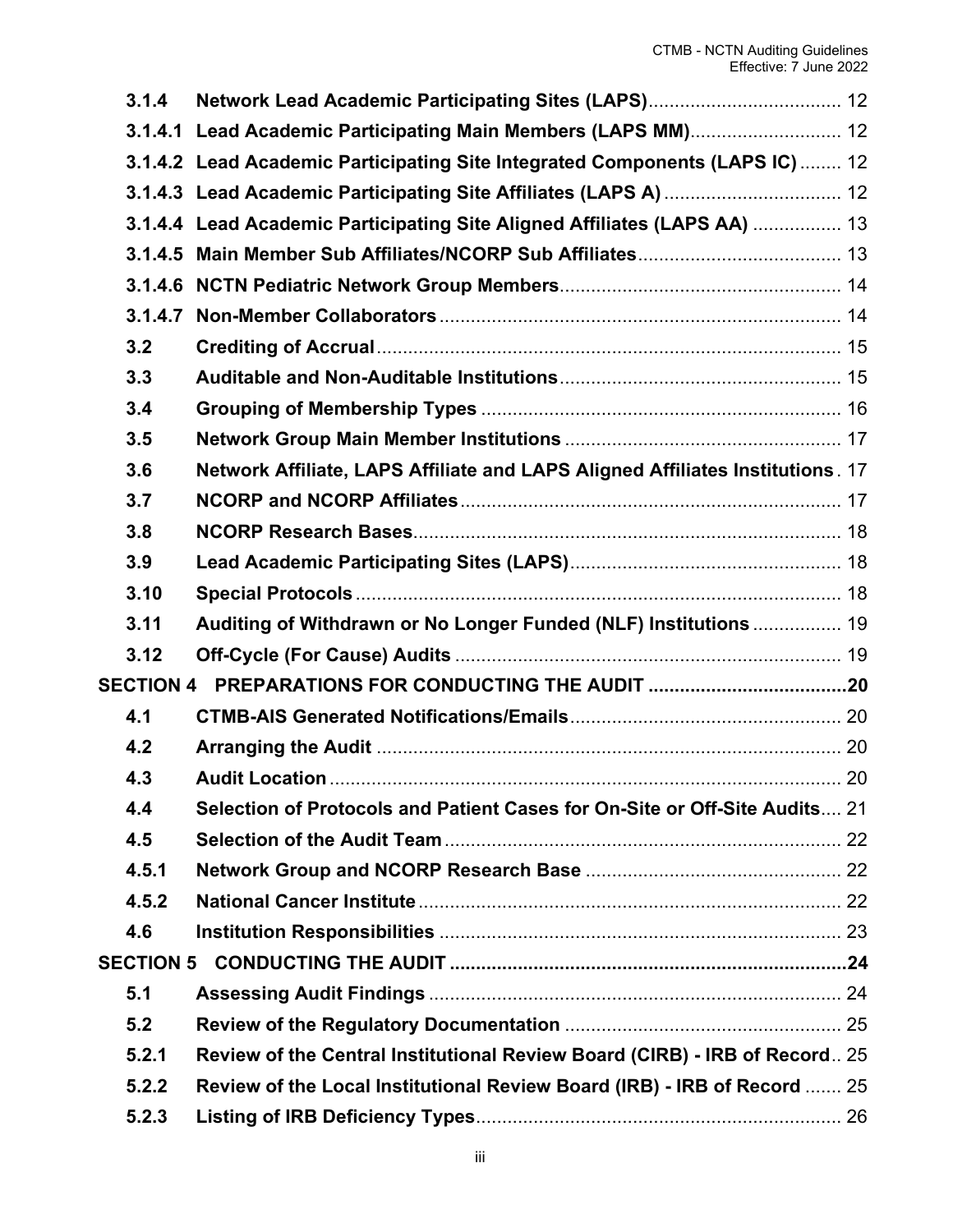| | | |
|---|---|---|
| **3.1.4** | **Network Lead Academic Participating Sites (LAPS)** | 12 |
| **3.1.4.1** | **Lead Academic Participating Main Members (LAPS MM)** | 12 |
| **3.1.4.2** | **Lead Academic Participating Site Integrated Components (LAPS IC)** | 12 |
| **3.1.4.3** | **Lead Academic Participating Site Affiliates (LAPS A)** | 12 |
| **3.1.4.4** | **Lead Academic Participating Site Aligned Affiliates (LAPS AA)** | 13 |
| **3.1.4.5** | **Main Member Sub Affiliates/NCORP Sub Affiliates** | 13 |
| **3.1.4.6** | **NCTN Pediatric Network Group Members** | 14 |
| **3.1.4.7** | **Non-Member Collaborators** | 14 |
| **3.2** | **Crediting of Accrual** | 15 |
| **3.3** | **Auditable and Non-Auditable Institutions** | 15 |
| **3.4** | **Grouping of Membership Types** | 16 |
| **3.5** | **Network Group Main Member Institutions** | 17 |
| **3.6** | **Network Affiliate, LAPS Affiliate and LAPS Aligned Affiliates Institutions** | 17 |
| **3.7** | **NCORP and NCORP Affiliates** | 17 |
| **3.8** | **NCORP Research Bases** | 18 |
| **3.9** | **Lead Academic Participating Sites (LAPS)** | 18 |
| **3.10** | **Special Protocols** | 18 |
| **3.11** | **Auditing of Withdrawn or No Longer Funded (NLF) Institutions** | 19 |
| **3.12** | **Off-Cycle (For Cause) Audits** | 19 |
| **SECTION 4** | **PREPARATIONS FOR CONDUCTING THE AUDIT** | **20** |
| **4.1** | **CTMB-AIS Generated Notifications/Emails** | 20 |
| **4.2** | **Arranging the Audit** | 20 |
| **4.3** | **Audit Location** | 20 |
| **4.4** | **Selection of Protocols and Patient Cases for On-Site or Off-Site Audits** | 21 |
| **4.5** | **Selection of the Audit Team** | 22 |
| **4.5.1** | **Network Group and NCORP Research Base** | 22 |
| **4.5.2** | **National Cancer Institute** | 22 |
| **4.6** | **Institution Responsibilities** | 23 |
| **SECTION 5** | **CONDUCTING THE AUDIT** | **24** |
| **5.1** | **Assessing Audit Findings** | 24 |
| **5.2** | **Review of the Regulatory Documentation** | 25 |
| **5.2.1** | **Review of the Central Institutional Review Board (CIRB) - IRB of Record** | 25 |
| **5.2.2** | **Review of the Local Institutional Review Board (IRB) - IRB of Record** | 25 |
| **5.2.3** | **Listing of IRB Deficiency Types** | 26 |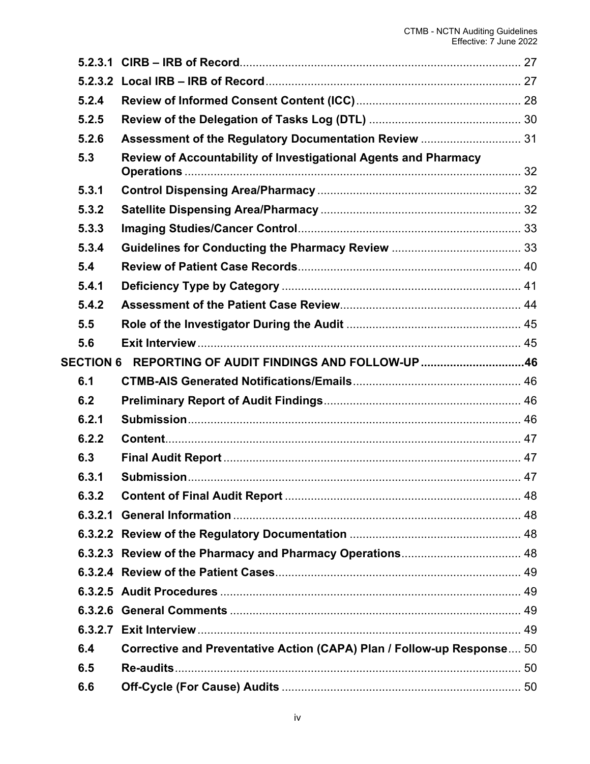| | | |
|---|---|---|
| 5.2.3.1 | CIRB – IRB of Record | 27 |
| 5.2.3.2 | Local IRB – IRB of Record | 27 |
| 5.2.4 | Review of Informed Consent Content (ICC) | 28 |
| 5.2.5 | Review of the Delegation of Tasks Log (DTL) | 30 |
| 5.2.6 | Assessment of the Regulatory Documentation Review | 31 |
| 5.3 | Review of Accountability of Investigational Agents and Pharmacy Operations | 32 |
| 5.3.1 | Control Dispensing Area/Pharmacy | 32 |
| 5.3.2 | Satellite Dispensing Area/Pharmacy | 32 |
| 5.3.3 | Imaging Studies/Cancer Control | 33 |
| 5.3.4 | Guidelines for Conducting the Pharmacy Review | 33 |
| 5.4 | Review of Patient Case Records | 40 |
| 5.4.1 | Deficiency Type by Category | 41 |
| 5.4.2 | Assessment of the Patient Case Review | 44 |
| 5.5 | Role of the Investigator During the Audit | 45 |
| 5.6 | Exit Interview | 45 |
| **SECTION 6** | **REPORTING OF AUDIT FINDINGS AND FOLLOW-UP** | **46** |
| 6.1 | CTMB-AIS Generated Notifications/Emails | 46 |
| 6.2 | Preliminary Report of Audit Findings | 46 |
| 6.2.1 | Submission | 46 |
| 6.2.2 | Content | 47 |
| 6.3 | Final Audit Report | 47 |
| 6.3.1 | Submission | 47 |
| 6.3.2 | Content of Final Audit Report | 48 |
| 6.3.2.1 | General Information | 48 |
| 6.3.2.2 | Review of the Regulatory Documentation | 48 |
| 6.3.2.3 | Review of the Pharmacy and Pharmacy Operations | 48 |
| 6.3.2.4 | Review of the Patient Cases | 49 |
| 6.3.2.5 | Audit Procedures | 49 |
| 6.3.2.6 | General Comments | 49 |
| 6.3.2.7 | Exit Interview | 49 |
| 6.4 | Corrective and Preventative Action (CAPA) Plan / Follow-up Response | 50 |
| 6.5 | Re-audits | 50 |
| 6.6 | Off-Cycle (For Cause) Audits | 50 |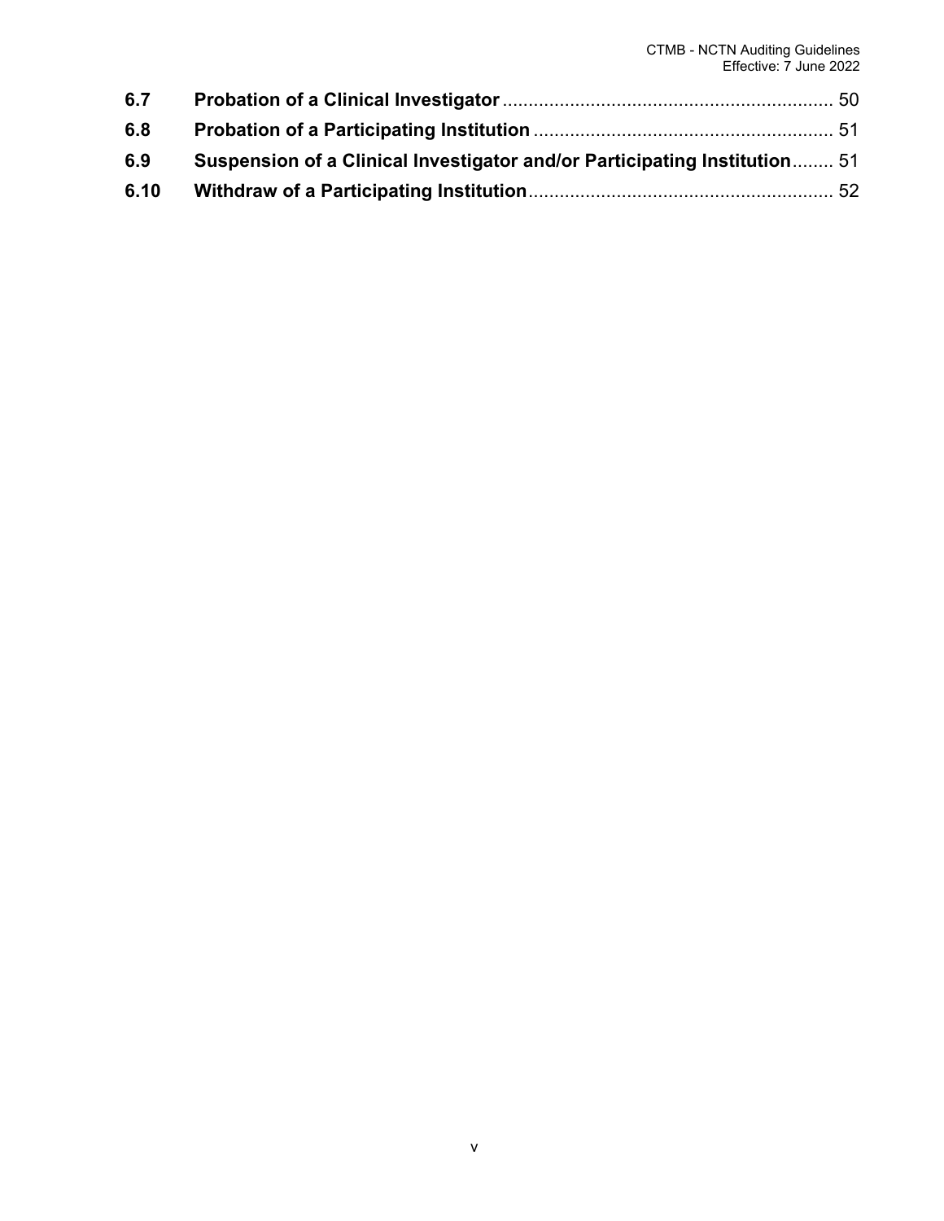| | | |
|---|---|---|
| **6.7** | **Probation of a Clinical Investigator** | 50 |
| **6.8** | **Probation of a Participating Institution** | 51 |
| **6.9** | **Suspension of a Clinical Investigator and/or Participating Institution** | 51 |
| **6.10** | **Withdraw of a Participating Institution** | 52 |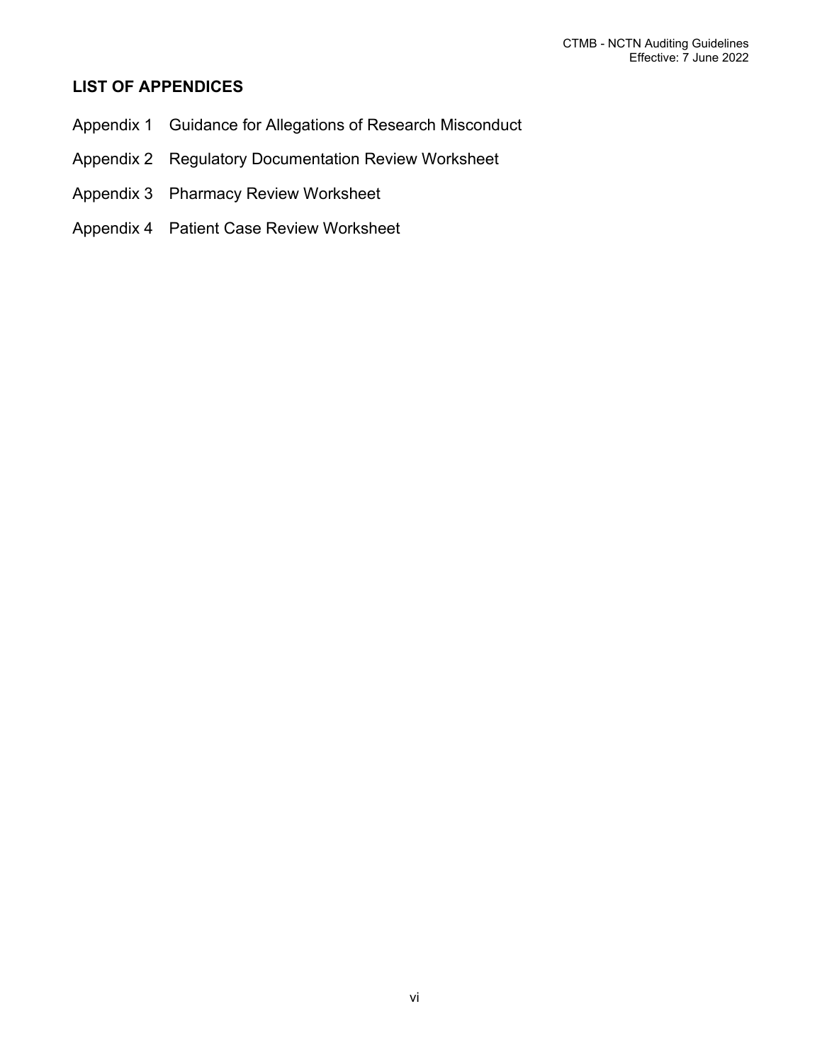## LIST OF APPENDICES

Appendix 1 Guidance for Allegations of Research Misconduct

Appendix 2 Regulatory Documentation Review Worksheet

Appendix 3 Pharmacy Review Worksheet

Appendix 4 Patient Case Review Worksheet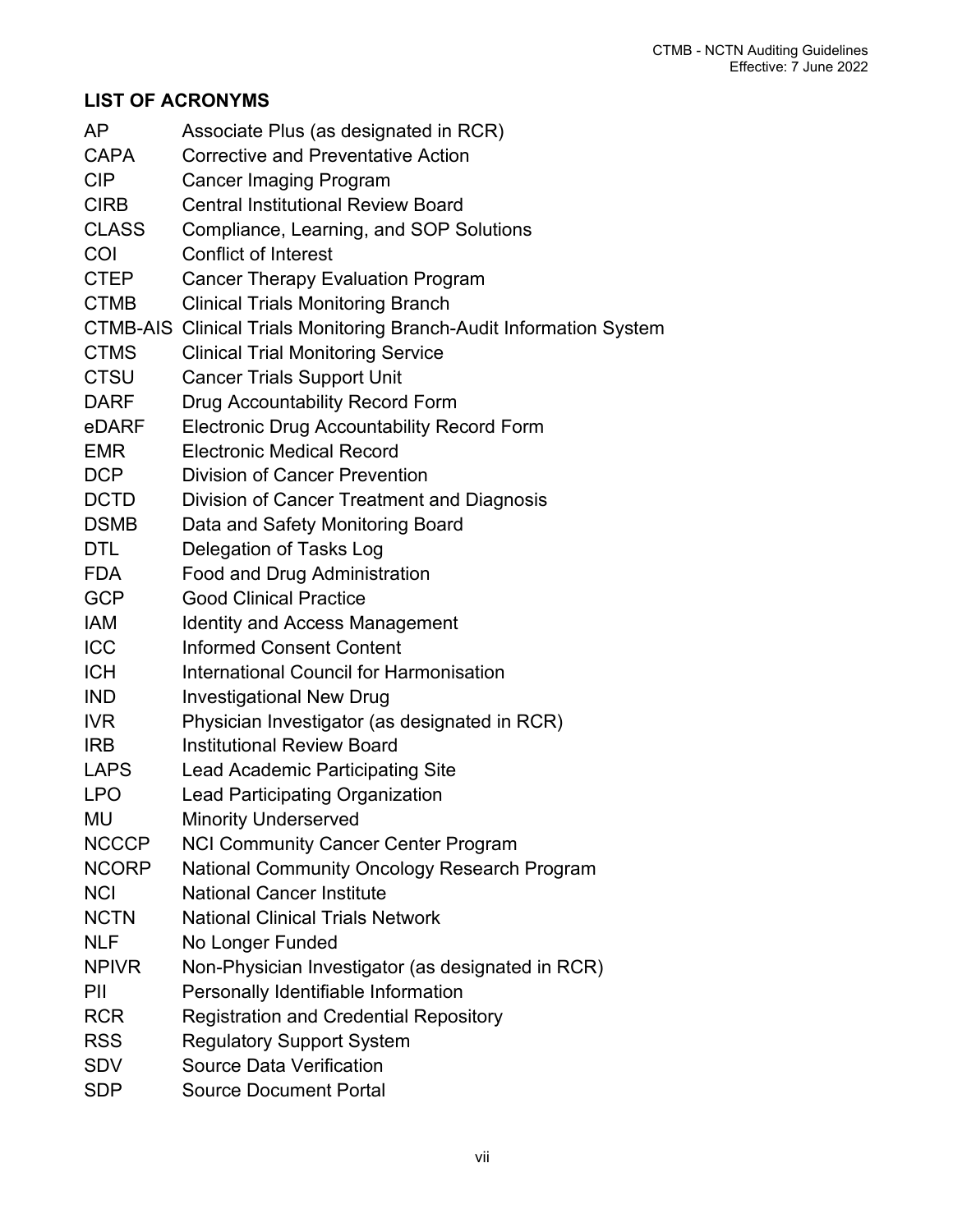## LIST OF ACRONYMS

| | |
|---|---|
| AP | Associate Plus (as designated in RCR) |
| CAPA | Corrective and Preventative Action |
| CIP | Cancer Imaging Program |
| CIRB | Central Institutional Review Board |
| CLASS | Compliance, Learning, and SOP Solutions |
| COI | Conflict of Interest |
| CTEP | Cancer Therapy Evaluation Program |
| CTMB | Clinical Trials Monitoring Branch |
| CTMB-AIS | Clinical Trials Monitoring Branch-Audit Information System |
| CTMS | Clinical Trial Monitoring Service |
| CTSU | Cancer Trials Support Unit |
| DARF | Drug Accountability Record Form |
| eDARF | Electronic Drug Accountability Record Form |
| EMR | Electronic Medical Record |
| DCP | Division of Cancer Prevention |
| DCTD | Division of Cancer Treatment and Diagnosis |
| DSMB | Data and Safety Monitoring Board |
| DTL | Delegation of Tasks Log |
| FDA | Food and Drug Administration |
| GCP | Good Clinical Practice |
| IAM | Identity and Access Management |
| ICC | Informed Consent Content |
| ICH | International Council for Harmonisation |
| IND | Investigational New Drug |
| IVR | Physician Investigator (as designated in RCR) |
| IRB | Institutional Review Board |
| LAPS | Lead Academic Participating Site |
| LPO | Lead Participating Organization |
| MU | Minority Underserved |
| NCCCP | NCI Community Cancer Center Program |
| NCORP | National Community Oncology Research Program |
| NCI | National Cancer Institute |
| NCTN | National Clinical Trials Network |
| NLF | No Longer Funded |
| NPIVR | Non-Physician Investigator (as designated in RCR) |
| PII | Personally Identifiable Information |
| RCR | Registration and Credential Repository |
| RSS | Regulatory Support System |
| SDV | Source Data Verification |
| SDP | Source Document Portal |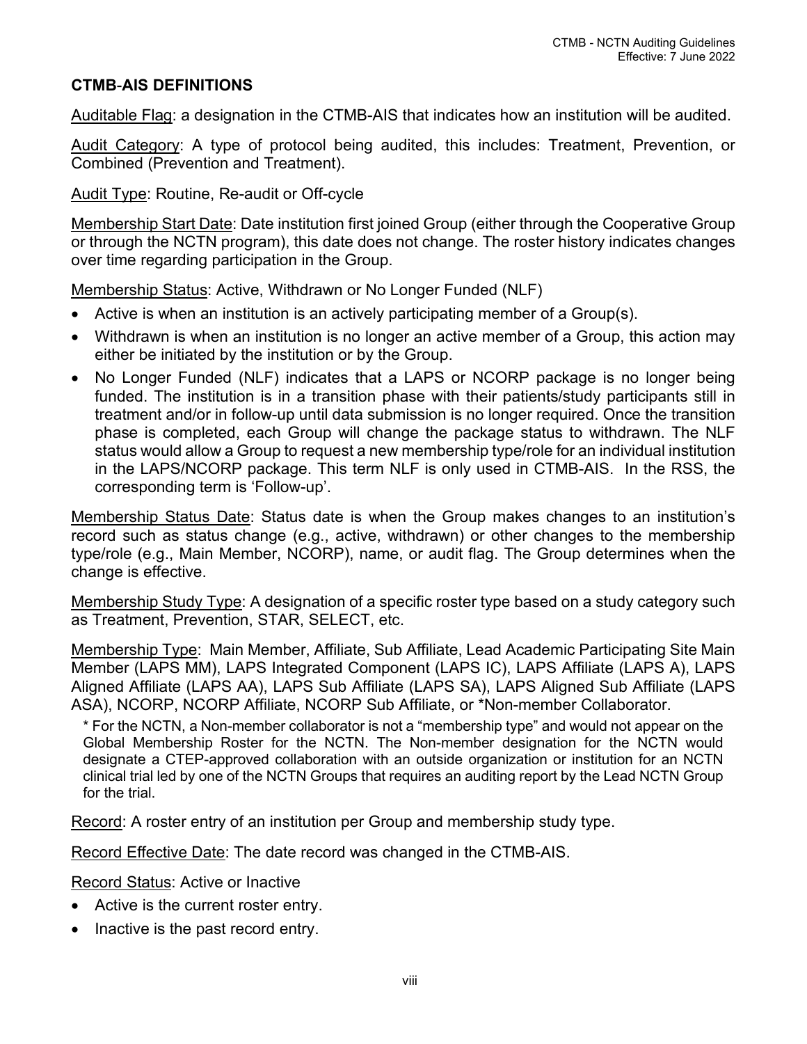## CTMB-AIS DEFINITIONS

Auditable Flag: a designation in the CTMB-AIS that indicates how an institution will be audited.

Audit Category: A type of protocol being audited, this includes: Treatment, Prevention, or Combined (Prevention and Treatment).

Audit Type: Routine, Re-audit or Off-cycle

Membership Start Date: Date institution first joined Group (either through the Cooperative Group or through the NCTN program), this date does not change. The roster history indicates changes over time regarding participation in the Group.

Membership Status: Active, Withdrawn or No Longer Funded (NLF)

- Active is when an institution is an actively participating member of a Group(s).
- Withdrawn is when an institution is no longer an active member of a Group, this action may either be initiated by the institution or by the Group.
- No Longer Funded (NLF) indicates that a LAPS or NCORP package is no longer being funded. The institution is in a transition phase with their patients/study participants still in treatment and/or in follow-up until data submission is no longer required. Once the transition phase is completed, each Group will change the package status to withdrawn. The NLF status would allow a Group to request a new membership type/role for an individual institution in the LAPS/NCORP package. This term NLF is only used in CTMB-AIS. In the RSS, the corresponding term is 'Follow-up'.

Membership Status Date: Status date is when the Group makes changes to an institution's record such as status change (e.g., active, withdrawn) or other changes to the membership type/role (e.g., Main Member, NCORP), name, or audit flag. The Group determines when the change is effective.

Membership Study Type: A designation of a specific roster type based on a study category such as Treatment, Prevention, STAR, SELECT, etc.

Membership Type: Main Member, Affiliate, Sub Affiliate, Lead Academic Participating Site Main Member (LAPS MM), LAPS Integrated Component (LAPS IC), LAPS Affiliate (LAPS A), LAPS Aligned Affiliate (LAPS AA), LAPS Sub Affiliate (LAPS SA), LAPS Aligned Sub Affiliate (LAPS ASA), NCORP, NCORP Affiliate, NCORP Sub Affiliate, or *Non-member Collaborator.

> * For the NCTN, a Non-member collaborator is not a "membership type" and would not appear on the Global Membership Roster for the NCTN. The Non-member designation for the NCTN would designate a CTEP-approved collaboration with an outside organization or institution for an NCTN clinical trial led by one of the NCTN Groups that requires an auditing report by the Lead NCTN Group for the trial.

Record: A roster entry of an institution per Group and membership study type.

Record Effective Date: The date record was changed in the CTMB-AIS.

Record Status: Active or Inactive

- Active is the current roster entry.
- Inactive is the past record entry.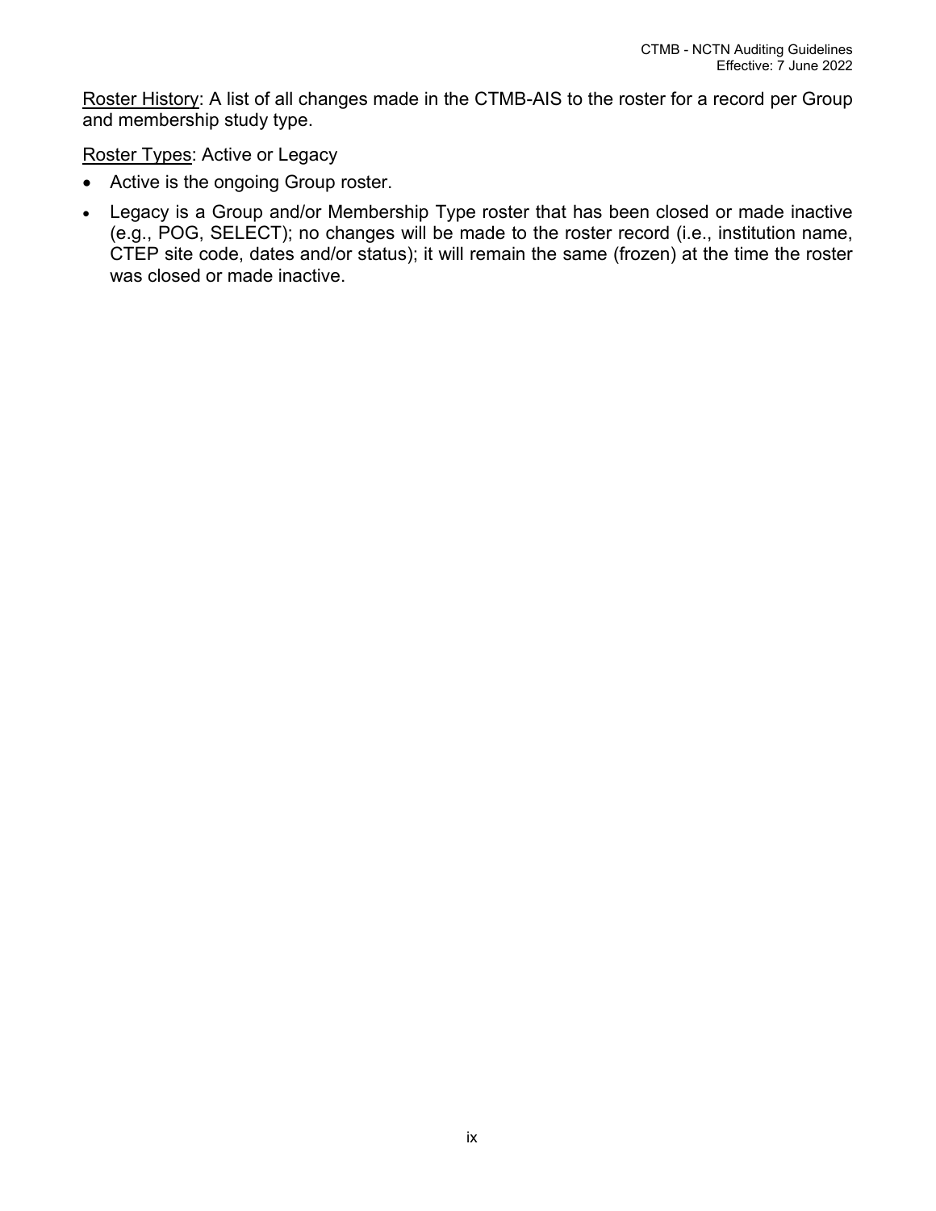<u>Roster History</u>: A list of all changes made in the CTMB-AIS to the roster for a record per Group and membership study type.

<u>Roster Types</u>: Active or Legacy

- Active is the ongoing Group roster.
- Legacy is a Group and/or Membership Type roster that has been closed or made inactive (e.g., POG, SELECT); no changes will be made to the roster record (i.e., institution name, CTEP site code, dates and/or status); it will remain the same (frozen) at the time the roster was closed or made inactive.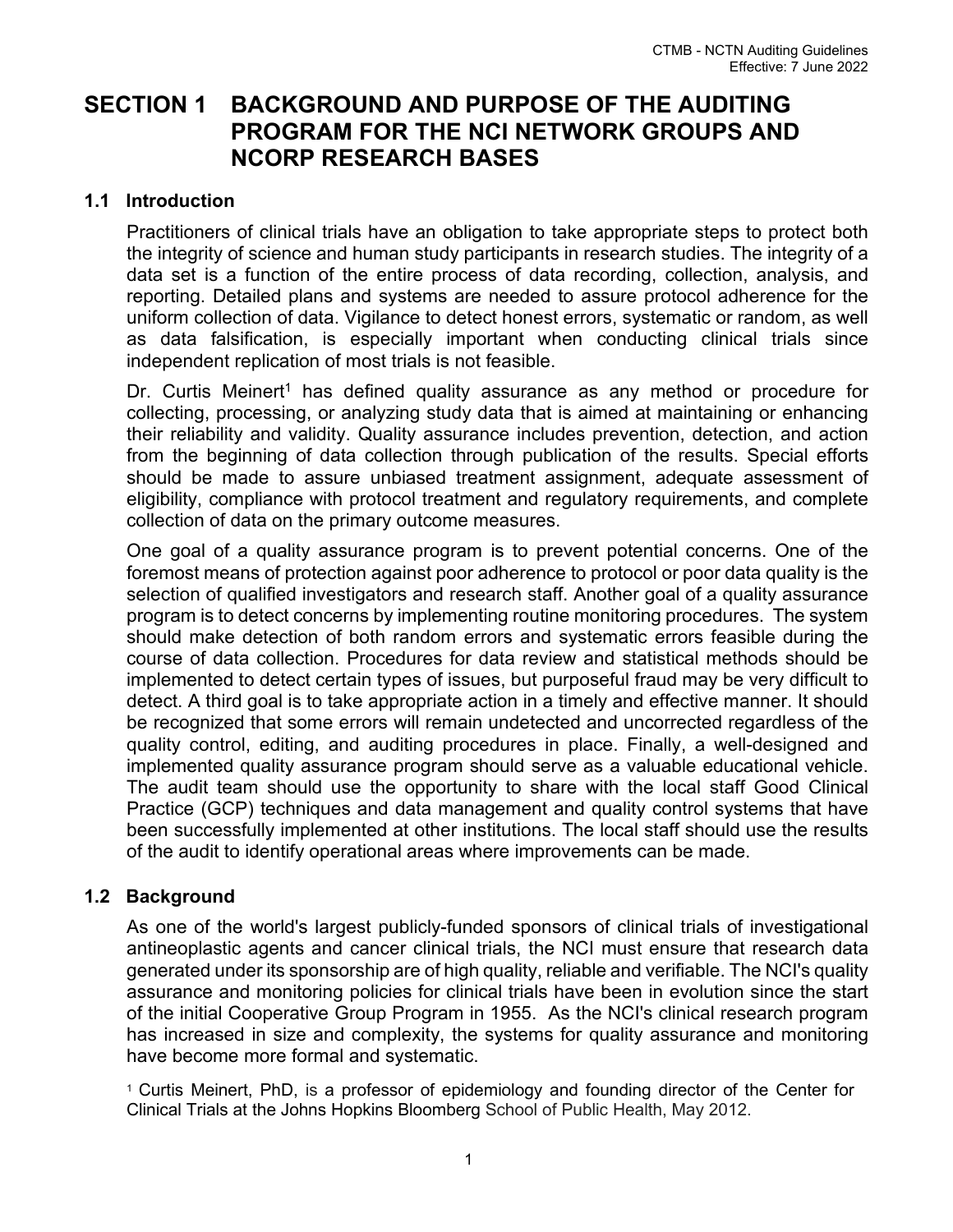# SECTION 1 BACKGROUND AND PURPOSE OF THE AUDITING PROGRAM FOR THE NCI NETWORK GROUPS AND NCORP RESEARCH BASES

## 1.1 Introduction

Practitioners of clinical trials have an obligation to take appropriate steps to protect both the integrity of science and human study participants in research studies. The integrity of a data set is a function of the entire process of data recording, collection, analysis, and reporting. Detailed plans and systems are needed to assure protocol adherence for the uniform collection of data. Vigilance to detect honest errors, systematic or random, as well as data falsification, is especially important when conducting clinical trials since independent replication of most trials is not feasible.

Dr. Curtis Meinert[1] has defined quality assurance as any method or procedure for collecting, processing, or analyzing study data that is aimed at maintaining or enhancing their reliability and validity. Quality assurance includes prevention, detection, and action from the beginning of data collection through publication of the results. Special efforts should be made to assure unbiased treatment assignment, adequate assessment of eligibility, compliance with protocol treatment and regulatory requirements, and complete collection of data on the primary outcome measures.

One goal of a quality assurance program is to prevent potential concerns. One of the foremost means of protection against poor adherence to protocol or poor data quality is the selection of qualified investigators and research staff. Another goal of a quality assurance program is to detect concerns by implementing routine monitoring procedures. The system should make detection of both random errors and systematic errors feasible during the course of data collection. Procedures for data review and statistical methods should be implemented to detect certain types of issues, but purposeful fraud may be very difficult to detect. A third goal is to take appropriate action in a timely and effective manner. It should be recognized that some errors will remain undetected and uncorrected regardless of the quality control, editing, and auditing procedures in place. Finally, a well-designed and implemented quality assurance program should serve as a valuable educational vehicle. The audit team should use the opportunity to share with the local staff Good Clinical Practice (GCP) techniques and data management and quality control systems that have been successfully implemented at other institutions. The local staff should use the results of the audit to identify operational areas where improvements can be made.

## 1.2 Background

As one of the world's largest publicly-funded sponsors of clinical trials of investigational antineoplastic agents and cancer clinical trials, the NCI must ensure that research data generated under its sponsorship are of high quality, reliable and verifiable. The NCI's quality assurance and monitoring policies for clinical trials have been in evolution since the start of the initial Cooperative Group Program in 1955. As the NCI's clinical research program has increased in size and complexity, the systems for quality assurance and monitoring have become more formal and systematic.

[1] Curtis Meinert, PhD, is a professor of epidemiology and founding director of the Center for Clinical Trials at the Johns Hopkins Bloomberg School of Public Health, May 2012.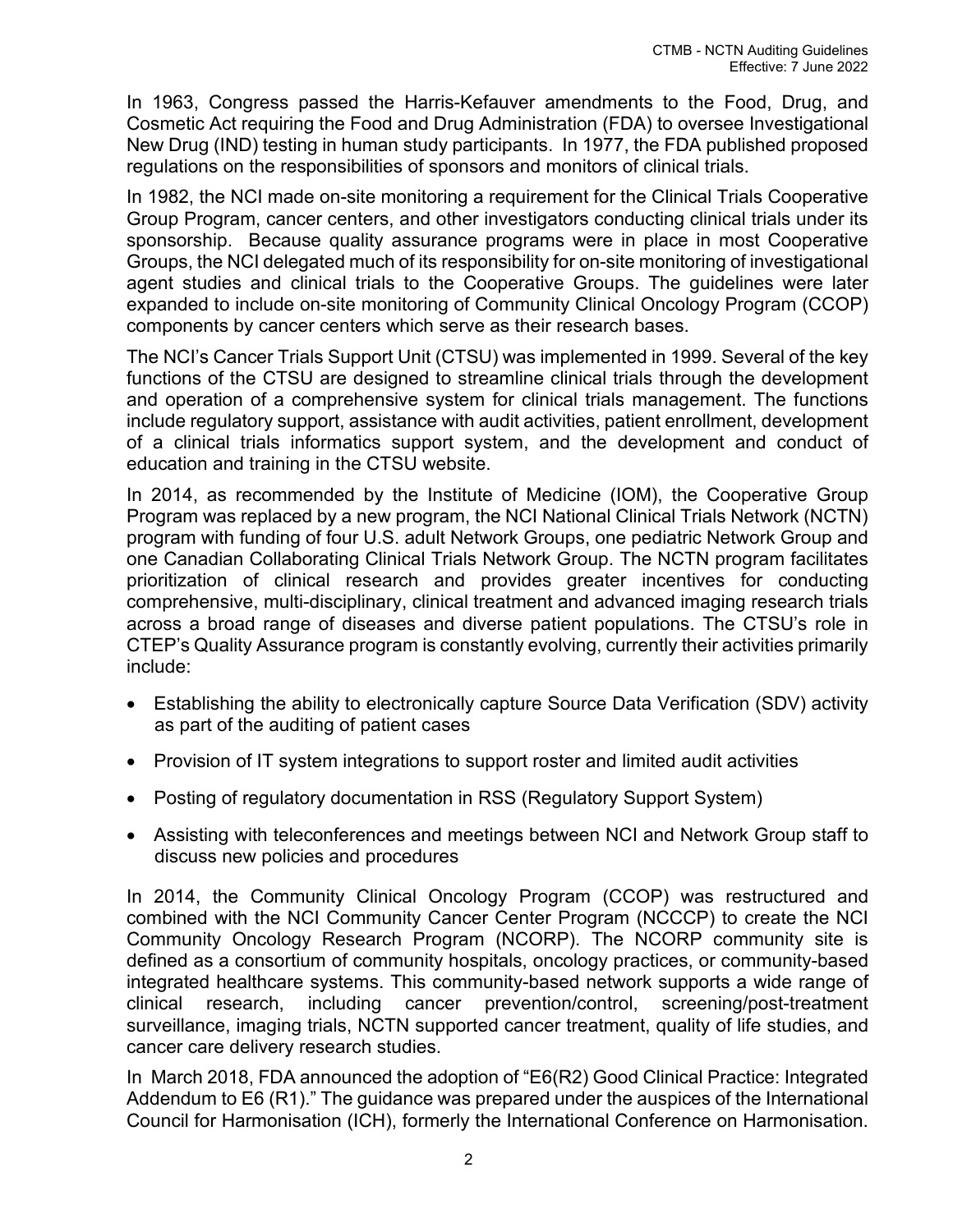In 1963, Congress passed the Harris-Kefauver amendments to the Food, Drug, and Cosmetic Act requiring the Food and Drug Administration (FDA) to oversee Investigational New Drug (IND) testing in human study participants. In 1977, the FDA published proposed regulations on the responsibilities of sponsors and monitors of clinical trials.

In 1982, the NCI made on-site monitoring a requirement for the Clinical Trials Cooperative Group Program, cancer centers, and other investigators conducting clinical trials under its sponsorship. Because quality assurance programs were in place in most Cooperative Groups, the NCI delegated much of its responsibility for on-site monitoring of investigational agent studies and clinical trials to the Cooperative Groups. The guidelines were later expanded to include on-site monitoring of Community Clinical Oncology Program (CCOP) components by cancer centers which serve as their research bases.

The NCI's Cancer Trials Support Unit (CTSU) was implemented in 1999. Several of the key functions of the CTSU are designed to streamline clinical trials through the development and operation of a comprehensive system for clinical trials management. The functions include regulatory support, assistance with audit activities, patient enrollment, development of a clinical trials informatics support system, and the development and conduct of education and training in the CTSU website.

In 2014, as recommended by the Institute of Medicine (IOM), the Cooperative Group Program was replaced by a new program, the NCI National Clinical Trials Network (NCTN) program with funding of four U.S. adult Network Groups, one pediatric Network Group and one Canadian Collaborating Clinical Trials Network Group. The NCTN program facilitates prioritization of clinical research and provides greater incentives for conducting comprehensive, multi-disciplinary, clinical treatment and advanced imaging research trials across a broad range of diseases and diverse patient populations. The CTSU's role in CTEP's Quality Assurance program is constantly evolving, currently their activities primarily include:

- Establishing the ability to electronically capture Source Data Verification (SDV) activity as part of the auditing of patient cases
- Provision of IT system integrations to support roster and limited audit activities
- Posting of regulatory documentation in RSS (Regulatory Support System)
- Assisting with teleconferences and meetings between NCI and Network Group staff to discuss new policies and procedures

In 2014, the Community Clinical Oncology Program (CCOP) was restructured and combined with the NCI Community Cancer Center Program (NCCCP) to create the NCI Community Oncology Research Program (NCORP). The NCORP community site is defined as a consortium of community hospitals, oncology practices, or community-based integrated healthcare systems. This community-based network supports a wide range of clinical research, including cancer prevention/control, screening/post-treatment surveillance, imaging trials, NCTN supported cancer treatment, quality of life studies, and cancer care delivery research studies.

In March 2018, FDA announced the adoption of "E6(R2) Good Clinical Practice: Integrated Addendum to E6 (R1)." The guidance was prepared under the auspices of the International Council for Harmonisation (ICH), formerly the International Conference on Harmonisation.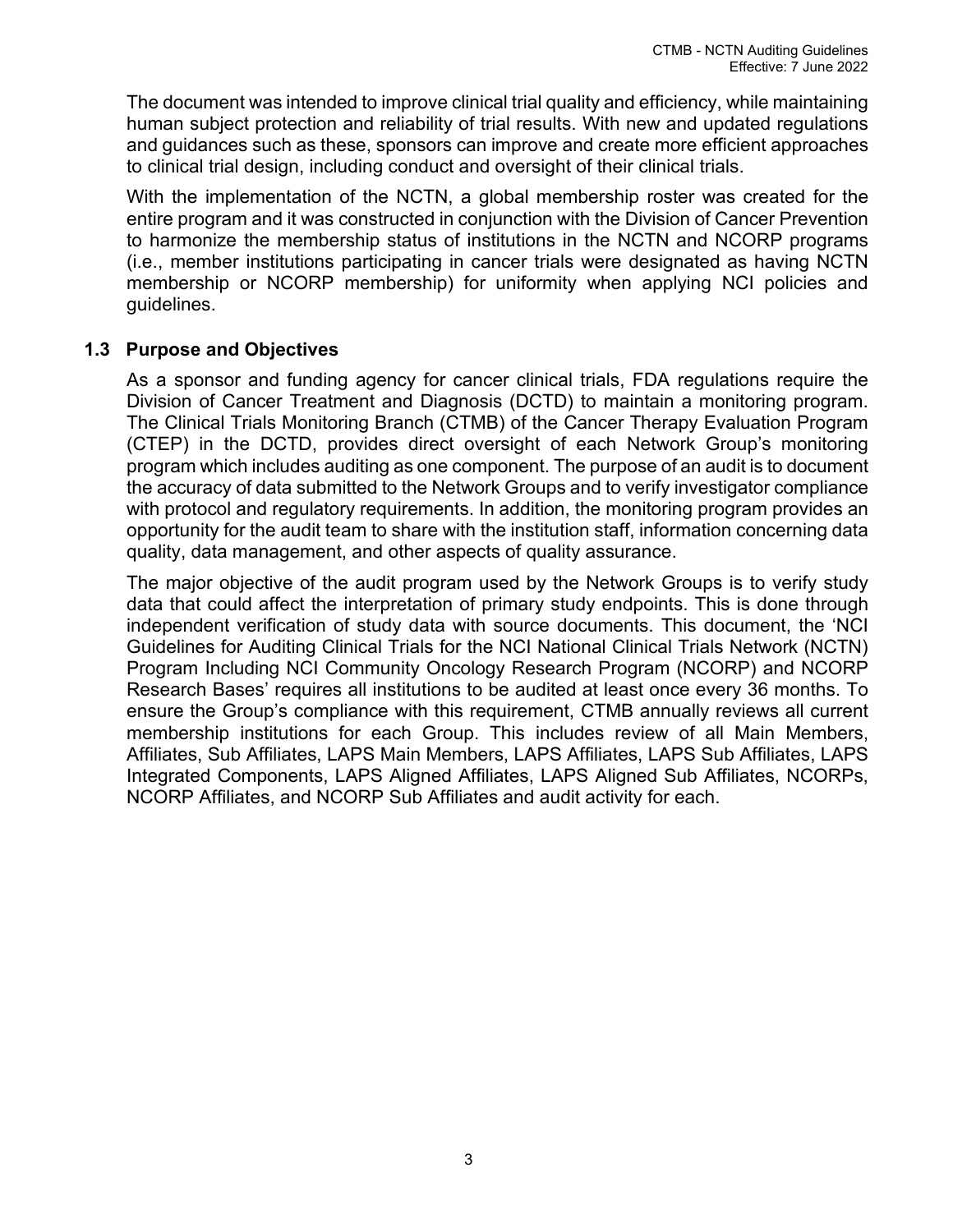The document was intended to improve clinical trial quality and efficiency, while maintaining human subject protection and reliability of trial results. With new and updated regulations and guidances such as these, sponsors can improve and create more efficient approaches to clinical trial design, including conduct and oversight of their clinical trials.

With the implementation of the NCTN, a global membership roster was created for the entire program and it was constructed in conjunction with the Division of Cancer Prevention to harmonize the membership status of institutions in the NCTN and NCORP programs (i.e., member institutions participating in cancer trials were designated as having NCTN membership or NCORP membership) for uniformity when applying NCI policies and guidelines.

### 1.3 Purpose and Objectives

As a sponsor and funding agency for cancer clinical trials, FDA regulations require the Division of Cancer Treatment and Diagnosis (DCTD) to maintain a monitoring program. The Clinical Trials Monitoring Branch (CTMB) of the Cancer Therapy Evaluation Program (CTEP) in the DCTD, provides direct oversight of each Network Group's monitoring program which includes auditing as one component. The purpose of an audit is to document the accuracy of data submitted to the Network Groups and to verify investigator compliance with protocol and regulatory requirements. In addition, the monitoring program provides an opportunity for the audit team to share with the institution staff, information concerning data quality, data management, and other aspects of quality assurance.

The major objective of the audit program used by the Network Groups is to verify study data that could affect the interpretation of primary study endpoints. This is done through independent verification of study data with source documents. This document, the 'NCI Guidelines for Auditing Clinical Trials for the NCI National Clinical Trials Network (NCTN) Program Including NCI Community Oncology Research Program (NCORP) and NCORP Research Bases' requires all institutions to be audited at least once every 36 months. To ensure the Group's compliance with this requirement, CTMB annually reviews all current membership institutions for each Group. This includes review of all Main Members, Affiliates, Sub Affiliates, LAPS Main Members, LAPS Affiliates, LAPS Sub Affiliates, LAPS Integrated Components, LAPS Aligned Affiliates, LAPS Aligned Sub Affiliates, NCORPs, NCORP Affiliates, and NCORP Sub Affiliates and audit activity for each.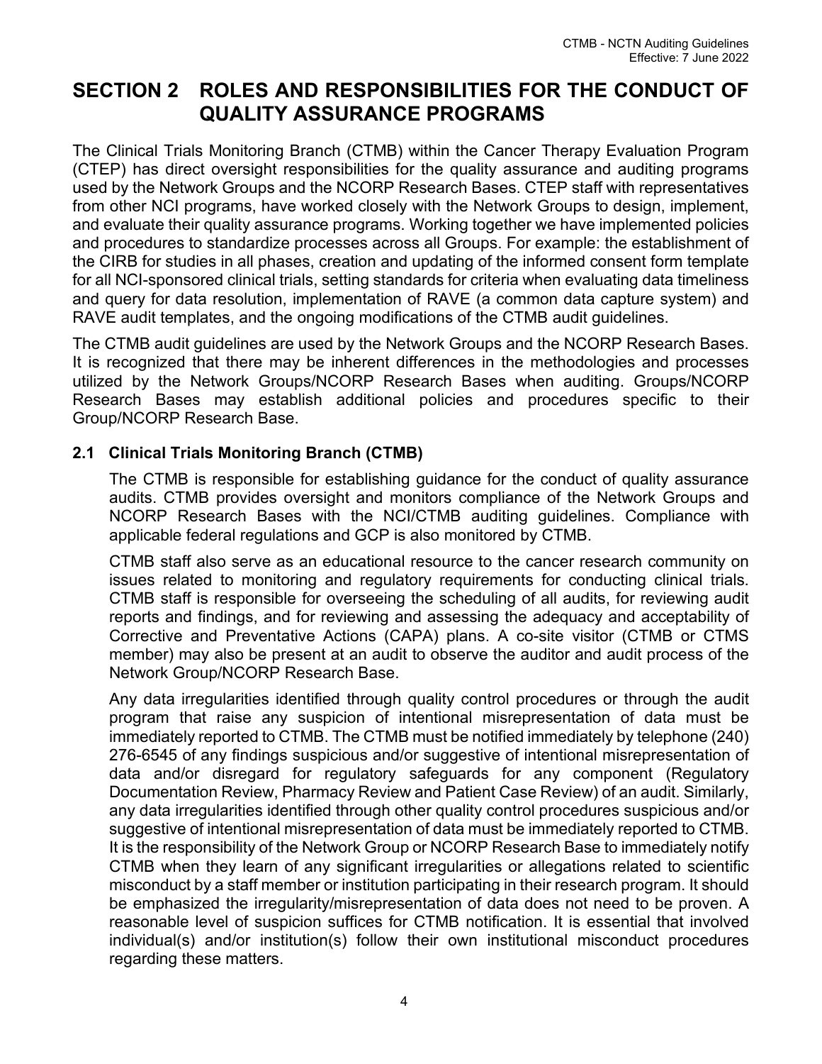# SECTION 2 ROLES AND RESPONSIBILITIES FOR THE CONDUCT OF QUALITY ASSURANCE PROGRAMS

The Clinical Trials Monitoring Branch (CTMB) within the Cancer Therapy Evaluation Program (CTEP) has direct oversight responsibilities for the quality assurance and auditing programs used by the Network Groups and the NCORP Research Bases. CTEP staff with representatives from other NCI programs, have worked closely with the Network Groups to design, implement, and evaluate their quality assurance programs. Working together we have implemented policies and procedures to standardize processes across all Groups. For example: the establishment of the CIRB for studies in all phases, creation and updating of the informed consent form template for all NCI-sponsored clinical trials, setting standards for criteria when evaluating data timeliness and query for data resolution, implementation of RAVE (a common data capture system) and RAVE audit templates, and the ongoing modifications of the CTMB audit guidelines.

The CTMB audit guidelines are used by the Network Groups and the NCORP Research Bases. It is recognized that there may be inherent differences in the methodologies and processes utilized by the Network Groups/NCORP Research Bases when auditing. Groups/NCORP Research Bases may establish additional policies and procedures specific to their Group/NCORP Research Base.

## 2.1 Clinical Trials Monitoring Branch (CTMB)

The CTMB is responsible for establishing guidance for the conduct of quality assurance audits. CTMB provides oversight and monitors compliance of the Network Groups and NCORP Research Bases with the NCI/CTMB auditing guidelines. Compliance with applicable federal regulations and GCP is also monitored by CTMB.

CTMB staff also serve as an educational resource to the cancer research community on issues related to monitoring and regulatory requirements for conducting clinical trials. CTMB staff is responsible for overseeing the scheduling of all audits, for reviewing audit reports and findings, and for reviewing and assessing the adequacy and acceptability of Corrective and Preventative Actions (CAPA) plans. A co-site visitor (CTMB or CTMS member) may also be present at an audit to observe the auditor and audit process of the Network Group/NCORP Research Base.

Any data irregularities identified through quality control procedures or through the audit program that raise any suspicion of intentional misrepresentation of data must be immediately reported to CTMB. The CTMB must be notified immediately by telephone (240) 276-6545 of any findings suspicious and/or suggestive of intentional misrepresentation of data and/or disregard for regulatory safeguards for any component (Regulatory Documentation Review, Pharmacy Review and Patient Case Review) of an audit. Similarly, any data irregularities identified through other quality control procedures suspicious and/or suggestive of intentional misrepresentation of data must be immediately reported to CTMB. It is the responsibility of the Network Group or NCORP Research Base to immediately notify CTMB when they learn of any significant irregularities or allegations related to scientific misconduct by a staff member or institution participating in their research program. It should be emphasized the irregularity/misrepresentation of data does not need to be proven. A reasonable level of suspicion suffices for CTMB notification. It is essential that involved individual(s) and/or institution(s) follow their own institutional misconduct procedures regarding these matters.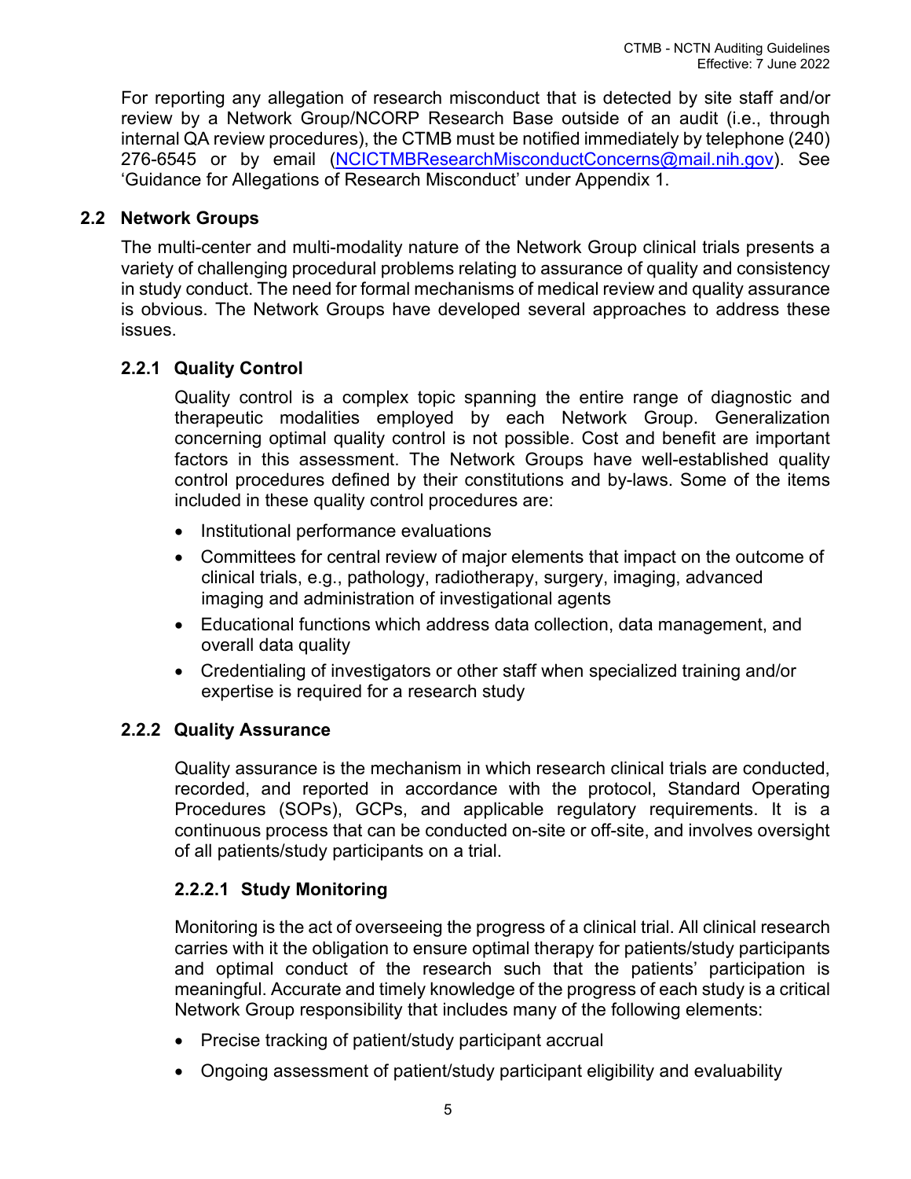For reporting any allegation of research misconduct that is detected by site staff and/or review by a Network Group/NCORP Research Base outside of an audit (i.e., through internal QA review procedures), the CTMB must be notified immediately by telephone (240) 276-6545 or by email (NCICTMBResearchMisconductConcerns@mail.nih.gov). See 'Guidance for Allegations of Research Misconduct' under Appendix 1.

## 2.2 Network Groups

The multi-center and multi-modality nature of the Network Group clinical trials presents a variety of challenging procedural problems relating to assurance of quality and consistency in study conduct. The need for formal mechanisms of medical review and quality assurance is obvious. The Network Groups have developed several approaches to address these issues.

### 2.2.1 Quality Control

Quality control is a complex topic spanning the entire range of diagnostic and therapeutic modalities employed by each Network Group. Generalization concerning optimal quality control is not possible. Cost and benefit are important factors in this assessment. The Network Groups have well-established quality control procedures defined by their constitutions and by-laws. Some of the items included in these quality control procedures are:

- Institutional performance evaluations
- Committees for central review of major elements that impact on the outcome of clinical trials, e.g., pathology, radiotherapy, surgery, imaging, advanced imaging and administration of investigational agents
- Educational functions which address data collection, data management, and overall data quality
- Credentialing of investigators or other staff when specialized training and/or expertise is required for a research study

### 2.2.2 Quality Assurance

Quality assurance is the mechanism in which research clinical trials are conducted, recorded, and reported in accordance with the protocol, Standard Operating Procedures (SOPs), GCPs, and applicable regulatory requirements. It is a continuous process that can be conducted on-site or off-site, and involves oversight of all patients/study participants on a trial.

#### 2.2.2.1 Study Monitoring

Monitoring is the act of overseeing the progress of a clinical trial. All clinical research carries with it the obligation to ensure optimal therapy for patients/study participants and optimal conduct of the research such that the patients' participation is meaningful. Accurate and timely knowledge of the progress of each study is a critical Network Group responsibility that includes many of the following elements:

- Precise tracking of patient/study participant accrual
- Ongoing assessment of patient/study participant eligibility and evaluability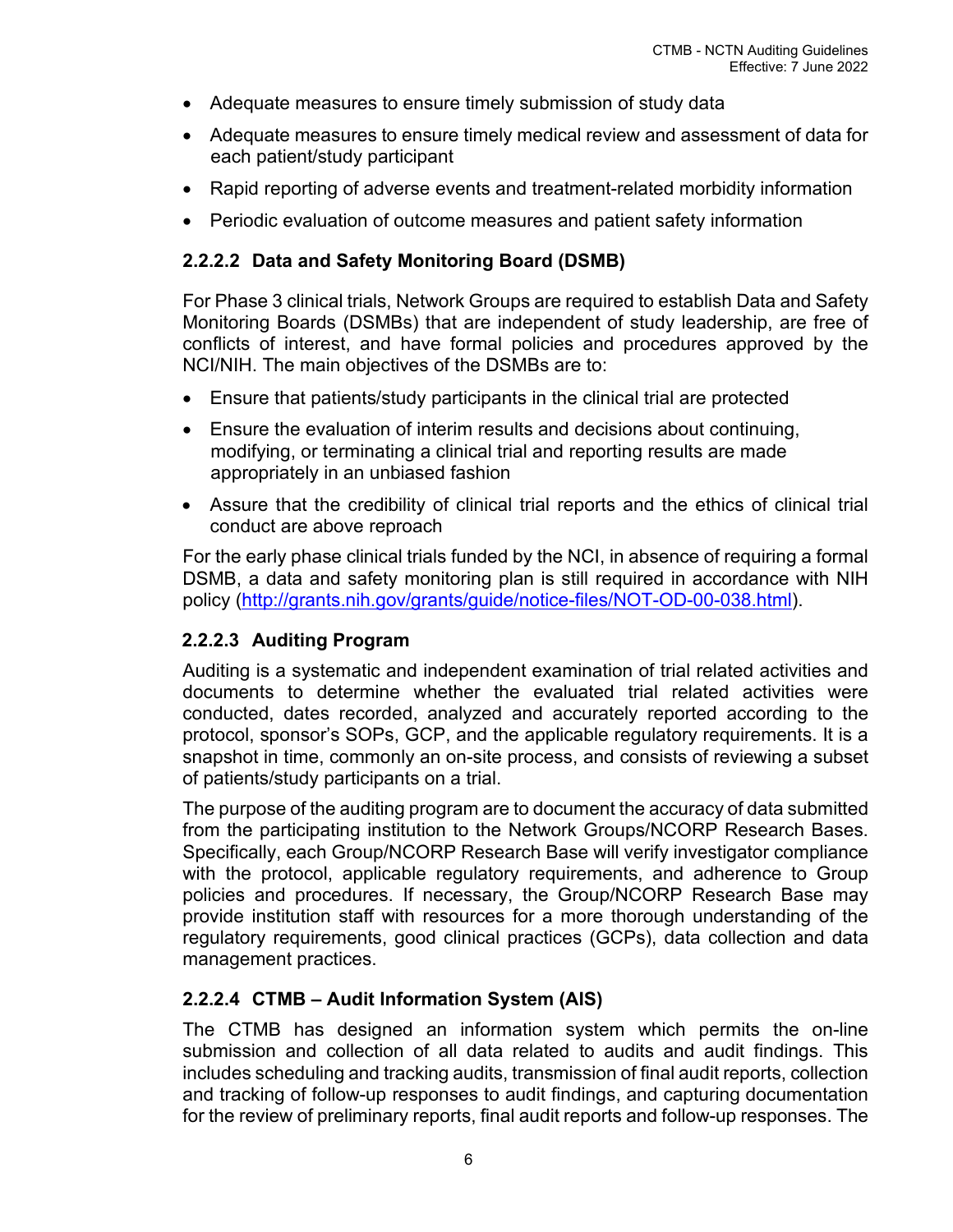- Adequate measures to ensure timely submission of study data
- Adequate measures to ensure timely medical review and assessment of data for each patient/study participant
- Rapid reporting of adverse events and treatment-related morbidity information
- Periodic evaluation of outcome measures and patient safety information

#### 2.2.2.2 Data and Safety Monitoring Board (DSMB)

For Phase 3 clinical trials, Network Groups are required to establish Data and Safety Monitoring Boards (DSMBs) that are independent of study leadership, are free of conflicts of interest, and have formal policies and procedures approved by the NCI/NIH. The main objectives of the DSMBs are to:

- Ensure that patients/study participants in the clinical trial are protected
- Ensure the evaluation of interim results and decisions about continuing, modifying, or terminating a clinical trial and reporting results are made appropriately in an unbiased fashion
- Assure that the credibility of clinical trial reports and the ethics of clinical trial conduct are above reproach

For the early phase clinical trials funded by the NCI, in absence of requiring a formal DSMB, a data and safety monitoring plan is still required in accordance with NIH policy (http://grants.nih.gov/grants/guide/notice-files/NOT-OD-00-038.html).

#### 2.2.2.3 Auditing Program

Auditing is a systematic and independent examination of trial related activities and documents to determine whether the evaluated trial related activities were conducted, dates recorded, analyzed and accurately reported according to the protocol, sponsor's SOPs, GCP, and the applicable regulatory requirements. It is a snapshot in time, commonly an on-site process, and consists of reviewing a subset of patients/study participants on a trial.

The purpose of the auditing program are to document the accuracy of data submitted from the participating institution to the Network Groups/NCORP Research Bases. Specifically, each Group/NCORP Research Base will verify investigator compliance with the protocol, applicable regulatory requirements, and adherence to Group policies and procedures. If necessary, the Group/NCORP Research Base may provide institution staff with resources for a more thorough understanding of the regulatory requirements, good clinical practices (GCPs), data collection and data management practices.

#### 2.2.2.4 CTMB – Audit Information System (AIS)

The CTMB has designed an information system which permits the on-line submission and collection of all data related to audits and audit findings. This includes scheduling and tracking audits, transmission of final audit reports, collection and tracking of follow-up responses to audit findings, and capturing documentation for the review of preliminary reports, final audit reports and follow-up responses. The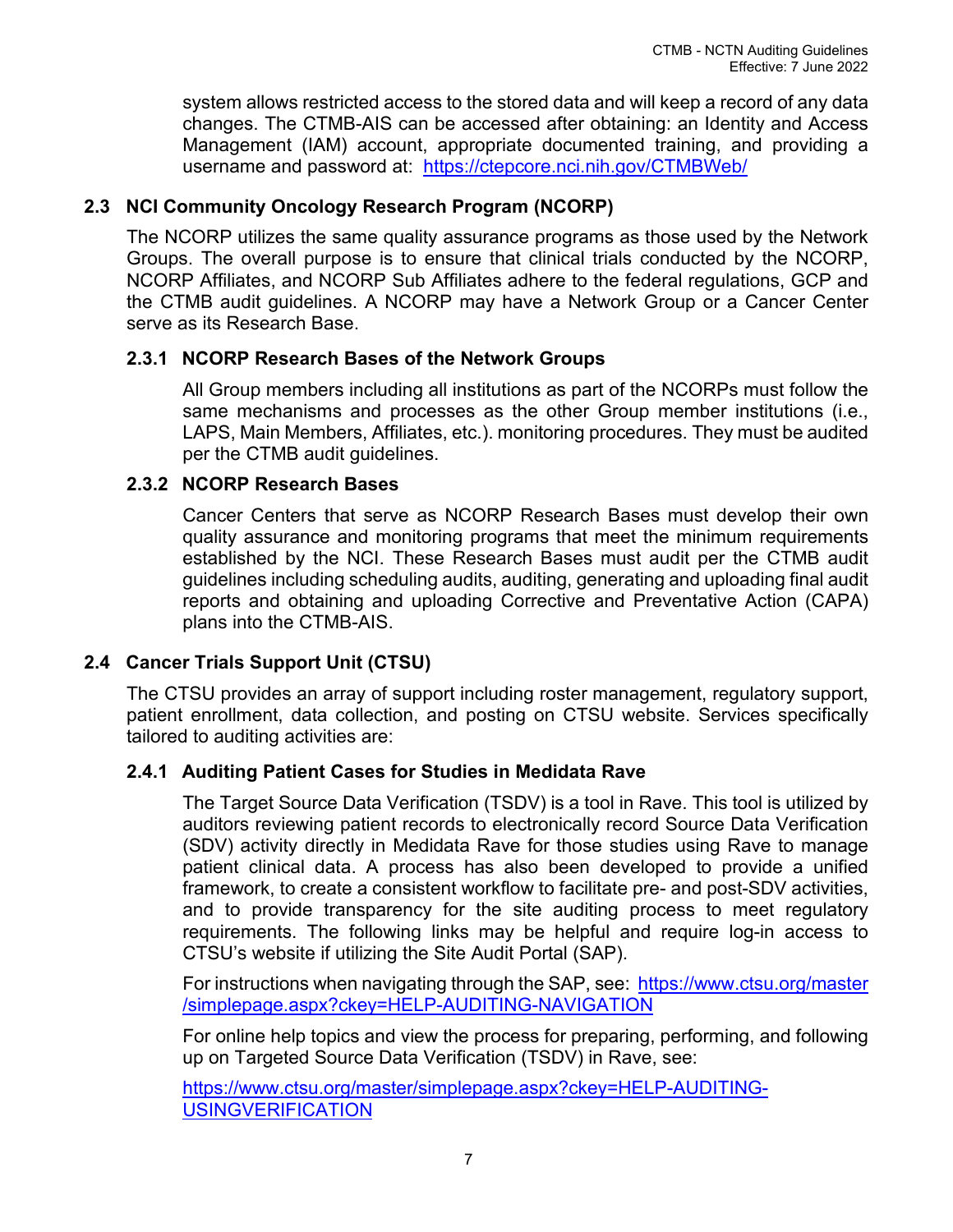system allows restricted access to the stored data and will keep a record of any data changes. The CTMB-AIS can be accessed after obtaining: an Identity and Access Management (IAM) account, appropriate documented training, and providing a username and password at: https://ctepcore.nci.nih.gov/CTMBWeb/

## 2.3 NCI Community Oncology Research Program (NCORP)

The NCORP utilizes the same quality assurance programs as those used by the Network Groups. The overall purpose is to ensure that clinical trials conducted by the NCORP, NCORP Affiliates, and NCORP Sub Affiliates adhere to the federal regulations, GCP and the CTMB audit guidelines. A NCORP may have a Network Group or a Cancer Center serve as its Research Base.

### 2.3.1 NCORP Research Bases of the Network Groups

All Group members including all institutions as part of the NCORPs must follow the same mechanisms and processes as the other Group member institutions (i.e., LAPS, Main Members, Affiliates, etc.). monitoring procedures. They must be audited per the CTMB audit guidelines.

### 2.3.2 NCORP Research Bases

Cancer Centers that serve as NCORP Research Bases must develop their own quality assurance and monitoring programs that meet the minimum requirements established by the NCI. These Research Bases must audit per the CTMB audit guidelines including scheduling audits, auditing, generating and uploading final audit reports and obtaining and uploading Corrective and Preventative Action (CAPA) plans into the CTMB-AIS.

## 2.4 Cancer Trials Support Unit (CTSU)

The CTSU provides an array of support including roster management, regulatory support, patient enrollment, data collection, and posting on CTSU website. Services specifically tailored to auditing activities are:

### 2.4.1 Auditing Patient Cases for Studies in Medidata Rave

The Target Source Data Verification (TSDV) is a tool in Rave. This tool is utilized by auditors reviewing patient records to electronically record Source Data Verification (SDV) activity directly in Medidata Rave for those studies using Rave to manage patient clinical data. A process has also been developed to provide a unified framework, to create a consistent workflow to facilitate pre- and post-SDV activities, and to provide transparency for the site auditing process to meet regulatory requirements. The following links may be helpful and require log-in access to CTSU's website if utilizing the Site Audit Portal (SAP).

For instructions when navigating through the SAP, see: https://www.ctsu.org/master/simplepage.aspx?ckey=HELP-AUDITING-NAVIGATION

For online help topics and view the process for preparing, performing, and following up on Targeted Source Data Verification (TSDV) in Rave, see:

https://www.ctsu.org/master/simplepage.aspx?ckey=HELP-AUDITING-USINGVERIFICATION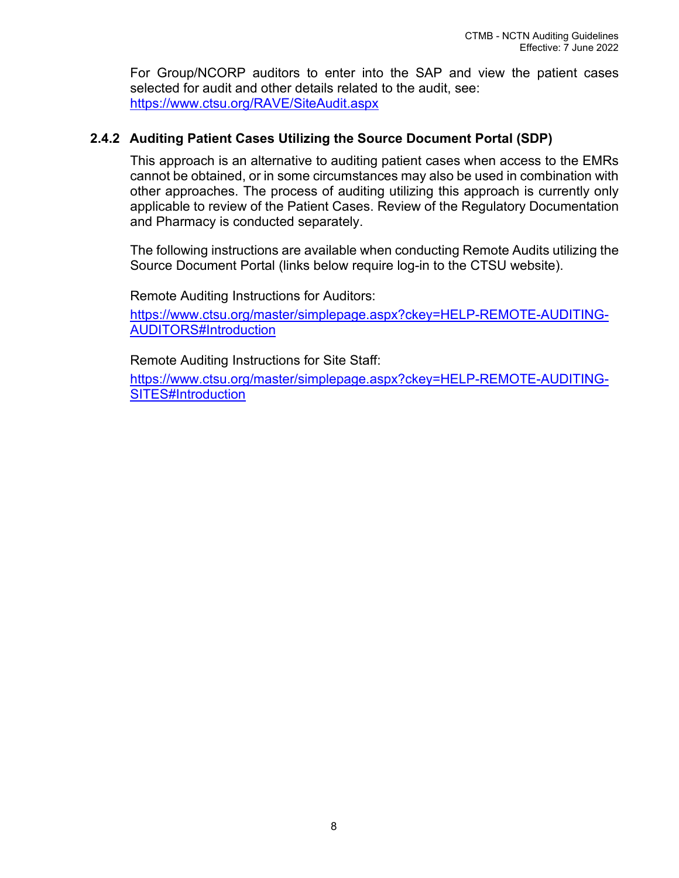For Group/NCORP auditors to enter into the SAP and view the patient cases selected for audit and other details related to the audit, see: https://www.ctsu.org/RAVE/SiteAudit.aspx

### 2.4.2 Auditing Patient Cases Utilizing the Source Document Portal (SDP)

This approach is an alternative to auditing patient cases when access to the EMRs cannot be obtained, or in some circumstances may also be used in combination with other approaches. The process of auditing utilizing this approach is currently only applicable to review of the Patient Cases. Review of the Regulatory Documentation and Pharmacy is conducted separately.

The following instructions are available when conducting Remote Audits utilizing the Source Document Portal (links below require log-in to the CTSU website).

Remote Auditing Instructions for Auditors:

https://www.ctsu.org/master/simplepage.aspx?ckey=HELP-REMOTE-AUDITING-AUDITORS#Introduction

Remote Auditing Instructions for Site Staff:

https://www.ctsu.org/master/simplepage.aspx?ckey=HELP-REMOTE-AUDITING-SITES#Introduction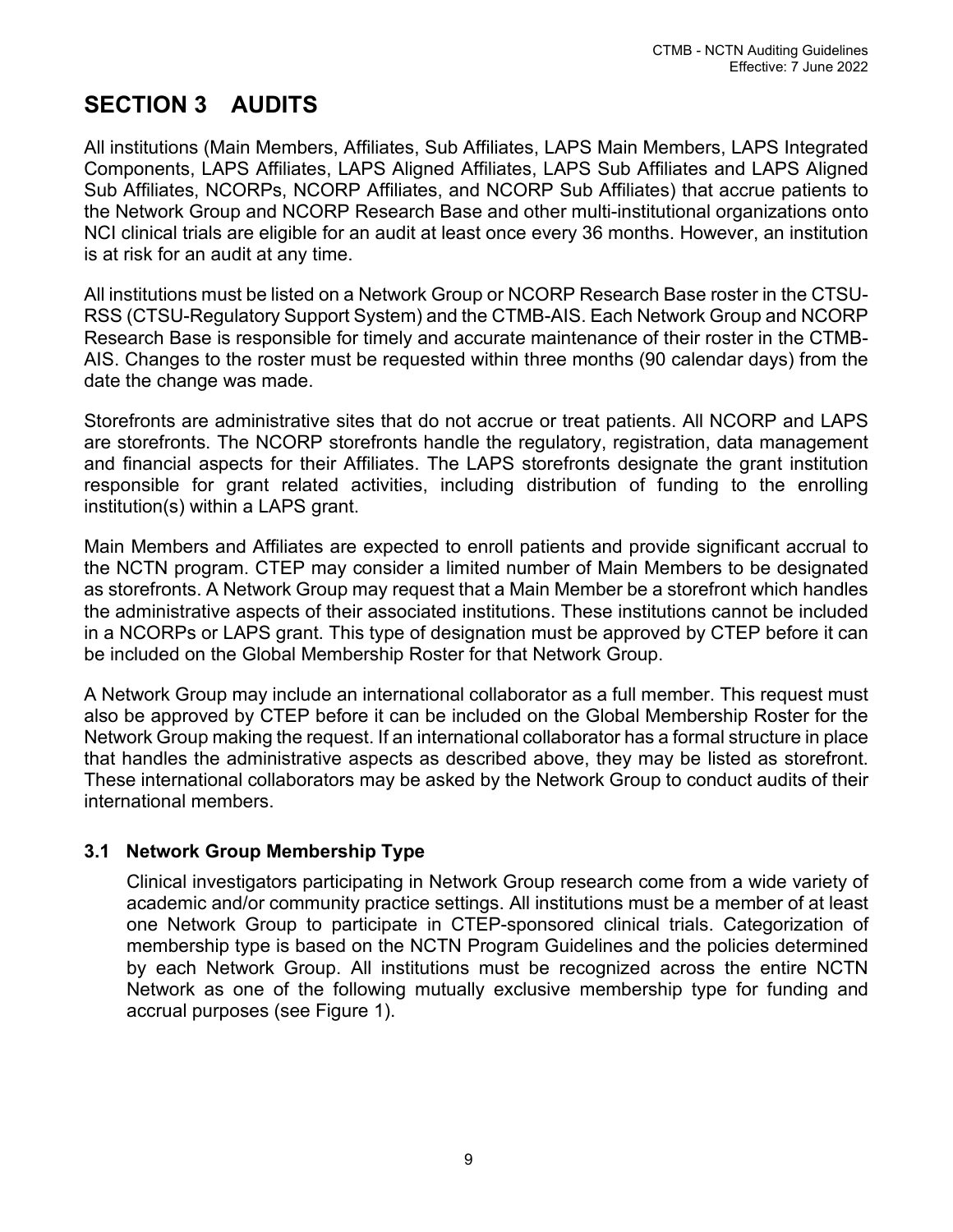# SECTION 3 AUDITS

All institutions (Main Members, Affiliates, Sub Affiliates, LAPS Main Members, LAPS Integrated Components, LAPS Affiliates, LAPS Aligned Affiliates, LAPS Sub Affiliates and LAPS Aligned Sub Affiliates, NCORPs, NCORP Affiliates, and NCORP Sub Affiliates) that accrue patients to the Network Group and NCORP Research Base and other multi-institutional organizations onto NCI clinical trials are eligible for an audit at least once every 36 months. However, an institution is at risk for an audit at any time.

All institutions must be listed on a Network Group or NCORP Research Base roster in the CTSU-RSS (CTSU-Regulatory Support System) and the CTMB-AIS. Each Network Group and NCORP Research Base is responsible for timely and accurate maintenance of their roster in the CTMB-AIS. Changes to the roster must be requested within three months (90 calendar days) from the date the change was made.

Storefronts are administrative sites that do not accrue or treat patients. All NCORP and LAPS are storefronts. The NCORP storefronts handle the regulatory, registration, data management and financial aspects for their Affiliates. The LAPS storefronts designate the grant institution responsible for grant related activities, including distribution of funding to the enrolling institution(s) within a LAPS grant.

Main Members and Affiliates are expected to enroll patients and provide significant accrual to the NCTN program. CTEP may consider a limited number of Main Members to be designated as storefronts. A Network Group may request that a Main Member be a storefront which handles the administrative aspects of their associated institutions. These institutions cannot be included in a NCORPs or LAPS grant. This type of designation must be approved by CTEP before it can be included on the Global Membership Roster for that Network Group.

A Network Group may include an international collaborator as a full member. This request must also be approved by CTEP before it can be included on the Global Membership Roster for the Network Group making the request. If an international collaborator has a formal structure in place that handles the administrative aspects as described above, they may be listed as storefront. These international collaborators may be asked by the Network Group to conduct audits of their international members.

## 3.1 Network Group Membership Type

Clinical investigators participating in Network Group research come from a wide variety of academic and/or community practice settings. All institutions must be a member of at least one Network Group to participate in CTEP-sponsored clinical trials. Categorization of membership type is based on the NCTN Program Guidelines and the policies determined by each Network Group. All institutions must be recognized across the entire NCTN Network as one of the following mutually exclusive membership type for funding and accrual purposes (see Figure 1).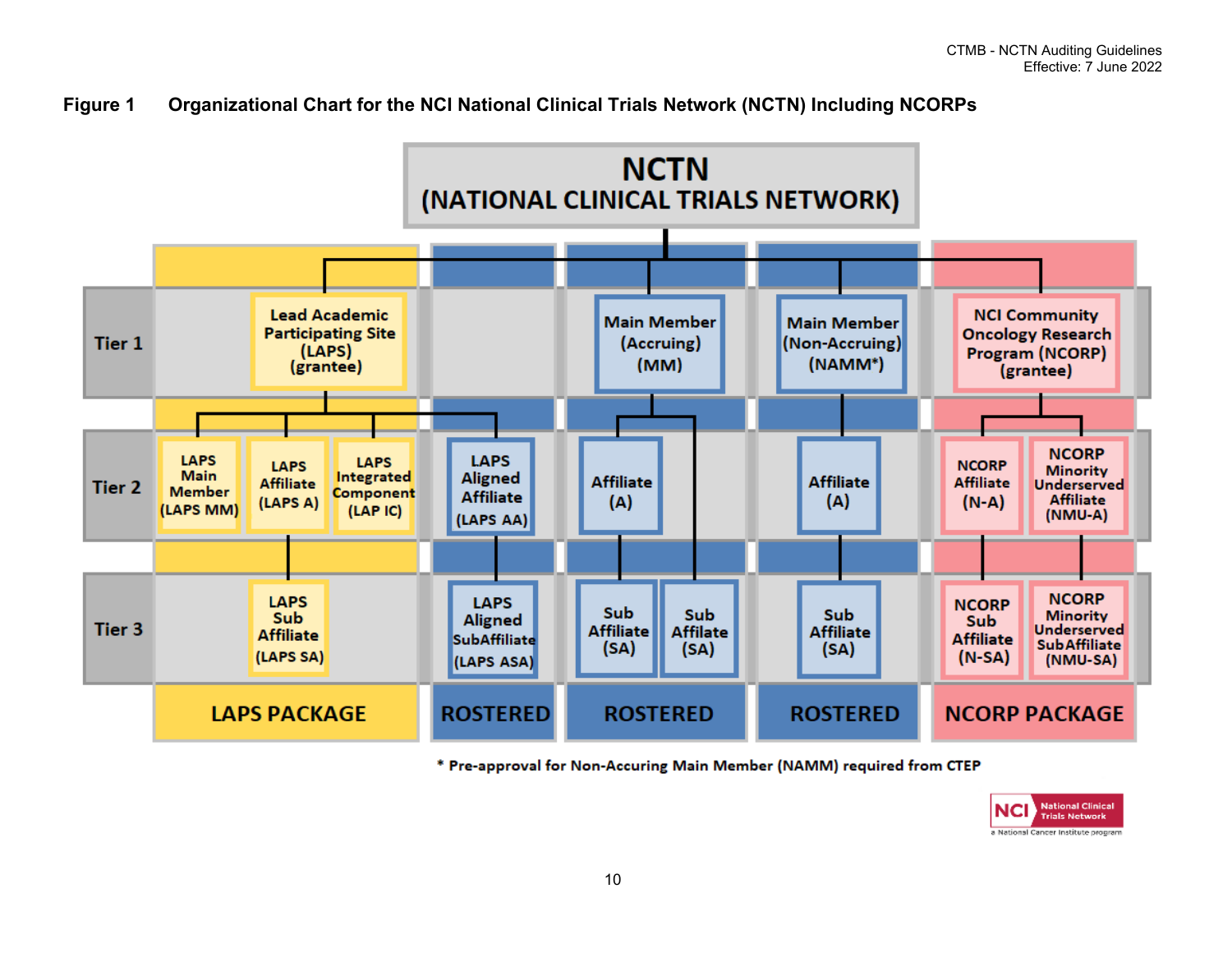**Figure 1 Organizational Chart for the NCI National Clinical Trials Network (NCTN) Including NCORPs**

**NCTN (NATIONAL CLINICAL TRIALS NETWORK)**

| | LAPS PACKAGE | | | ROSTERED | ROSTERED | | ROSTERED | NCORP PACKAGE | |
|---|---|---|---|---|---|---|---|---|---|
| **Tier 1** | Lead Academic Participating Site (LAPS) (grantee) | | | | Main Member (Accruing) (MM) | | Main Member (Non-Accruing) (NAMM*) | NCI Community Oncology Research Program (NCORP) (grantee) | |
| **Tier 2** | LAPS Main Member (LAPS MM) | LAPS Affiliate (LAPS A) | LAPS Integrated Component (LAP IC) | LAPS Aligned Affiliate (LAPS AA) | Affiliate (A) | | Affiliate (A) | NCORP Affiliate (N-A) | NCORP Minority Underserved Affiliate (NMU-A) |
| **Tier 3** | | LAPS Sub Affiliate (LAPS SA) | | LAPS Aligned SubAffiliate (LAPS ASA) | Sub Affiliate (SA) | Sub Affiliate (SA) | Sub Affiliate (SA) | NCORP Sub Affiliate (N-SA) | NCORP Minority Underserved SubAffiliate (NMU-SA) |

\* Pre-approval for Non-Accuring Main Member (NAMM) required from CTEP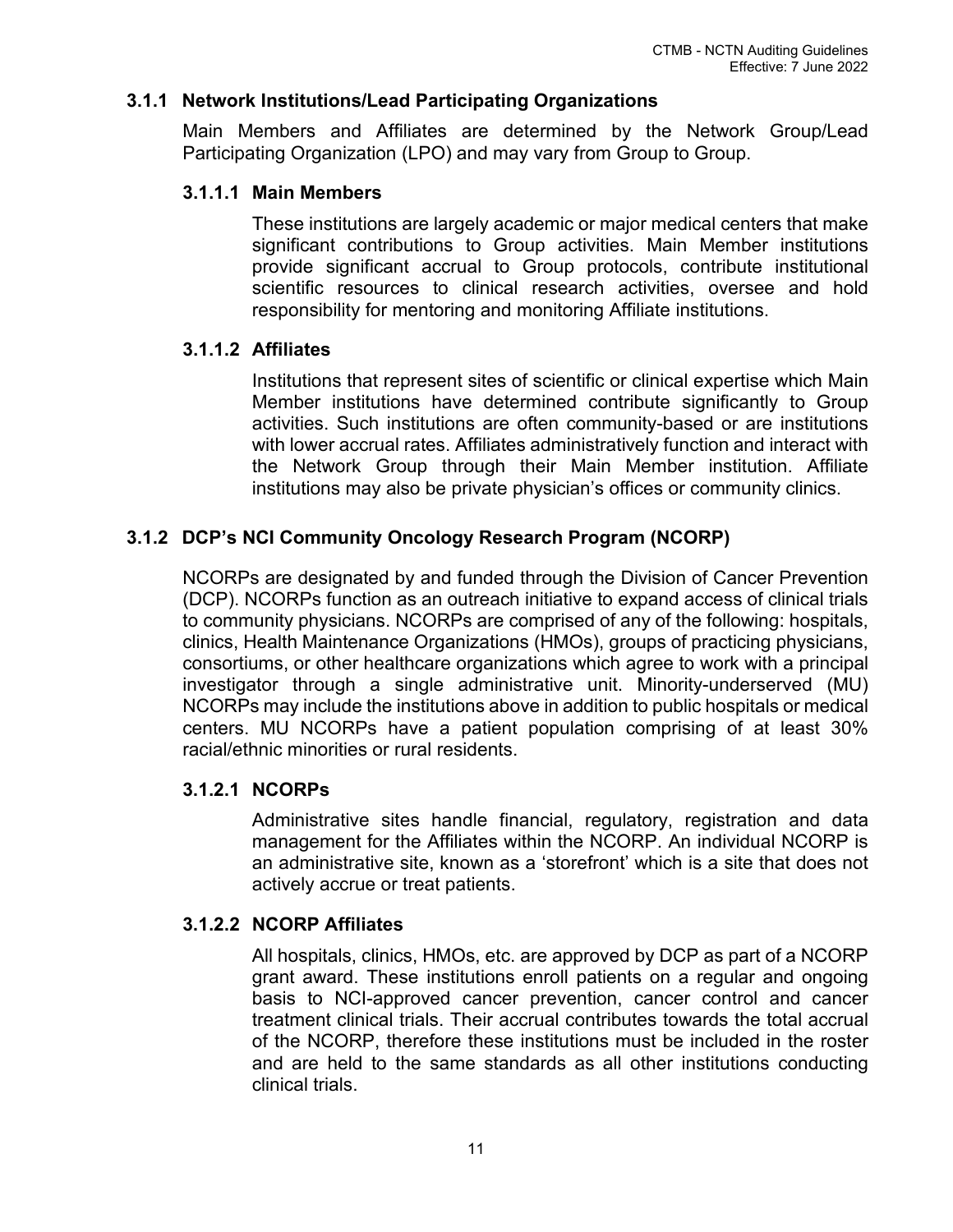### 3.1.1 Network Institutions/Lead Participating Organizations

Main Members and Affiliates are determined by the Network Group/Lead Participating Organization (LPO) and may vary from Group to Group.

#### 3.1.1.1 Main Members

These institutions are largely academic or major medical centers that make significant contributions to Group activities. Main Member institutions provide significant accrual to Group protocols, contribute institutional scientific resources to clinical research activities, oversee and hold responsibility for mentoring and monitoring Affiliate institutions.

#### 3.1.1.2 Affiliates

Institutions that represent sites of scientific or clinical expertise which Main Member institutions have determined contribute significantly to Group activities. Such institutions are often community-based or are institutions with lower accrual rates. Affiliates administratively function and interact with the Network Group through their Main Member institution. Affiliate institutions may also be private physician's offices or community clinics.

### 3.1.2 DCP's NCI Community Oncology Research Program (NCORP)

NCORPs are designated by and funded through the Division of Cancer Prevention (DCP). NCORPs function as an outreach initiative to expand access of clinical trials to community physicians. NCORPs are comprised of any of the following: hospitals, clinics, Health Maintenance Organizations (HMOs), groups of practicing physicians, consortiums, or other healthcare organizations which agree to work with a principal investigator through a single administrative unit. Minority-underserved (MU) NCORPs may include the institutions above in addition to public hospitals or medical centers. MU NCORPs have a patient population comprising of at least 30% racial/ethnic minorities or rural residents.

#### 3.1.2.1 NCORPs

Administrative sites handle financial, regulatory, registration and data management for the Affiliates within the NCORP. An individual NCORP is an administrative site, known as a 'storefront' which is a site that does not actively accrue or treat patients.

#### 3.1.2.2 NCORP Affiliates

All hospitals, clinics, HMOs, etc. are approved by DCP as part of a NCORP grant award. These institutions enroll patients on a regular and ongoing basis to NCI-approved cancer prevention, cancer control and cancer treatment clinical trials. Their accrual contributes towards the total accrual of the NCORP, therefore these institutions must be included in the roster and are held to the same standards as all other institutions conducting clinical trials.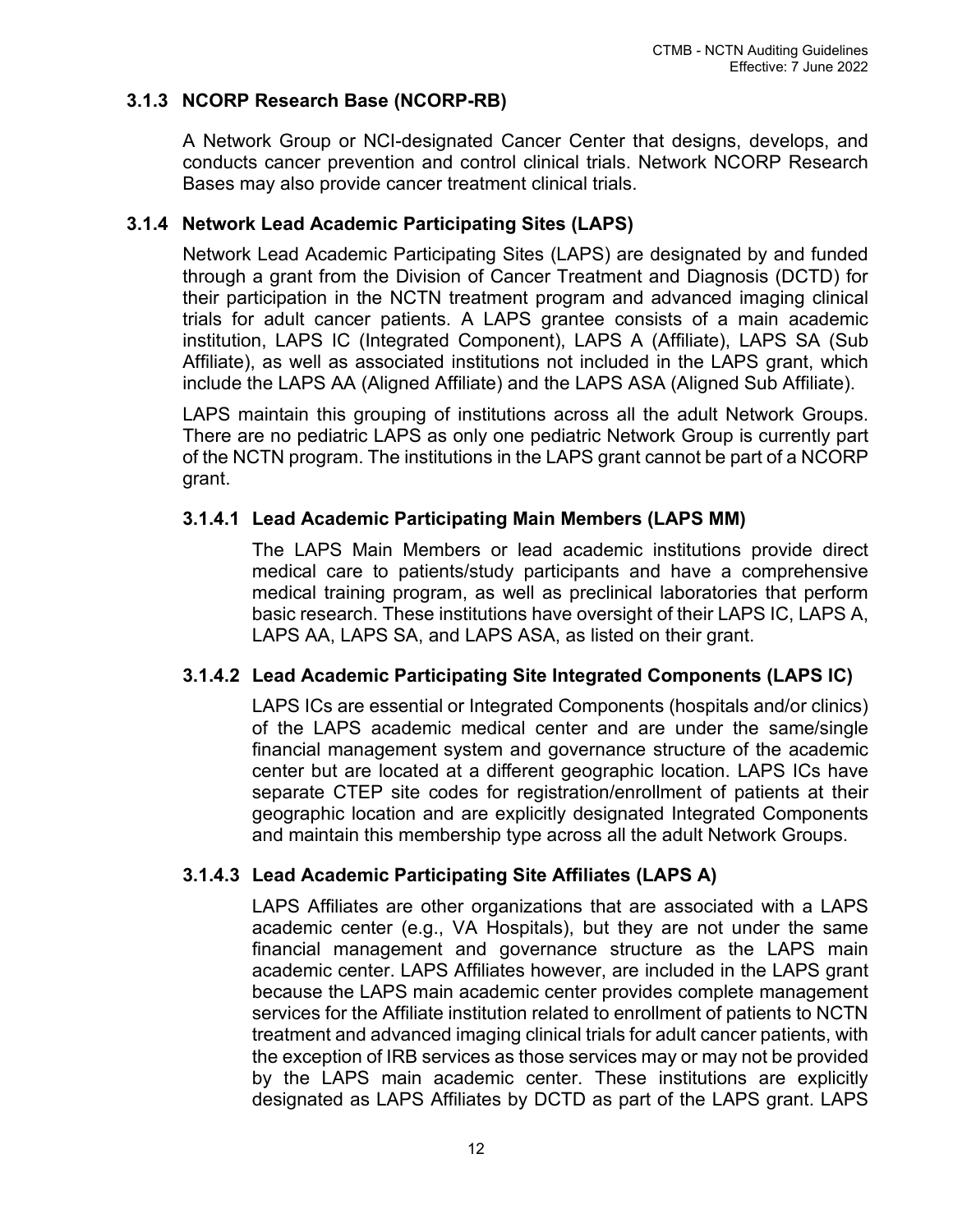### 3.1.3 NCORP Research Base (NCORP-RB)

A Network Group or NCI-designated Cancer Center that designs, develops, and conducts cancer prevention and control clinical trials. Network NCORP Research Bases may also provide cancer treatment clinical trials.

### 3.1.4 Network Lead Academic Participating Sites (LAPS)

Network Lead Academic Participating Sites (LAPS) are designated by and funded through a grant from the Division of Cancer Treatment and Diagnosis (DCTD) for their participation in the NCTN treatment program and advanced imaging clinical trials for adult cancer patients. A LAPS grantee consists of a main academic institution, LAPS IC (Integrated Component), LAPS A (Affiliate), LAPS SA (Sub Affiliate), as well as associated institutions not included in the LAPS grant, which include the LAPS AA (Aligned Affiliate) and the LAPS ASA (Aligned Sub Affiliate).

LAPS maintain this grouping of institutions across all the adult Network Groups. There are no pediatric LAPS as only one pediatric Network Group is currently part of the NCTN program. The institutions in the LAPS grant cannot be part of a NCORP grant.

#### 3.1.4.1 Lead Academic Participating Main Members (LAPS MM)

The LAPS Main Members or lead academic institutions provide direct medical care to patients/study participants and have a comprehensive medical training program, as well as preclinical laboratories that perform basic research. These institutions have oversight of their LAPS IC, LAPS A, LAPS AA, LAPS SA, and LAPS ASA, as listed on their grant.

#### 3.1.4.2 Lead Academic Participating Site Integrated Components (LAPS IC)

LAPS ICs are essential or Integrated Components (hospitals and/or clinics) of the LAPS academic medical center and are under the same/single financial management system and governance structure of the academic center but are located at a different geographic location. LAPS ICs have separate CTEP site codes for registration/enrollment of patients at their geographic location and are explicitly designated Integrated Components and maintain this membership type across all the adult Network Groups.

#### 3.1.4.3 Lead Academic Participating Site Affiliates (LAPS A)

LAPS Affiliates are other organizations that are associated with a LAPS academic center (e.g., VA Hospitals), but they are not under the same financial management and governance structure as the LAPS main academic center. LAPS Affiliates however, are included in the LAPS grant because the LAPS main academic center provides complete management services for the Affiliate institution related to enrollment of patients to NCTN treatment and advanced imaging clinical trials for adult cancer patients, with the exception of IRB services as those services may or may not be provided by the LAPS main academic center. These institutions are explicitly designated as LAPS Affiliates by DCTD as part of the LAPS grant. LAPS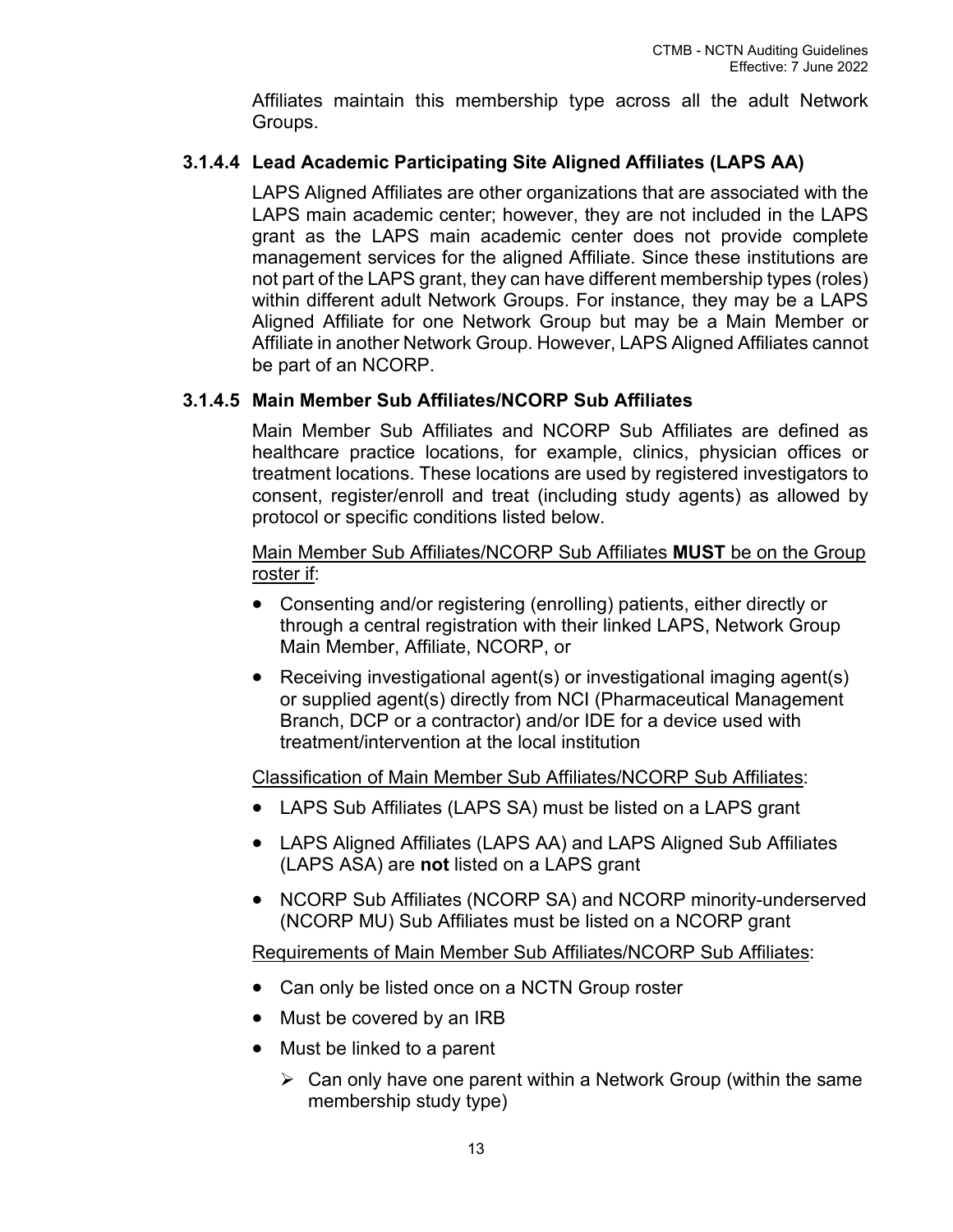Affiliates maintain this membership type across all the adult Network Groups.

#### 3.1.4.4 Lead Academic Participating Site Aligned Affiliates (LAPS AA)

LAPS Aligned Affiliates are other organizations that are associated with the LAPS main academic center; however, they are not included in the LAPS grant as the LAPS main academic center does not provide complete management services for the aligned Affiliate. Since these institutions are not part of the LAPS grant, they can have different membership types (roles) within different adult Network Groups. For instance, they may be a LAPS Aligned Affiliate for one Network Group but may be a Main Member or Affiliate in another Network Group. However, LAPS Aligned Affiliates cannot be part of an NCORP.

#### 3.1.4.5 Main Member Sub Affiliates/NCORP Sub Affiliates

Main Member Sub Affiliates and NCORP Sub Affiliates are defined as healthcare practice locations, for example, clinics, physician offices or treatment locations. These locations are used by registered investigators to consent, register/enroll and treat (including study agents) as allowed by protocol or specific conditions listed below.

<u>Main Member Sub Affiliates/NCORP Sub Affiliates **MUST** be on the Group roster if</u>:

- Consenting and/or registering (enrolling) patients, either directly or through a central registration with their linked LAPS, Network Group Main Member, Affiliate, NCORP, or
- Receiving investigational agent(s) or investigational imaging agent(s) or supplied agent(s) directly from NCI (Pharmaceutical Management Branch, DCP or a contractor) and/or IDE for a device used with treatment/intervention at the local institution

<u>Classification of Main Member Sub Affiliates/NCORP Sub Affiliates</u>:

- LAPS Sub Affiliates (LAPS SA) must be listed on a LAPS grant
- LAPS Aligned Affiliates (LAPS AA) and LAPS Aligned Sub Affiliates (LAPS ASA) are **not** listed on a LAPS grant
- NCORP Sub Affiliates (NCORP SA) and NCORP minority-underserved (NCORP MU) Sub Affiliates must be listed on a NCORP grant

<u>Requirements of Main Member Sub Affiliates/NCORP Sub Affiliates</u>:

- Can only be listed once on a NCTN Group roster
- Must be covered by an IRB
- Must be linked to a parent
  - Can only have one parent within a Network Group (within the same membership study type)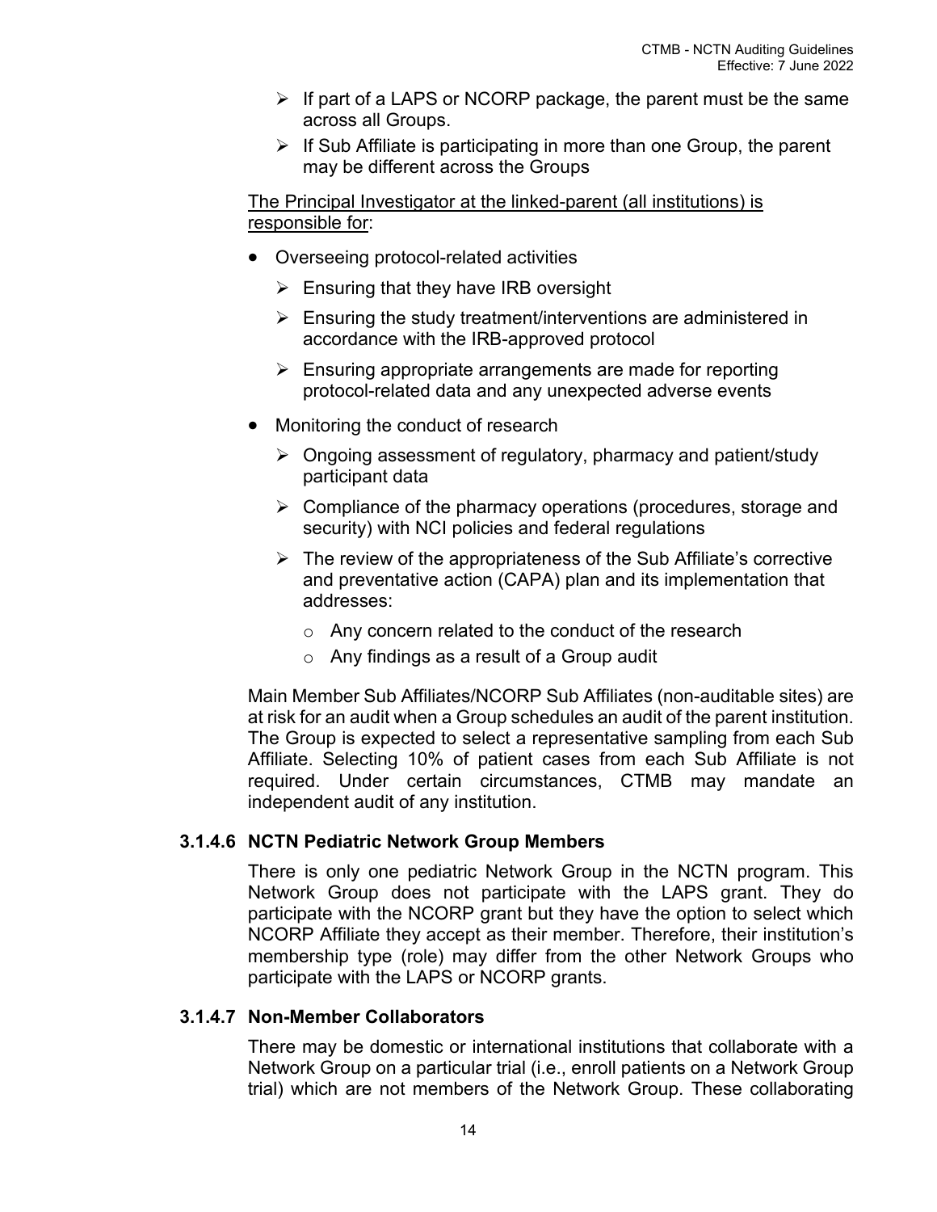- If part of a LAPS or NCORP package, the parent must be the same across all Groups.
- If Sub Affiliate is participating in more than one Group, the parent may be different across the Groups

The Principal Investigator at the linked-parent (all institutions) is responsible for:

- Overseeing protocol-related activities
  - Ensuring that they have IRB oversight
  - Ensuring the study treatment/interventions are administered in accordance with the IRB-approved protocol
  - Ensuring appropriate arrangements are made for reporting protocol-related data and any unexpected adverse events
- Monitoring the conduct of research
  - Ongoing assessment of regulatory, pharmacy and patient/study participant data
  - Compliance of the pharmacy operations (procedures, storage and security) with NCI policies and federal regulations
  - The review of the appropriateness of the Sub Affiliate's corrective and preventative action (CAPA) plan and its implementation that addresses:
    - Any concern related to the conduct of the research
    - Any findings as a result of a Group audit

Main Member Sub Affiliates/NCORP Sub Affiliates (non-auditable sites) are at risk for an audit when a Group schedules an audit of the parent institution. The Group is expected to select a representative sampling from each Sub Affiliate. Selecting 10% of patient cases from each Sub Affiliate is not required. Under certain circumstances, CTMB may mandate an independent audit of any institution.

#### 3.1.4.6 NCTN Pediatric Network Group Members

There is only one pediatric Network Group in the NCTN program. This Network Group does not participate with the LAPS grant. They do participate with the NCORP grant but they have the option to select which NCORP Affiliate they accept as their member. Therefore, their institution's membership type (role) may differ from the other Network Groups who participate with the LAPS or NCORP grants.

#### 3.1.4.7 Non-Member Collaborators

There may be domestic or international institutions that collaborate with a Network Group on a particular trial (i.e., enroll patients on a Network Group trial) which are not members of the Network Group. These collaborating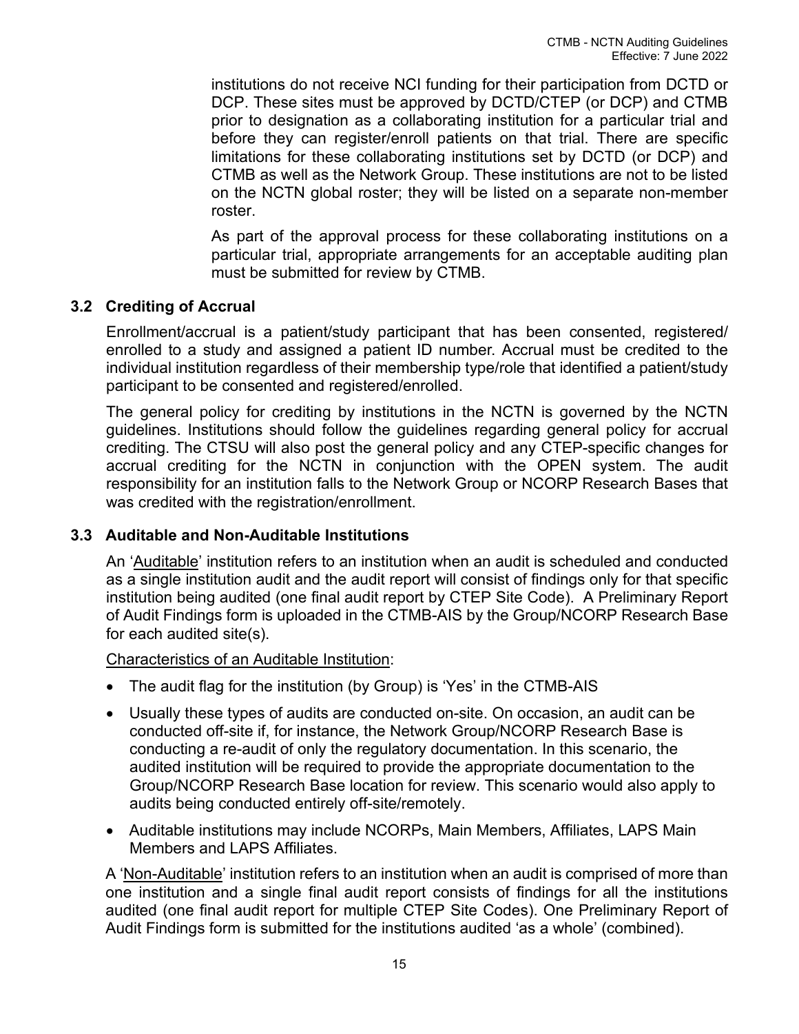institutions do not receive NCI funding for their participation from DCTD or DCP. These sites must be approved by DCTD/CTEP (or DCP) and CTMB prior to designation as a collaborating institution for a particular trial and before they can register/enroll patients on that trial. There are specific limitations for these collaborating institutions set by DCTD (or DCP) and CTMB as well as the Network Group. These institutions are not to be listed on the NCTN global roster; they will be listed on a separate non-member roster.

As part of the approval process for these collaborating institutions on a particular trial, appropriate arrangements for an acceptable auditing plan must be submitted for review by CTMB.

### 3.2 Crediting of Accrual

Enrollment/accrual is a patient/study participant that has been consented, registered/ enrolled to a study and assigned a patient ID number. Accrual must be credited to the individual institution regardless of their membership type/role that identified a patient/study participant to be consented and registered/enrolled.

The general policy for crediting by institutions in the NCTN is governed by the NCTN guidelines. Institutions should follow the guidelines regarding general policy for accrual crediting. The CTSU will also post the general policy and any CTEP-specific changes for accrual crediting for the NCTN in conjunction with the OPEN system. The audit responsibility for an institution falls to the Network Group or NCORP Research Bases that was credited with the registration/enrollment.

### 3.3 Auditable and Non-Auditable Institutions

An 'Auditable' institution refers to an institution when an audit is scheduled and conducted as a single institution audit and the audit report will consist of findings only for that specific institution being audited (one final audit report by CTEP Site Code). A Preliminary Report of Audit Findings form is uploaded in the CTMB-AIS by the Group/NCORP Research Base for each audited site(s).

Characteristics of an Auditable Institution:

- The audit flag for the institution (by Group) is 'Yes' in the CTMB-AIS
- Usually these types of audits are conducted on-site. On occasion, an audit can be conducted off-site if, for instance, the Network Group/NCORP Research Base is conducting a re-audit of only the regulatory documentation. In this scenario, the audited institution will be required to provide the appropriate documentation to the Group/NCORP Research Base location for review. This scenario would also apply to audits being conducted entirely off-site/remotely.
- Auditable institutions may include NCORPs, Main Members, Affiliates, LAPS Main Members and LAPS Affiliates.

A 'Non-Auditable' institution refers to an institution when an audit is comprised of more than one institution and a single final audit report consists of findings for all the institutions audited (one final audit report for multiple CTEP Site Codes). One Preliminary Report of Audit Findings form is submitted for the institutions audited 'as a whole' (combined).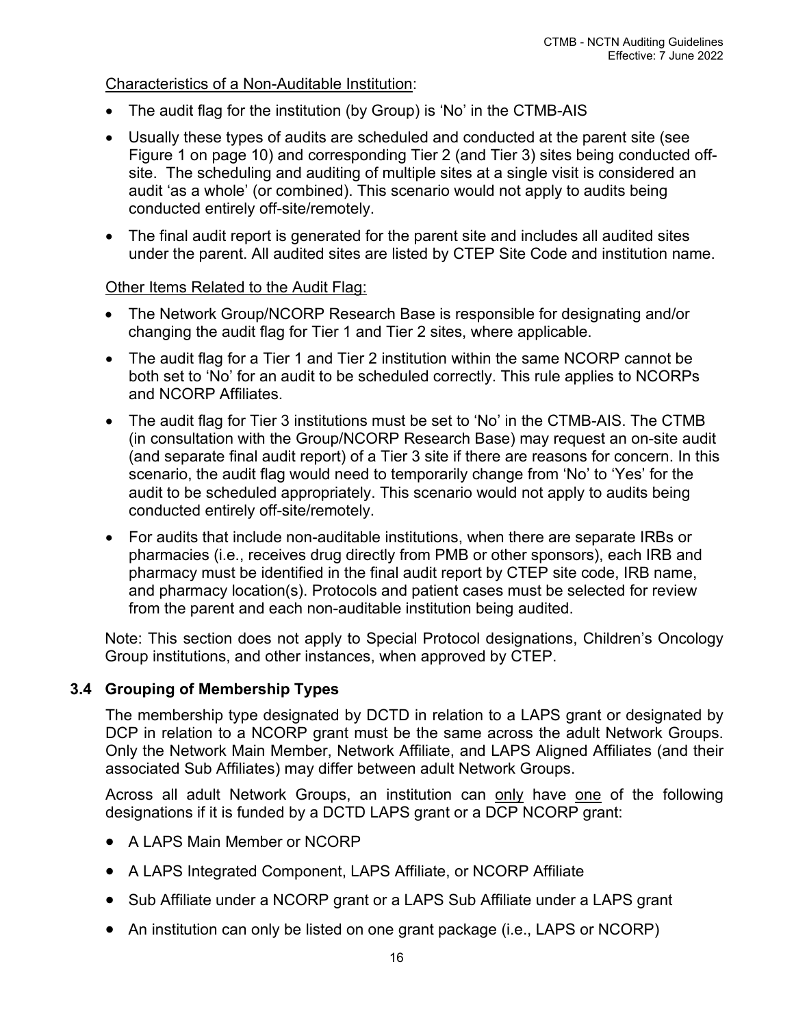Characteristics of a Non-Auditable Institution:

- The audit flag for the institution (by Group) is 'No' in the CTMB-AIS
- Usually these types of audits are scheduled and conducted at the parent site (see Figure 1 on page 10) and corresponding Tier 2 (and Tier 3) sites being conducted off-site. The scheduling and auditing of multiple sites at a single visit is considered an audit 'as a whole' (or combined). This scenario would not apply to audits being conducted entirely off-site/remotely.
- The final audit report is generated for the parent site and includes all audited sites under the parent. All audited sites are listed by CTEP Site Code and institution name.

Other Items Related to the Audit Flag:

- The Network Group/NCORP Research Base is responsible for designating and/or changing the audit flag for Tier 1 and Tier 2 sites, where applicable.
- The audit flag for a Tier 1 and Tier 2 institution within the same NCORP cannot be both set to 'No' for an audit to be scheduled correctly. This rule applies to NCORPs and NCORP Affiliates.
- The audit flag for Tier 3 institutions must be set to 'No' in the CTMB-AIS. The CTMB (in consultation with the Group/NCORP Research Base) may request an on-site audit (and separate final audit report) of a Tier 3 site if there are reasons for concern. In this scenario, the audit flag would need to temporarily change from 'No' to 'Yes' for the audit to be scheduled appropriately. This scenario would not apply to audits being conducted entirely off-site/remotely.
- For audits that include non-auditable institutions, when there are separate IRBs or pharmacies (i.e., receives drug directly from PMB or other sponsors), each IRB and pharmacy must be identified in the final audit report by CTEP site code, IRB name, and pharmacy location(s). Protocols and patient cases must be selected for review from the parent and each non-auditable institution being audited.

Note: This section does not apply to Special Protocol designations, Children's Oncology Group institutions, and other instances, when approved by CTEP.

### 3.4 Grouping of Membership Types

The membership type designated by DCTD in relation to a LAPS grant or designated by DCP in relation to a NCORP grant must be the same across the adult Network Groups. Only the Network Main Member, Network Affiliate, and LAPS Aligned Affiliates (and their associated Sub Affiliates) may differ between adult Network Groups.

Across all adult Network Groups, an institution can only have one of the following designations if it is funded by a DCTD LAPS grant or a DCP NCORP grant:

- A LAPS Main Member or NCORP
- A LAPS Integrated Component, LAPS Affiliate, or NCORP Affiliate
- Sub Affiliate under a NCORP grant or a LAPS Sub Affiliate under a LAPS grant
- An institution can only be listed on one grant package (i.e., LAPS or NCORP)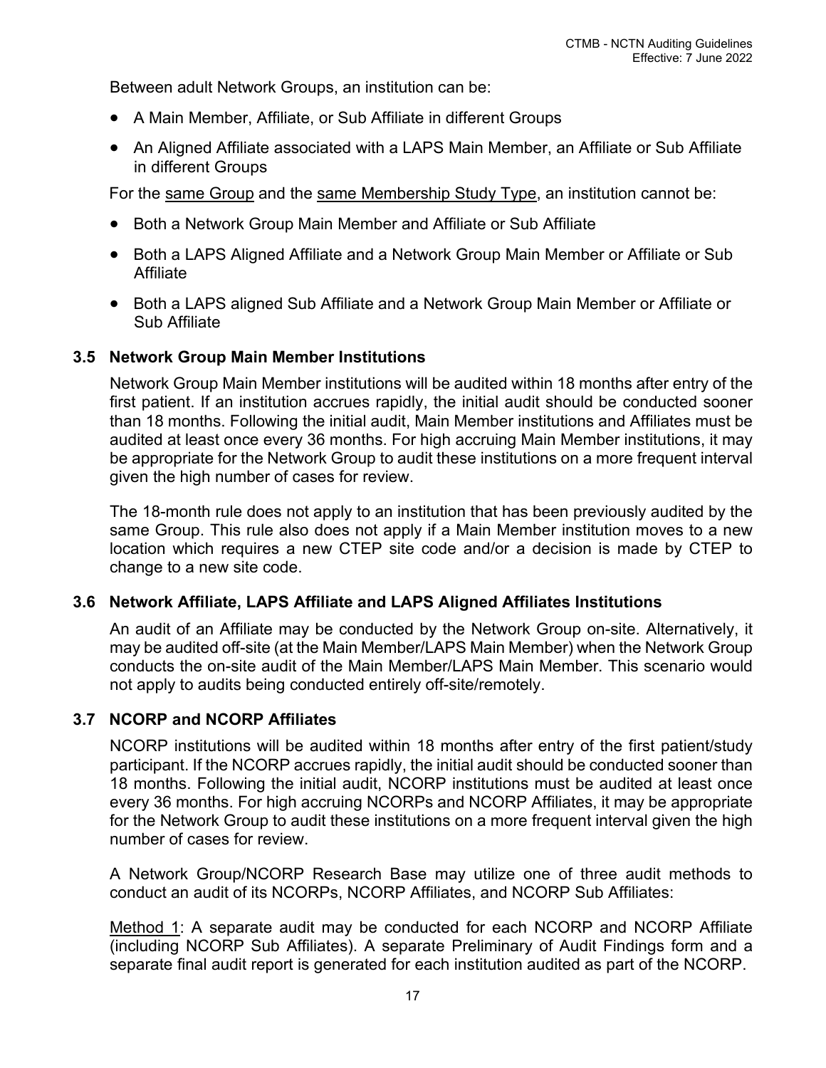Between adult Network Groups, an institution can be:

- A Main Member, Affiliate, or Sub Affiliate in different Groups
- An Aligned Affiliate associated with a LAPS Main Member, an Affiliate or Sub Affiliate in different Groups

For the same Group and the same Membership Study Type, an institution cannot be:

- Both a Network Group Main Member and Affiliate or Sub Affiliate
- Both a LAPS Aligned Affiliate and a Network Group Main Member or Affiliate or Sub Affiliate
- Both a LAPS aligned Sub Affiliate and a Network Group Main Member or Affiliate or Sub Affiliate

### 3.5 Network Group Main Member Institutions

Network Group Main Member institutions will be audited within 18 months after entry of the first patient. If an institution accrues rapidly, the initial audit should be conducted sooner than 18 months. Following the initial audit, Main Member institutions and Affiliates must be audited at least once every 36 months. For high accruing Main Member institutions, it may be appropriate for the Network Group to audit these institutions on a more frequent interval given the high number of cases for review.

The 18-month rule does not apply to an institution that has been previously audited by the same Group. This rule also does not apply if a Main Member institution moves to a new location which requires a new CTEP site code and/or a decision is made by CTEP to change to a new site code.

### 3.6 Network Affiliate, LAPS Affiliate and LAPS Aligned Affiliates Institutions

An audit of an Affiliate may be conducted by the Network Group on-site. Alternatively, it may be audited off-site (at the Main Member/LAPS Main Member) when the Network Group conducts the on-site audit of the Main Member/LAPS Main Member. This scenario would not apply to audits being conducted entirely off-site/remotely.

### 3.7 NCORP and NCORP Affiliates

NCORP institutions will be audited within 18 months after entry of the first patient/study participant. If the NCORP accrues rapidly, the initial audit should be conducted sooner than 18 months. Following the initial audit, NCORP institutions must be audited at least once every 36 months. For high accruing NCORPs and NCORP Affiliates, it may be appropriate for the Network Group to audit these institutions on a more frequent interval given the high number of cases for review.

A Network Group/NCORP Research Base may utilize one of three audit methods to conduct an audit of its NCORPs, NCORP Affiliates, and NCORP Sub Affiliates:

Method 1: A separate audit may be conducted for each NCORP and NCORP Affiliate (including NCORP Sub Affiliates). A separate Preliminary of Audit Findings form and a separate final audit report is generated for each institution audited as part of the NCORP.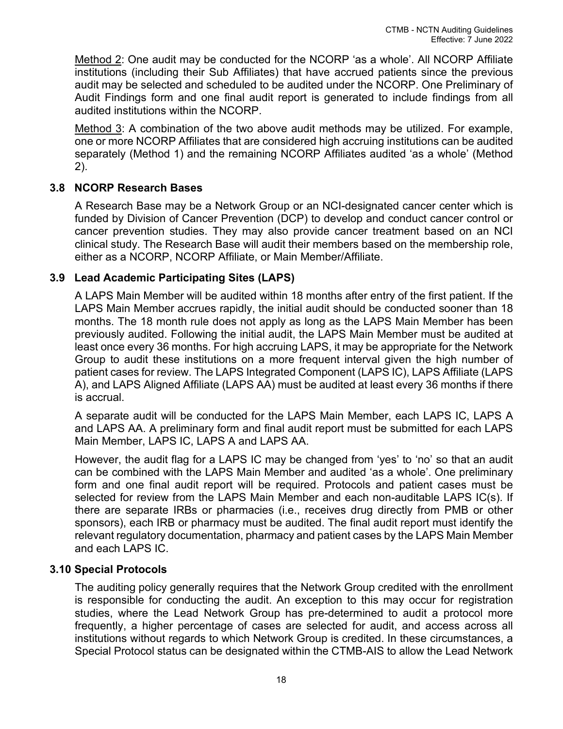Method 2: One audit may be conducted for the NCORP 'as a whole'. All NCORP Affiliate institutions (including their Sub Affiliates) that have accrued patients since the previous audit may be selected and scheduled to be audited under the NCORP. One Preliminary of Audit Findings form and one final audit report is generated to include findings from all audited institutions within the NCORP.

Method 3: A combination of the two above audit methods may be utilized. For example, one or more NCORP Affiliates that are considered high accruing institutions can be audited separately (Method 1) and the remaining NCORP Affiliates audited 'as a whole' (Method 2).

### 3.8 NCORP Research Bases

A Research Base may be a Network Group or an NCI-designated cancer center which is funded by Division of Cancer Prevention (DCP) to develop and conduct cancer control or cancer prevention studies. They may also provide cancer treatment based on an NCI clinical study. The Research Base will audit their members based on the membership role, either as a NCORP, NCORP Affiliate, or Main Member/Affiliate.

### 3.9 Lead Academic Participating Sites (LAPS)

A LAPS Main Member will be audited within 18 months after entry of the first patient. If the LAPS Main Member accrues rapidly, the initial audit should be conducted sooner than 18 months. The 18 month rule does not apply as long as the LAPS Main Member has been previously audited. Following the initial audit, the LAPS Main Member must be audited at least once every 36 months. For high accruing LAPS, it may be appropriate for the Network Group to audit these institutions on a more frequent interval given the high number of patient cases for review. The LAPS Integrated Component (LAPS IC), LAPS Affiliate (LAPS A), and LAPS Aligned Affiliate (LAPS AA) must be audited at least every 36 months if there is accrual.

A separate audit will be conducted for the LAPS Main Member, each LAPS IC, LAPS A and LAPS AA. A preliminary form and final audit report must be submitted for each LAPS Main Member, LAPS IC, LAPS A and LAPS AA.

However, the audit flag for a LAPS IC may be changed from 'yes' to 'no' so that an audit can be combined with the LAPS Main Member and audited 'as a whole'. One preliminary form and one final audit report will be required. Protocols and patient cases must be selected for review from the LAPS Main Member and each non-auditable LAPS IC(s). If there are separate IRBs or pharmacies (i.e., receives drug directly from PMB or other sponsors), each IRB or pharmacy must be audited. The final audit report must identify the relevant regulatory documentation, pharmacy and patient cases by the LAPS Main Member and each LAPS IC.

### 3.10 Special Protocols

The auditing policy generally requires that the Network Group credited with the enrollment is responsible for conducting the audit. An exception to this may occur for registration studies, where the Lead Network Group has pre-determined to audit a protocol more frequently, a higher percentage of cases are selected for audit, and access across all institutions without regards to which Network Group is credited. In these circumstances, a Special Protocol status can be designated within the CTMB-AIS to allow the Lead Network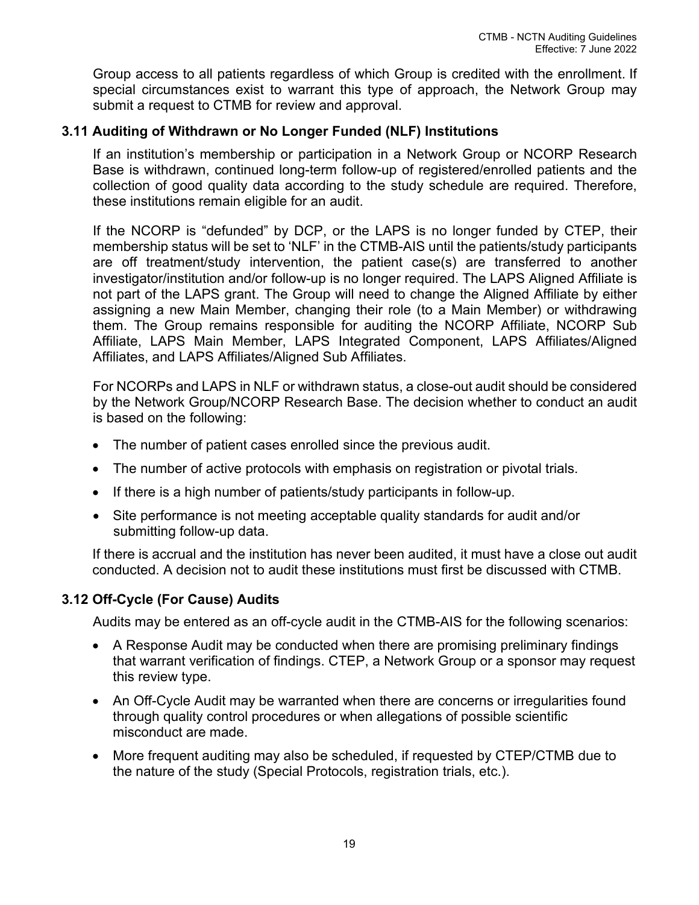Group access to all patients regardless of which Group is credited with the enrollment. If special circumstances exist to warrant this type of approach, the Network Group may submit a request to CTMB for review and approval.

### 3.11 Auditing of Withdrawn or No Longer Funded (NLF) Institutions

If an institution's membership or participation in a Network Group or NCORP Research Base is withdrawn, continued long-term follow-up of registered/enrolled patients and the collection of good quality data according to the study schedule are required. Therefore, these institutions remain eligible for an audit.

If the NCORP is "defunded" by DCP, or the LAPS is no longer funded by CTEP, their membership status will be set to 'NLF' in the CTMB-AIS until the patients/study participants are off treatment/study intervention, the patient case(s) are transferred to another investigator/institution and/or follow-up is no longer required. The LAPS Aligned Affiliate is not part of the LAPS grant. The Group will need to change the Aligned Affiliate by either assigning a new Main Member, changing their role (to a Main Member) or withdrawing them. The Group remains responsible for auditing the NCORP Affiliate, NCORP Sub Affiliate, LAPS Main Member, LAPS Integrated Component, LAPS Affiliates/Aligned Affiliates, and LAPS Affiliates/Aligned Sub Affiliates.

For NCORPs and LAPS in NLF or withdrawn status, a close-out audit should be considered by the Network Group/NCORP Research Base. The decision whether to conduct an audit is based on the following:

- The number of patient cases enrolled since the previous audit.
- The number of active protocols with emphasis on registration or pivotal trials.
- If there is a high number of patients/study participants in follow-up.
- Site performance is not meeting acceptable quality standards for audit and/or submitting follow-up data.

If there is accrual and the institution has never been audited, it must have a close out audit conducted. A decision not to audit these institutions must first be discussed with CTMB.

### 3.12 Off-Cycle (For Cause) Audits

Audits may be entered as an off-cycle audit in the CTMB-AIS for the following scenarios:

- A Response Audit may be conducted when there are promising preliminary findings that warrant verification of findings. CTEP, a Network Group or a sponsor may request this review type.
- An Off-Cycle Audit may be warranted when there are concerns or irregularities found through quality control procedures or when allegations of possible scientific misconduct are made.
- More frequent auditing may also be scheduled, if requested by CTEP/CTMB due to the nature of the study (Special Protocols, registration trials, etc.).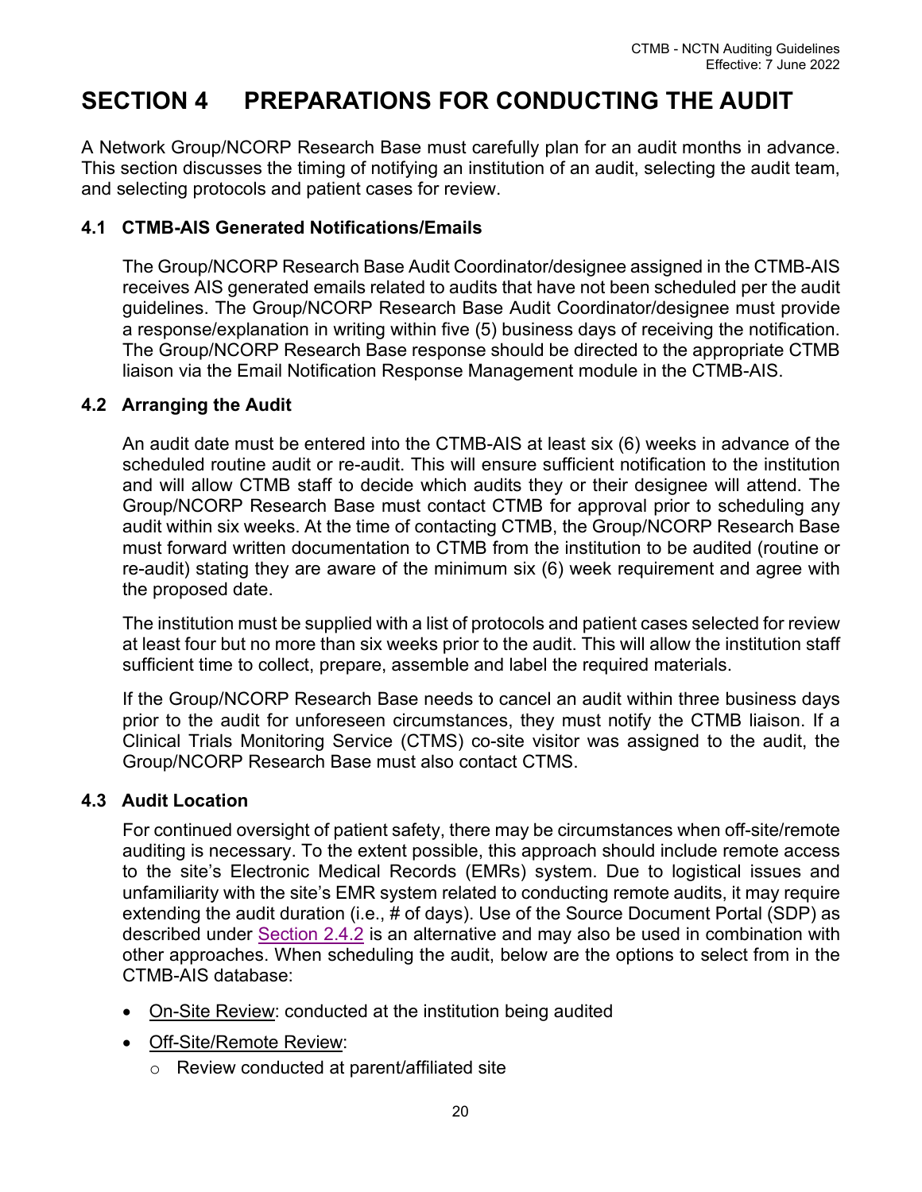# SECTION 4 PREPARATIONS FOR CONDUCTING THE AUDIT

A Network Group/NCORP Research Base must carefully plan for an audit months in advance. This section discusses the timing of notifying an institution of an audit, selecting the audit team, and selecting protocols and patient cases for review.

## 4.1 CTMB-AIS Generated Notifications/Emails

The Group/NCORP Research Base Audit Coordinator/designee assigned in the CTMB-AIS receives AIS generated emails related to audits that have not been scheduled per the audit guidelines. The Group/NCORP Research Base Audit Coordinator/designee must provide a response/explanation in writing within five (5) business days of receiving the notification. The Group/NCORP Research Base response should be directed to the appropriate CTMB liaison via the Email Notification Response Management module in the CTMB-AIS.

## 4.2 Arranging the Audit

An audit date must be entered into the CTMB-AIS at least six (6) weeks in advance of the scheduled routine audit or re-audit. This will ensure sufficient notification to the institution and will allow CTMB staff to decide which audits they or their designee will attend. The Group/NCORP Research Base must contact CTMB for approval prior to scheduling any audit within six weeks. At the time of contacting CTMB, the Group/NCORP Research Base must forward written documentation to CTMB from the institution to be audited (routine or re-audit) stating they are aware of the minimum six (6) week requirement and agree with the proposed date.

The institution must be supplied with a list of protocols and patient cases selected for review at least four but no more than six weeks prior to the audit. This will allow the institution staff sufficient time to collect, prepare, assemble and label the required materials.

If the Group/NCORP Research Base needs to cancel an audit within three business days prior to the audit for unforeseen circumstances, they must notify the CTMB liaison. If a Clinical Trials Monitoring Service (CTMS) co-site visitor was assigned to the audit, the Group/NCORP Research Base must also contact CTMS.

## 4.3 Audit Location

For continued oversight of patient safety, there may be circumstances when off-site/remote auditing is necessary. To the extent possible, this approach should include remote access to the site's Electronic Medical Records (EMRs) system. Due to logistical issues and unfamiliarity with the site's EMR system related to conducting remote audits, it may require extending the audit duration (i.e., # of days). Use of the Source Document Portal (SDP) as described under Section 2.4.2 is an alternative and may also be used in combination with other approaches. When scheduling the audit, below are the options to select from in the CTMB-AIS database:

- On-Site Review: conducted at the institution being audited
- Off-Site/Remote Review:
  - Review conducted at parent/affiliated site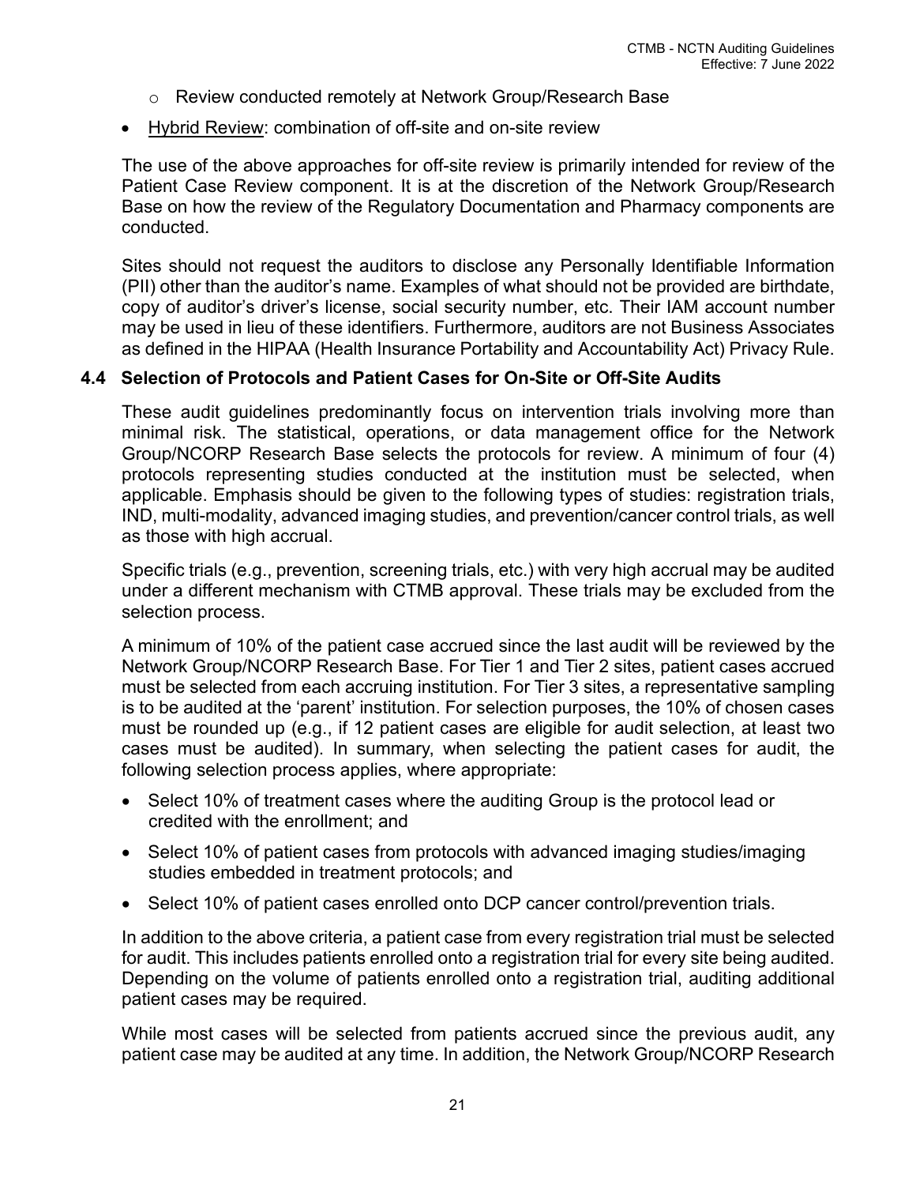- Review conducted remotely at Network Group/Research Base

- Hybrid Review: combination of off-site and on-site review

The use of the above approaches for off-site review is primarily intended for review of the Patient Case Review component. It is at the discretion of the Network Group/Research Base on how the review of the Regulatory Documentation and Pharmacy components are conducted.

Sites should not request the auditors to disclose any Personally Identifiable Information (PII) other than the auditor's name. Examples of what should not be provided are birthdate, copy of auditor's driver's license, social security number, etc. Their IAM account number may be used in lieu of these identifiers. Furthermore, auditors are not Business Associates as defined in the HIPAA (Health Insurance Portability and Accountability Act) Privacy Rule.

### 4.4 Selection of Protocols and Patient Cases for On-Site or Off-Site Audits

These audit guidelines predominantly focus on intervention trials involving more than minimal risk. The statistical, operations, or data management office for the Network Group/NCORP Research Base selects the protocols for review. A minimum of four (4) protocols representing studies conducted at the institution must be selected, when applicable. Emphasis should be given to the following types of studies: registration trials, IND, multi-modality, advanced imaging studies, and prevention/cancer control trials, as well as those with high accrual.

Specific trials (e.g., prevention, screening trials, etc.) with very high accrual may be audited under a different mechanism with CTMB approval. These trials may be excluded from the selection process.

A minimum of 10% of the patient case accrued since the last audit will be reviewed by the Network Group/NCORP Research Base. For Tier 1 and Tier 2 sites, patient cases accrued must be selected from each accruing institution. For Tier 3 sites, a representative sampling is to be audited at the 'parent' institution. For selection purposes, the 10% of chosen cases must be rounded up (e.g., if 12 patient cases are eligible for audit selection, at least two cases must be audited). In summary, when selecting the patient cases for audit, the following selection process applies, where appropriate:

- Select 10% of treatment cases where the auditing Group is the protocol lead or credited with the enrollment; and
- Select 10% of patient cases from protocols with advanced imaging studies/imaging studies embedded in treatment protocols; and
- Select 10% of patient cases enrolled onto DCP cancer control/prevention trials.

In addition to the above criteria, a patient case from every registration trial must be selected for audit. This includes patients enrolled onto a registration trial for every site being audited. Depending on the volume of patients enrolled onto a registration trial, auditing additional patient cases may be required.

While most cases will be selected from patients accrued since the previous audit, any patient case may be audited at any time. In addition, the Network Group/NCORP Research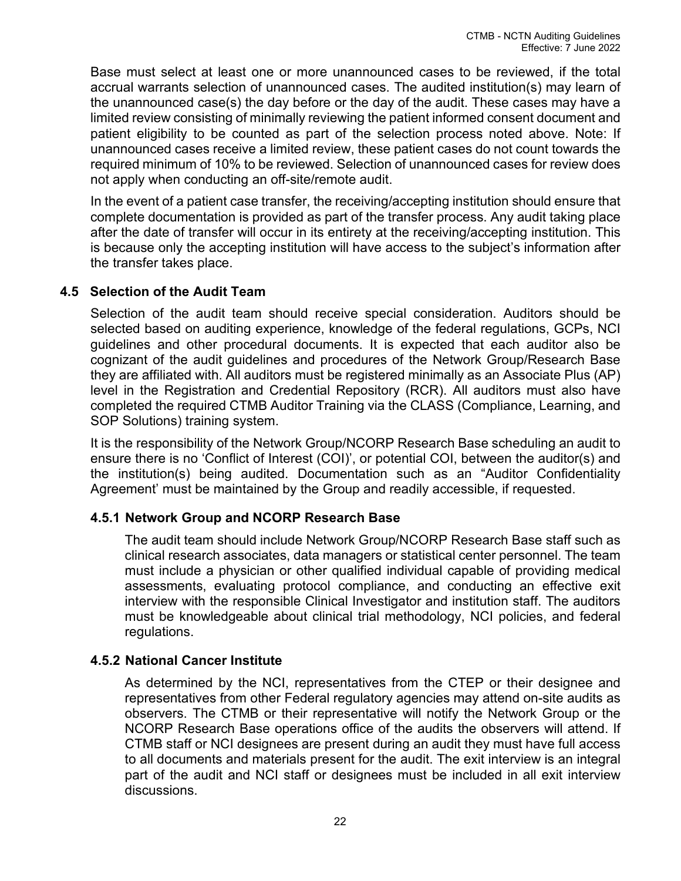Base must select at least one or more unannounced cases to be reviewed, if the total accrual warrants selection of unannounced cases. The audited institution(s) may learn of the unannounced case(s) the day before or the day of the audit. These cases may have a limited review consisting of minimally reviewing the patient informed consent document and patient eligibility to be counted as part of the selection process noted above. Note: If unannounced cases receive a limited review, these patient cases do not count towards the required minimum of 10% to be reviewed. Selection of unannounced cases for review does not apply when conducting an off-site/remote audit.

In the event of a patient case transfer, the receiving/accepting institution should ensure that complete documentation is provided as part of the transfer process. Any audit taking place after the date of transfer will occur in its entirety at the receiving/accepting institution. This is because only the accepting institution will have access to the subject's information after the transfer takes place.

## 4.5 Selection of the Audit Team

Selection of the audit team should receive special consideration. Auditors should be selected based on auditing experience, knowledge of the federal regulations, GCPs, NCI guidelines and other procedural documents. It is expected that each auditor also be cognizant of the audit guidelines and procedures of the Network Group/Research Base they are affiliated with. All auditors must be registered minimally as an Associate Plus (AP) level in the Registration and Credential Repository (RCR). All auditors must also have completed the required CTMB Auditor Training via the CLASS (Compliance, Learning, and SOP Solutions) training system.

It is the responsibility of the Network Group/NCORP Research Base scheduling an audit to ensure there is no 'Conflict of Interest (COI)', or potential COI, between the auditor(s) and the institution(s) being audited. Documentation such as an "Auditor Confidentiality Agreement' must be maintained by the Group and readily accessible, if requested.

### 4.5.1 Network Group and NCORP Research Base

The audit team should include Network Group/NCORP Research Base staff such as clinical research associates, data managers or statistical center personnel. The team must include a physician or other qualified individual capable of providing medical assessments, evaluating protocol compliance, and conducting an effective exit interview with the responsible Clinical Investigator and institution staff. The auditors must be knowledgeable about clinical trial methodology, NCI policies, and federal regulations.

### 4.5.2 National Cancer Institute

As determined by the NCI, representatives from the CTEP or their designee and representatives from other Federal regulatory agencies may attend on-site audits as observers. The CTMB or their representative will notify the Network Group or the NCORP Research Base operations office of the audits the observers will attend. If CTMB staff or NCI designees are present during an audit they must have full access to all documents and materials present for the audit. The exit interview is an integral part of the audit and NCI staff or designees must be included in all exit interview discussions.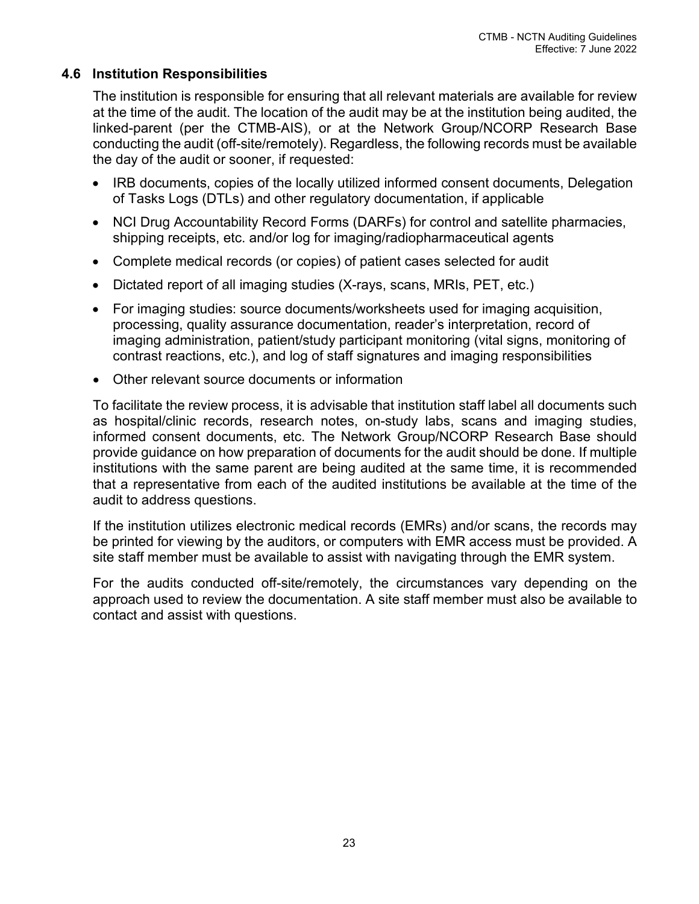### 4.6 Institution Responsibilities

The institution is responsible for ensuring that all relevant materials are available for review at the time of the audit. The location of the audit may be at the institution being audited, the linked-parent (per the CTMB-AIS), or at the Network Group/NCORP Research Base conducting the audit (off-site/remotely). Regardless, the following records must be available the day of the audit or sooner, if requested:

- IRB documents, copies of the locally utilized informed consent documents, Delegation of Tasks Logs (DTLs) and other regulatory documentation, if applicable
- NCI Drug Accountability Record Forms (DARFs) for control and satellite pharmacies, shipping receipts, etc. and/or log for imaging/radiopharmaceutical agents
- Complete medical records (or copies) of patient cases selected for audit
- Dictated report of all imaging studies (X-rays, scans, MRIs, PET, etc.)
- For imaging studies: source documents/worksheets used for imaging acquisition, processing, quality assurance documentation, reader's interpretation, record of imaging administration, patient/study participant monitoring (vital signs, monitoring of contrast reactions, etc.), and log of staff signatures and imaging responsibilities
- Other relevant source documents or information

To facilitate the review process, it is advisable that institution staff label all documents such as hospital/clinic records, research notes, on-study labs, scans and imaging studies, informed consent documents, etc. The Network Group/NCORP Research Base should provide guidance on how preparation of documents for the audit should be done. If multiple institutions with the same parent are being audited at the same time, it is recommended that a representative from each of the audited institutions be available at the time of the audit to address questions.

If the institution utilizes electronic medical records (EMRs) and/or scans, the records may be printed for viewing by the auditors, or computers with EMR access must be provided. A site staff member must be available to assist with navigating through the EMR system.

For the audits conducted off-site/remotely, the circumstances vary depending on the approach used to review the documentation. A site staff member must also be available to contact and assist with questions.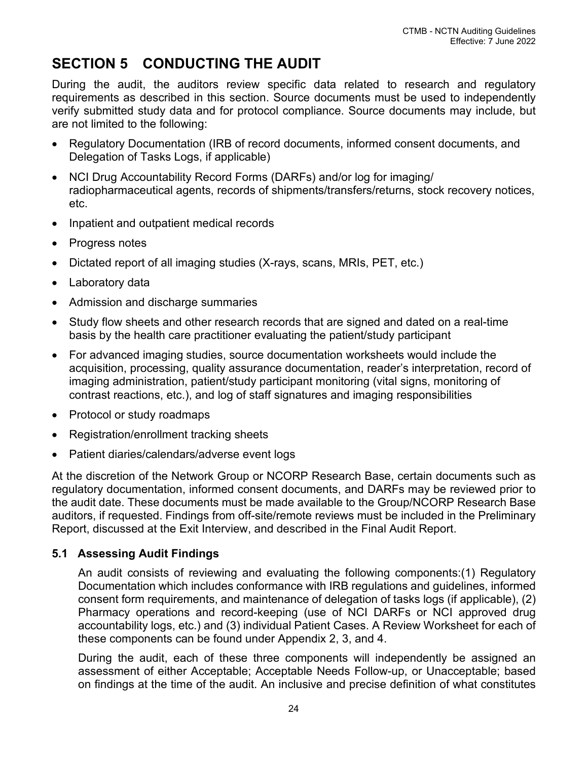# SECTION 5 CONDUCTING THE AUDIT

During the audit, the auditors review specific data related to research and regulatory requirements as described in this section. Source documents must be used to independently verify submitted study data and for protocol compliance. Source documents may include, but are not limited to the following:

- Regulatory Documentation (IRB of record documents, informed consent documents, and Delegation of Tasks Logs, if applicable)
- NCI Drug Accountability Record Forms (DARFs) and/or log for imaging/ radiopharmaceutical agents, records of shipments/transfers/returns, stock recovery notices, etc.
- Inpatient and outpatient medical records
- Progress notes
- Dictated report of all imaging studies (X-rays, scans, MRIs, PET, etc.)
- Laboratory data
- Admission and discharge summaries
- Study flow sheets and other research records that are signed and dated on a real-time basis by the health care practitioner evaluating the patient/study participant
- For advanced imaging studies, source documentation worksheets would include the acquisition, processing, quality assurance documentation, reader's interpretation, record of imaging administration, patient/study participant monitoring (vital signs, monitoring of contrast reactions, etc.), and log of staff signatures and imaging responsibilities
- Protocol or study roadmaps
- Registration/enrollment tracking sheets
- Patient diaries/calendars/adverse event logs

At the discretion of the Network Group or NCORP Research Base, certain documents such as regulatory documentation, informed consent documents, and DARFs may be reviewed prior to the audit date. These documents must be made available to the Group/NCORP Research Base auditors, if requested. Findings from off-site/remote reviews must be included in the Preliminary Report, discussed at the Exit Interview, and described in the Final Audit Report.

## 5.1 Assessing Audit Findings

An audit consists of reviewing and evaluating the following components:(1) Regulatory Documentation which includes conformance with IRB regulations and guidelines, informed consent form requirements, and maintenance of delegation of tasks logs (if applicable), (2) Pharmacy operations and record-keeping (use of NCI DARFs or NCI approved drug accountability logs, etc.) and (3) individual Patient Cases. A Review Worksheet for each of these components can be found under Appendix 2, 3, and 4.

During the audit, each of these three components will independently be assigned an assessment of either Acceptable; Acceptable Needs Follow-up, or Unacceptable; based on findings at the time of the audit. An inclusive and precise definition of what constitutes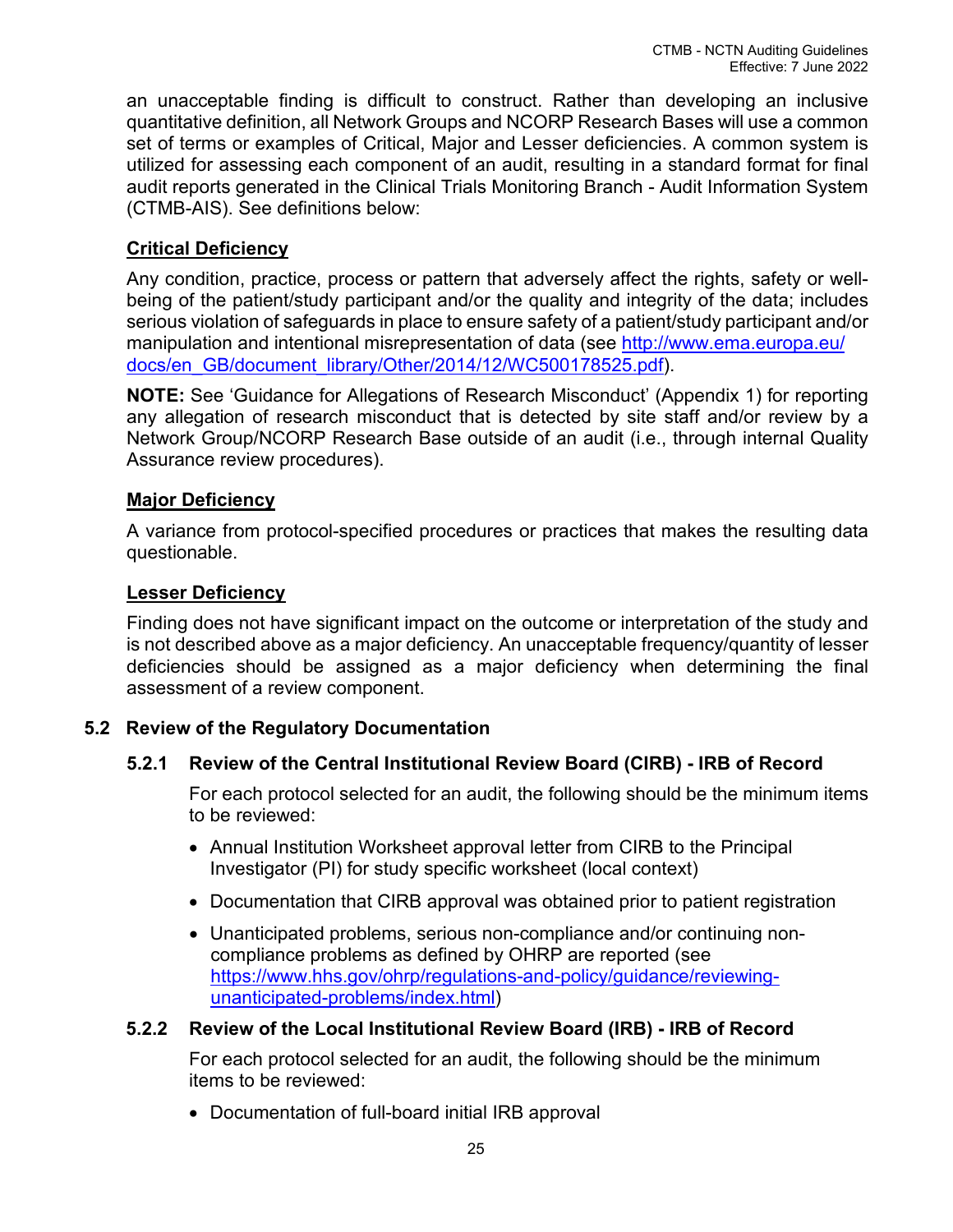an unacceptable finding is difficult to construct. Rather than developing an inclusive quantitative definition, all Network Groups and NCORP Research Bases will use a common set of terms or examples of Critical, Major and Lesser deficiencies. A common system is utilized for assessing each component of an audit, resulting in a standard format for final audit reports generated in the Clinical Trials Monitoring Branch - Audit Information System (CTMB-AIS). See definitions below:

**Critical Deficiency**

Any condition, practice, process or pattern that adversely affect the rights, safety or well-being of the patient/study participant and/or the quality and integrity of the data; includes serious violation of safeguards in place to ensure safety of a patient/study participant and/or manipulation and intentional misrepresentation of data (see [http://www.ema.europa.eu/docs/en_GB/document_library/Other/2014/12/WC500178525.pdf](http://www.ema.europa.eu/docs/en_GB/document_library/Other/2014/12/WC500178525.pdf)).

**NOTE:** See 'Guidance for Allegations of Research Misconduct' (Appendix 1) for reporting any allegation of research misconduct that is detected by site staff and/or review by a Network Group/NCORP Research Base outside of an audit (i.e., through internal Quality Assurance review procedures).

**Major Deficiency**

A variance from protocol-specified procedures or practices that makes the resulting data questionable.

**Lesser Deficiency**

Finding does not have significant impact on the outcome or interpretation of the study and is not described above as a major deficiency. An unacceptable frequency/quantity of lesser deficiencies should be assigned as a major deficiency when determining the final assessment of a review component.

## 5.2 Review of the Regulatory Documentation

### 5.2.1 Review of the Central Institutional Review Board (CIRB) - IRB of Record

For each protocol selected for an audit, the following should be the minimum items to be reviewed:

- Annual Institution Worksheet approval letter from CIRB to the Principal Investigator (PI) for study specific worksheet (local context)
- Documentation that CIRB approval was obtained prior to patient registration
- Unanticipated problems, serious non-compliance and/or continuing non-compliance problems as defined by OHRP are reported (see [https://www.hhs.gov/ohrp/regulations-and-policy/guidance/reviewing-unanticipated-problems/index.html](https://www.hhs.gov/ohrp/regulations-and-policy/guidance/reviewing-unanticipated-problems/index.html))

### 5.2.2 Review of the Local Institutional Review Board (IRB) - IRB of Record

For each protocol selected for an audit, the following should be the minimum items to be reviewed:

- Documentation of full-board initial IRB approval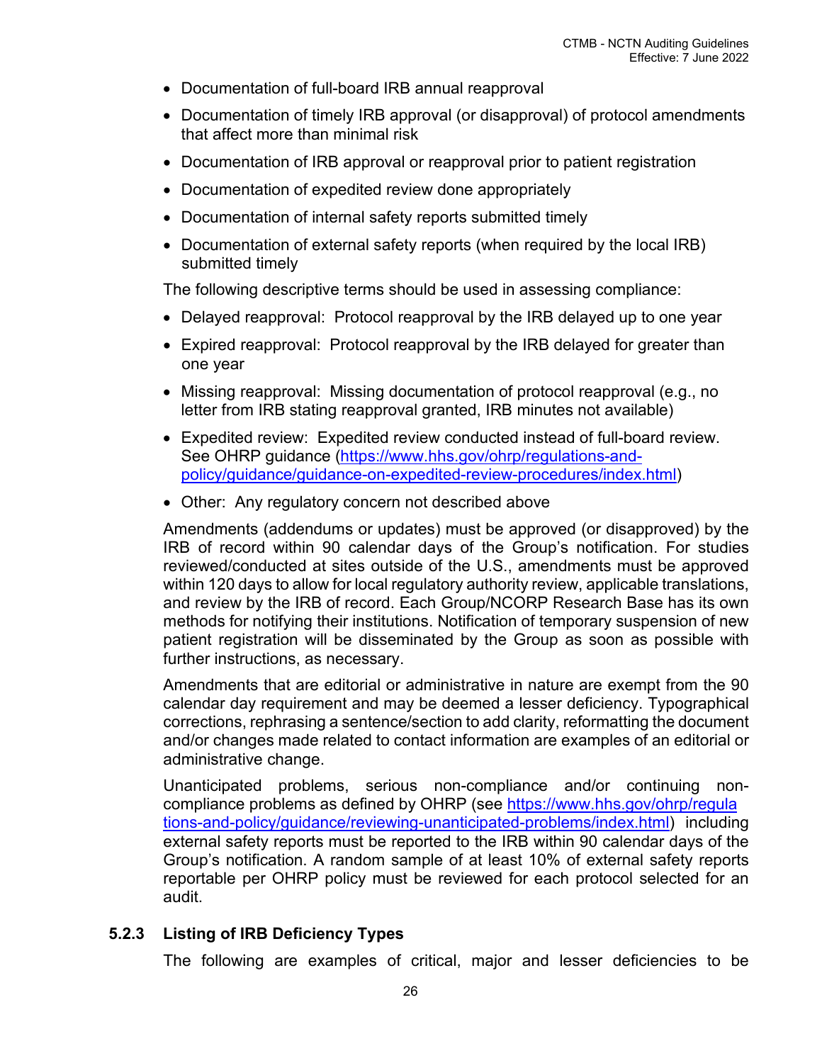- Documentation of full-board IRB annual reapproval
- Documentation of timely IRB approval (or disapproval) of protocol amendments that affect more than minimal risk
- Documentation of IRB approval or reapproval prior to patient registration
- Documentation of expedited review done appropriately
- Documentation of internal safety reports submitted timely
- Documentation of external safety reports (when required by the local IRB) submitted timely

The following descriptive terms should be used in assessing compliance:

- Delayed reapproval: Protocol reapproval by the IRB delayed up to one year
- Expired reapproval: Protocol reapproval by the IRB delayed for greater than one year
- Missing reapproval: Missing documentation of protocol reapproval (e.g., no letter from IRB stating reapproval granted, IRB minutes not available)
- Expedited review: Expedited review conducted instead of full-board review. See OHRP guidance (https://www.hhs.gov/ohrp/regulations-and-policy/guidance/guidance-on-expedited-review-procedures/index.html)
- Other: Any regulatory concern not described above

Amendments (addendums or updates) must be approved (or disapproved) by the IRB of record within 90 calendar days of the Group's notification. For studies reviewed/conducted at sites outside of the U.S., amendments must be approved within 120 days to allow for local regulatory authority review, applicable translations, and review by the IRB of record. Each Group/NCORP Research Base has its own methods for notifying their institutions. Notification of temporary suspension of new patient registration will be disseminated by the Group as soon as possible with further instructions, as necessary.

Amendments that are editorial or administrative in nature are exempt from the 90 calendar day requirement and may be deemed a lesser deficiency. Typographical corrections, rephrasing a sentence/section to add clarity, reformatting the document and/or changes made related to contact information are examples of an editorial or administrative change.

Unanticipated problems, serious non-compliance and/or continuing non-compliance problems as defined by OHRP (see https://www.hhs.gov/ohrp/regulations-and-policy/guidance/reviewing-unanticipated-problems/index.html) including external safety reports must be reported to the IRB within 90 calendar days of the Group's notification. A random sample of at least 10% of external safety reports reportable per OHRP policy must be reviewed for each protocol selected for an audit.

### 5.2.3 Listing of IRB Deficiency Types

The following are examples of critical, major and lesser deficiencies to be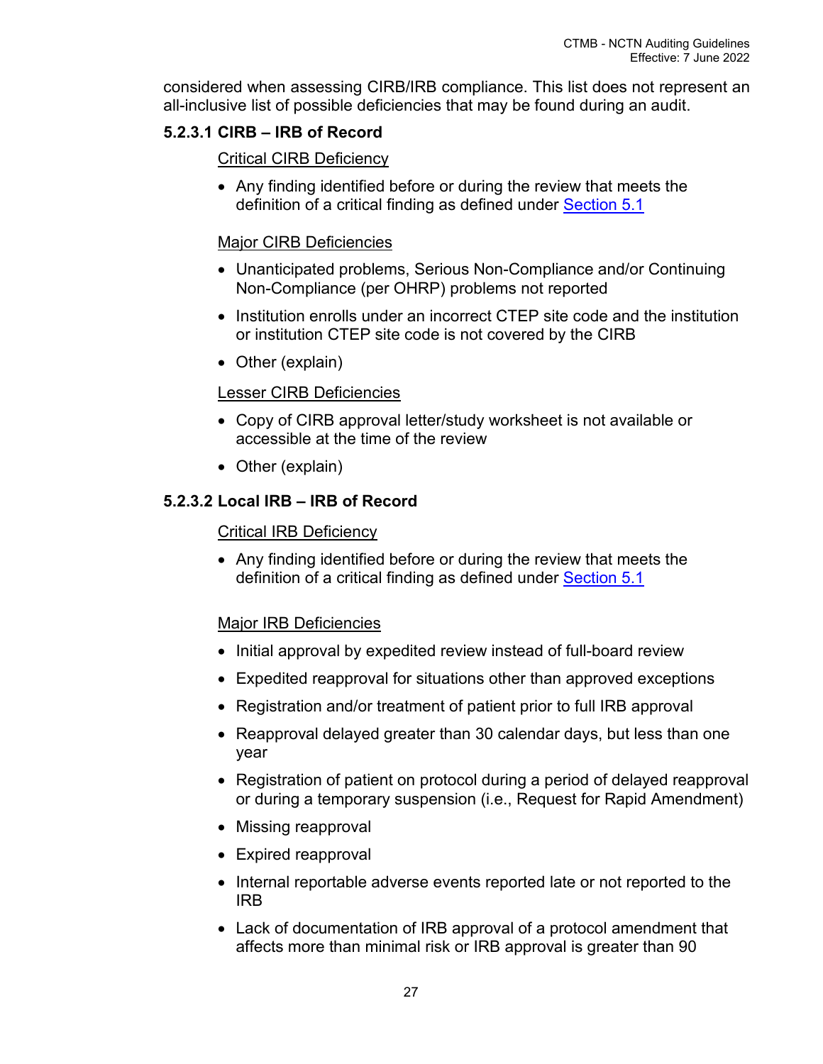considered when assessing CIRB/IRB compliance. This list does not represent an all-inclusive list of possible deficiencies that may be found during an audit.

#### 5.2.3.1 CIRB – IRB of Record

<u>Critical CIRB Deficiency</u>

- Any finding identified before or during the review that meets the definition of a critical finding as defined under Section 5.1

<u>Major CIRB Deficiencies</u>

- Unanticipated problems, Serious Non-Compliance and/or Continuing Non-Compliance (per OHRP) problems not reported
- Institution enrolls under an incorrect CTEP site code and the institution or institution CTEP site code is not covered by the CIRB
- Other (explain)

<u>Lesser CIRB Deficiencies</u>

- Copy of CIRB approval letter/study worksheet is not available or accessible at the time of the review
- Other (explain)

#### 5.2.3.2 Local IRB – IRB of Record

<u>Critical IRB Deficiency</u>

- Any finding identified before or during the review that meets the definition of a critical finding as defined under Section 5.1

<u>Major IRB Deficiencies</u>

- Initial approval by expedited review instead of full-board review
- Expedited reapproval for situations other than approved exceptions
- Registration and/or treatment of patient prior to full IRB approval
- Reapproval delayed greater than 30 calendar days, but less than one year
- Registration of patient on protocol during a period of delayed reapproval or during a temporary suspension (i.e., Request for Rapid Amendment)
- Missing reapproval
- Expired reapproval
- Internal reportable adverse events reported late or not reported to the IRB
- Lack of documentation of IRB approval of a protocol amendment that affects more than minimal risk or IRB approval is greater than 90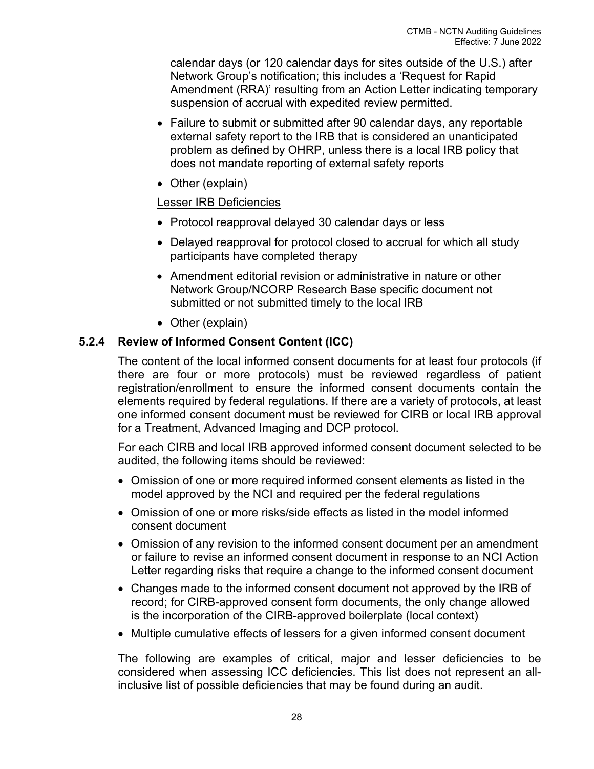calendar days (or 120 calendar days for sites outside of the U.S.) after Network Group's notification; this includes a 'Request for Rapid Amendment (RRA)' resulting from an Action Letter indicating temporary suspension of accrual with expedited review permitted.

- Failure to submit or submitted after 90 calendar days, any reportable external safety report to the IRB that is considered an unanticipated problem as defined by OHRP, unless there is a local IRB policy that does not mandate reporting of external safety reports
- Other (explain)

Lesser IRB Deficiencies

- Protocol reapproval delayed 30 calendar days or less
- Delayed reapproval for protocol closed to accrual for which all study participants have completed therapy
- Amendment editorial revision or administrative in nature or other Network Group/NCORP Research Base specific document not submitted or not submitted timely to the local IRB
- Other (explain)

### 5.2.4 Review of Informed Consent Content (ICC)

The content of the local informed consent documents for at least four protocols (if there are four or more protocols) must be reviewed regardless of patient registration/enrollment to ensure the informed consent documents contain the elements required by federal regulations. If there are a variety of protocols, at least one informed consent document must be reviewed for CIRB or local IRB approval for a Treatment, Advanced Imaging and DCP protocol.

For each CIRB and local IRB approved informed consent document selected to be audited, the following items should be reviewed:

- Omission of one or more required informed consent elements as listed in the model approved by the NCI and required per the federal regulations
- Omission of one or more risks/side effects as listed in the model informed consent document
- Omission of any revision to the informed consent document per an amendment or failure to revise an informed consent document in response to an NCI Action Letter regarding risks that require a change to the informed consent document
- Changes made to the informed consent document not approved by the IRB of record; for CIRB-approved consent form documents, the only change allowed is the incorporation of the CIRB-approved boilerplate (local context)
- Multiple cumulative effects of lessers for a given informed consent document

The following are examples of critical, major and lesser deficiencies to be considered when assessing ICC deficiencies. This list does not represent an all-inclusive list of possible deficiencies that may be found during an audit.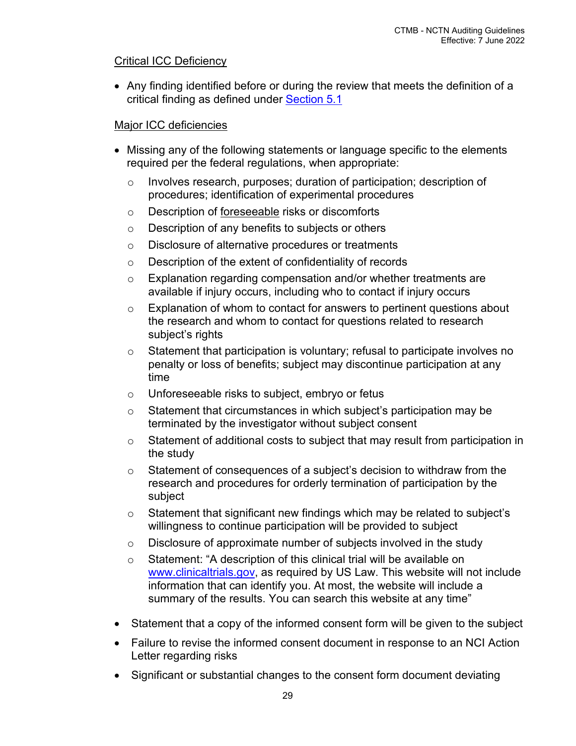Critical ICC Deficiency

- Any finding identified before or during the review that meets the definition of a critical finding as defined under Section 5.1

Major ICC deficiencies

- Missing any of the following statements or language specific to the elements required per the federal regulations, when appropriate:
  - Involves research, purposes; duration of participation; description of procedures; identification of experimental procedures
  - Description of foreseeable risks or discomforts
  - Description of any benefits to subjects or others
  - Disclosure of alternative procedures or treatments
  - Description of the extent of confidentiality of records
  - Explanation regarding compensation and/or whether treatments are available if injury occurs, including who to contact if injury occurs
  - Explanation of whom to contact for answers to pertinent questions about the research and whom to contact for questions related to research subject's rights
  - Statement that participation is voluntary; refusal to participate involves no penalty or loss of benefits; subject may discontinue participation at any time
  - Unforeseeable risks to subject, embryo or fetus
  - Statement that circumstances in which subject's participation may be terminated by the investigator without subject consent
  - Statement of additional costs to subject that may result from participation in the study
  - Statement of consequences of a subject's decision to withdraw from the research and procedures for orderly termination of participation by the subject
  - Statement that significant new findings which may be related to subject's willingness to continue participation will be provided to subject
  - Disclosure of approximate number of subjects involved in the study
  - Statement: "A description of this clinical trial will be available on www.clinicaltrials.gov, as required by US Law. This website will not include information that can identify you. At most, the website will include a summary of the results. You can search this website at any time"
- Statement that a copy of the informed consent form will be given to the subject
- Failure to revise the informed consent document in response to an NCI Action Letter regarding risks
- Significant or substantial changes to the consent form document deviating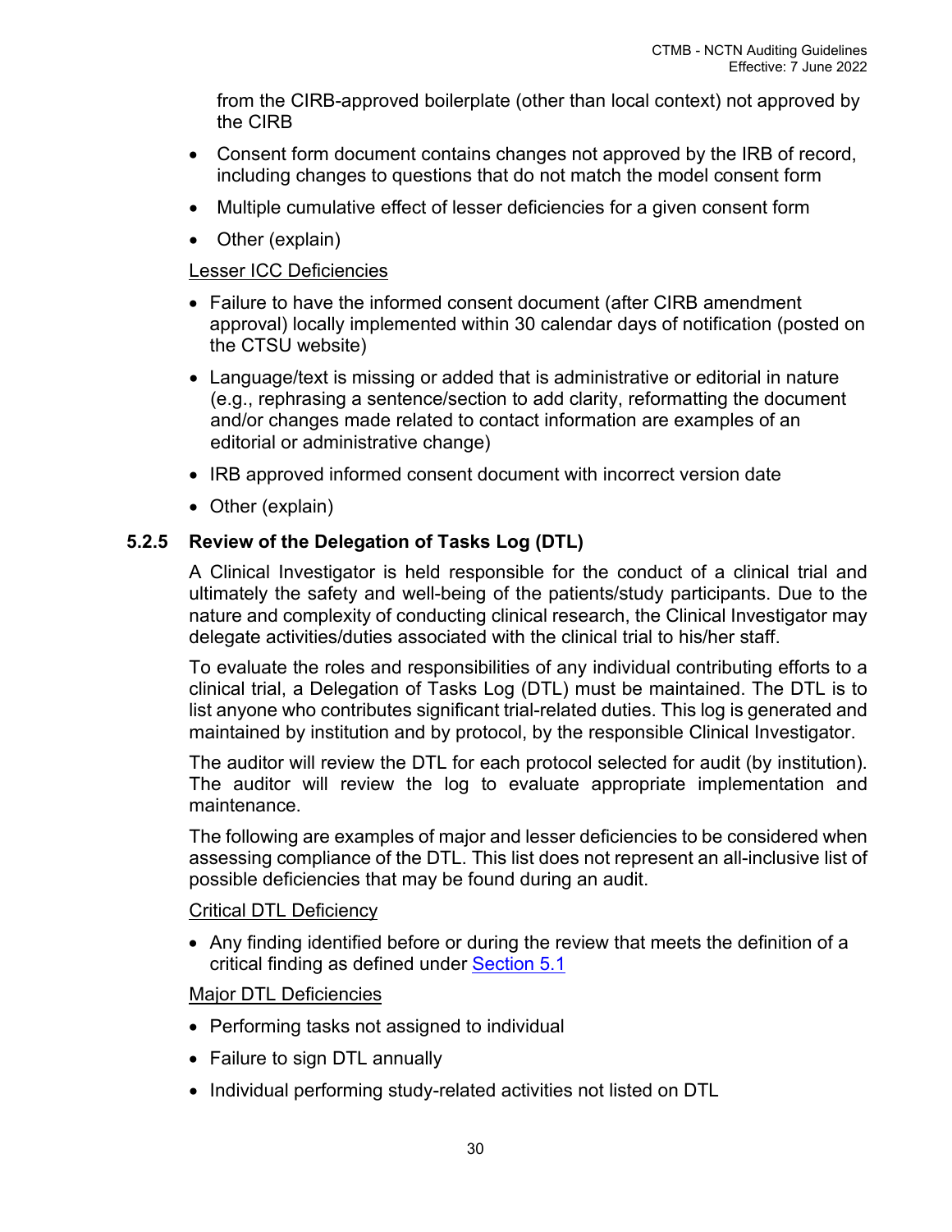from the CIRB-approved boilerplate (other than local context) not approved by the CIRB

- Consent form document contains changes not approved by the IRB of record, including changes to questions that do not match the model consent form
- Multiple cumulative effect of lesser deficiencies for a given consent form
- Other (explain)

Lesser ICC Deficiencies

- Failure to have the informed consent document (after CIRB amendment approval) locally implemented within 30 calendar days of notification (posted on the CTSU website)
- Language/text is missing or added that is administrative or editorial in nature (e.g., rephrasing a sentence/section to add clarity, reformatting the document and/or changes made related to contact information are examples of an editorial or administrative change)
- IRB approved informed consent document with incorrect version date
- Other (explain)

### 5.2.5 Review of the Delegation of Tasks Log (DTL)

A Clinical Investigator is held responsible for the conduct of a clinical trial and ultimately the safety and well-being of the patients/study participants. Due to the nature and complexity of conducting clinical research, the Clinical Investigator may delegate activities/duties associated with the clinical trial to his/her staff.

To evaluate the roles and responsibilities of any individual contributing efforts to a clinical trial, a Delegation of Tasks Log (DTL) must be maintained. The DTL is to list anyone who contributes significant trial-related duties. This log is generated and maintained by institution and by protocol, by the responsible Clinical Investigator.

The auditor will review the DTL for each protocol selected for audit (by institution). The auditor will review the log to evaluate appropriate implementation and maintenance.

The following are examples of major and lesser deficiencies to be considered when assessing compliance of the DTL. This list does not represent an all-inclusive list of possible deficiencies that may be found during an audit.

Critical DTL Deficiency

- Any finding identified before or during the review that meets the definition of a critical finding as defined under Section 5.1

Major DTL Deficiencies

- Performing tasks not assigned to individual
- Failure to sign DTL annually
- Individual performing study-related activities not listed on DTL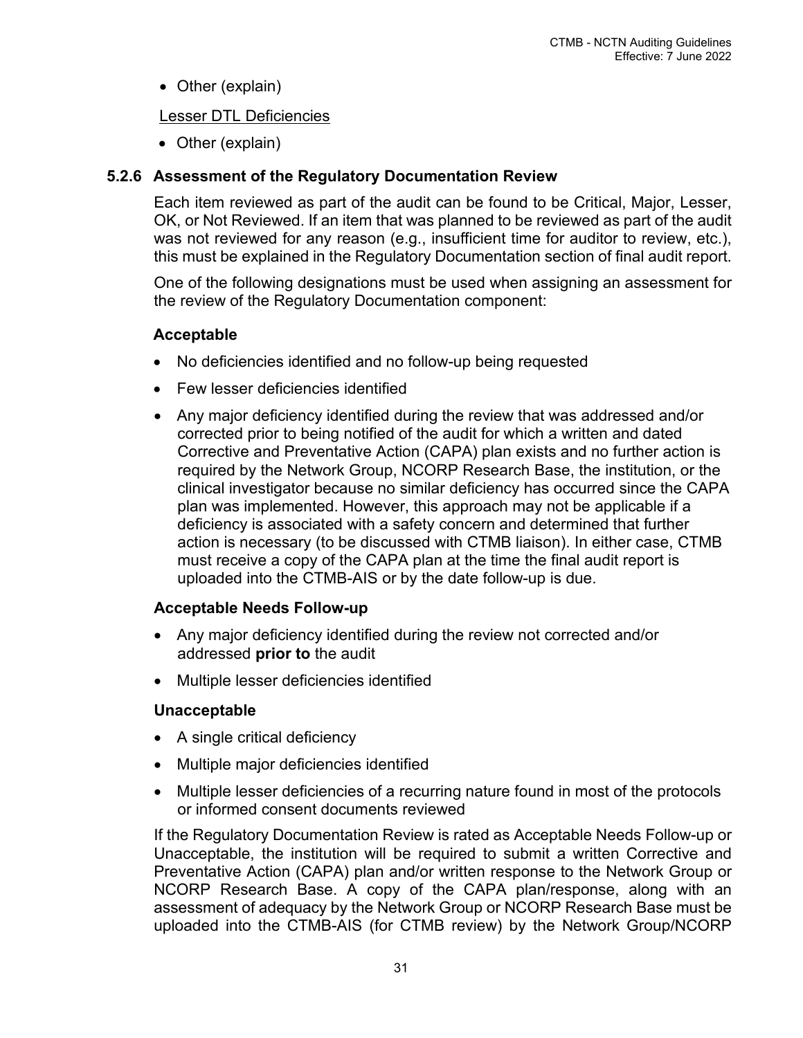- Other (explain)

Lesser DTL Deficiencies

- Other (explain)

### 5.2.6 Assessment of the Regulatory Documentation Review

Each item reviewed as part of the audit can be found to be Critical, Major, Lesser, OK, or Not Reviewed. If an item that was planned to be reviewed as part of the audit was not reviewed for any reason (e.g., insufficient time for auditor to review, etc.), this must be explained in the Regulatory Documentation section of final audit report.

One of the following designations must be used when assigning an assessment for the review of the Regulatory Documentation component:

**Acceptable**

- No deficiencies identified and no follow-up being requested
- Few lesser deficiencies identified
- Any major deficiency identified during the review that was addressed and/or corrected prior to being notified of the audit for which a written and dated Corrective and Preventative Action (CAPA) plan exists and no further action is required by the Network Group, NCORP Research Base, the institution, or the clinical investigator because no similar deficiency has occurred since the CAPA plan was implemented. However, this approach may not be applicable if a deficiency is associated with a safety concern and determined that further action is necessary (to be discussed with CTMB liaison). In either case, CTMB must receive a copy of the CAPA plan at the time the final audit report is uploaded into the CTMB-AIS or by the date follow-up is due.

**Acceptable Needs Follow-up**

- Any major deficiency identified during the review not corrected and/or addressed **prior to** the audit
- Multiple lesser deficiencies identified

**Unacceptable**

- A single critical deficiency
- Multiple major deficiencies identified
- Multiple lesser deficiencies of a recurring nature found in most of the protocols or informed consent documents reviewed

If the Regulatory Documentation Review is rated as Acceptable Needs Follow-up or Unacceptable, the institution will be required to submit a written Corrective and Preventative Action (CAPA) plan and/or written response to the Network Group or NCORP Research Base. A copy of the CAPA plan/response, along with an assessment of adequacy by the Network Group or NCORP Research Base must be uploaded into the CTMB-AIS (for CTMB review) by the Network Group/NCORP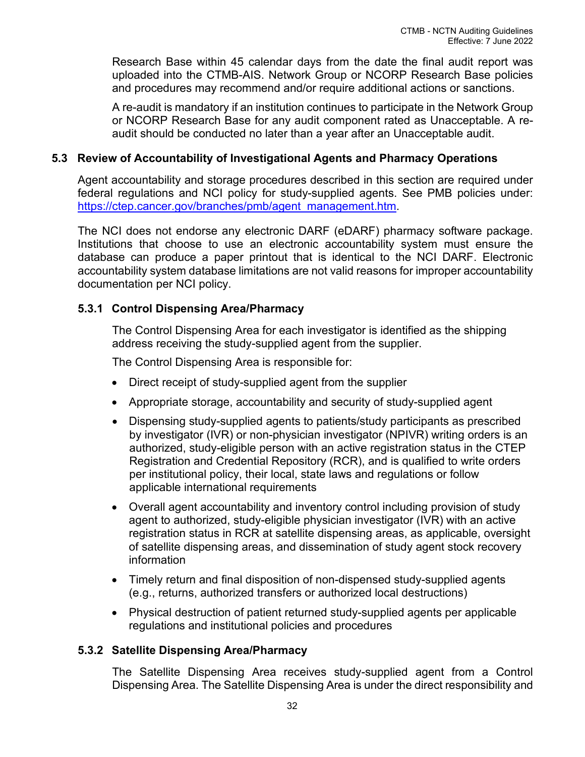Research Base within 45 calendar days from the date the final audit report was uploaded into the CTMB-AIS. Network Group or NCORP Research Base policies and procedures may recommend and/or require additional actions or sanctions.

A re-audit is mandatory if an institution continues to participate in the Network Group or NCORP Research Base for any audit component rated as Unacceptable. A re-audit should be conducted no later than a year after an Unacceptable audit.

## 5.3 Review of Accountability of Investigational Agents and Pharmacy Operations

Agent accountability and storage procedures described in this section are required under federal regulations and NCI policy for study-supplied agents. See PMB policies under: https://ctep.cancer.gov/branches/pmb/agent_management.htm.

The NCI does not endorse any electronic DARF (eDARF) pharmacy software package. Institutions that choose to use an electronic accountability system must ensure the database can produce a paper printout that is identical to the NCI DARF. Electronic accountability system database limitations are not valid reasons for improper accountability documentation per NCI policy.

### 5.3.1 Control Dispensing Area/Pharmacy

The Control Dispensing Area for each investigator is identified as the shipping address receiving the study-supplied agent from the supplier.

The Control Dispensing Area is responsible for:

- Direct receipt of study-supplied agent from the supplier
- Appropriate storage, accountability and security of study-supplied agent
- Dispensing study-supplied agents to patients/study participants as prescribed by investigator (IVR) or non-physician investigator (NPIVR) writing orders is an authorized, study-eligible person with an active registration status in the CTEP Registration and Credential Repository (RCR), and is qualified to write orders per institutional policy, their local, state laws and regulations or follow applicable international requirements
- Overall agent accountability and inventory control including provision of study agent to authorized, study-eligible physician investigator (IVR) with an active registration status in RCR at satellite dispensing areas, as applicable, oversight of satellite dispensing areas, and dissemination of study agent stock recovery information
- Timely return and final disposition of non-dispensed study-supplied agents (e.g., returns, authorized transfers or authorized local destructions)
- Physical destruction of patient returned study-supplied agents per applicable regulations and institutional policies and procedures

### 5.3.2 Satellite Dispensing Area/Pharmacy

The Satellite Dispensing Area receives study-supplied agent from a Control Dispensing Area. The Satellite Dispensing Area is under the direct responsibility and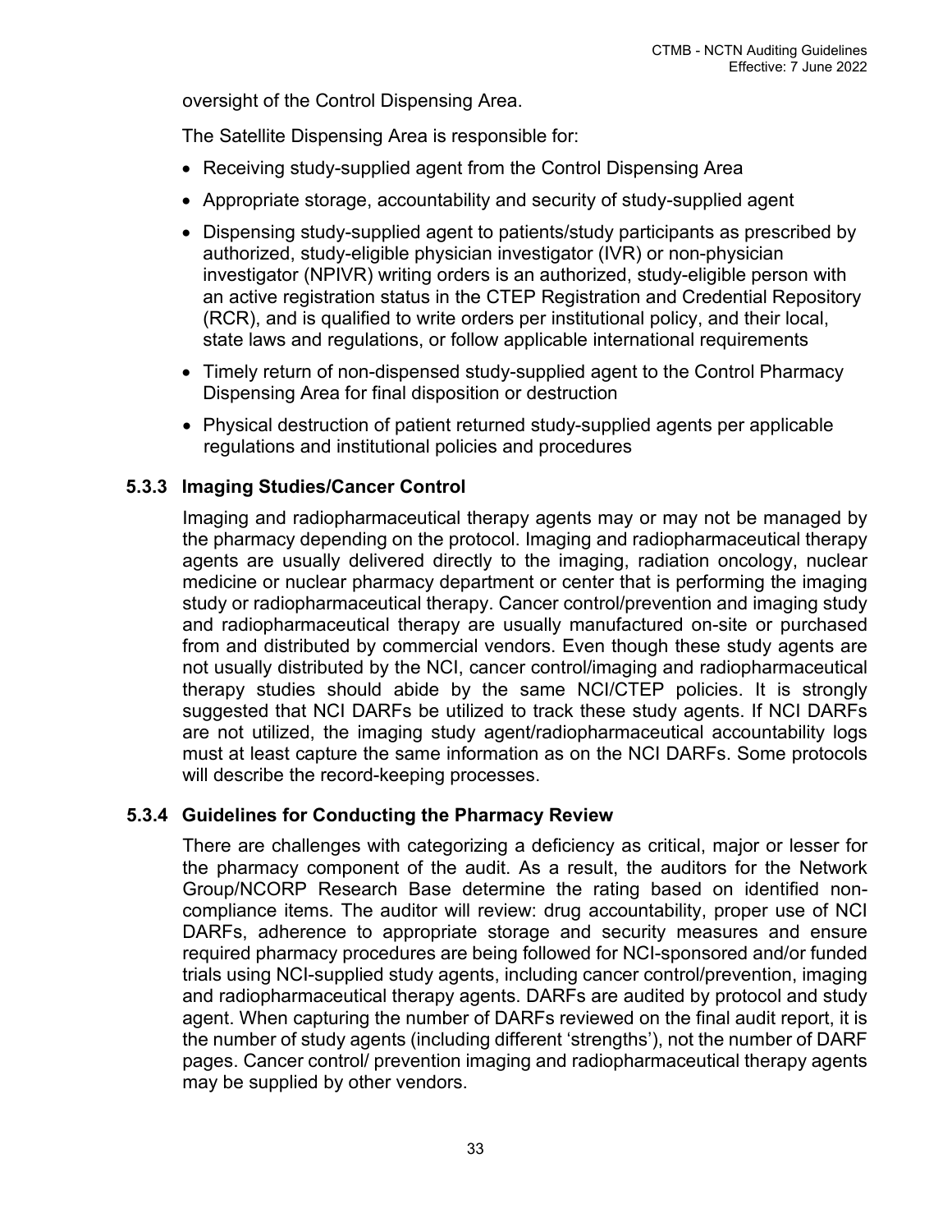oversight of the Control Dispensing Area.

The Satellite Dispensing Area is responsible for:

- Receiving study-supplied agent from the Control Dispensing Area
- Appropriate storage, accountability and security of study-supplied agent
- Dispensing study-supplied agent to patients/study participants as prescribed by authorized, study-eligible physician investigator (IVR) or non-physician investigator (NPIVR) writing orders is an authorized, study-eligible person with an active registration status in the CTEP Registration and Credential Repository (RCR), and is qualified to write orders per institutional policy, and their local, state laws and regulations, or follow applicable international requirements
- Timely return of non-dispensed study-supplied agent to the Control Pharmacy Dispensing Area for final disposition or destruction
- Physical destruction of patient returned study-supplied agents per applicable regulations and institutional policies and procedures

### 5.3.3 Imaging Studies/Cancer Control

Imaging and radiopharmaceutical therapy agents may or may not be managed by the pharmacy depending on the protocol. Imaging and radiopharmaceutical therapy agents are usually delivered directly to the imaging, radiation oncology, nuclear medicine or nuclear pharmacy department or center that is performing the imaging study or radiopharmaceutical therapy. Cancer control/prevention and imaging study and radiopharmaceutical therapy are usually manufactured on-site or purchased from and distributed by commercial vendors. Even though these study agents are not usually distributed by the NCI, cancer control/imaging and radiopharmaceutical therapy studies should abide by the same NCI/CTEP policies. It is strongly suggested that NCI DARFs be utilized to track these study agents. If NCI DARFs are not utilized, the imaging study agent/radiopharmaceutical accountability logs must at least capture the same information as on the NCI DARFs. Some protocols will describe the record-keeping processes.

### 5.3.4 Guidelines for Conducting the Pharmacy Review

There are challenges with categorizing a deficiency as critical, major or lesser for the pharmacy component of the audit. As a result, the auditors for the Network Group/NCORP Research Base determine the rating based on identified non-compliance items. The auditor will review: drug accountability, proper use of NCI DARFs, adherence to appropriate storage and security measures and ensure required pharmacy procedures are being followed for NCI-sponsored and/or funded trials using NCI-supplied study agents, including cancer control/prevention, imaging and radiopharmaceutical therapy agents. DARFs are audited by protocol and study agent. When capturing the number of DARFs reviewed on the final audit report, it is the number of study agents (including different 'strengths'), not the number of DARF pages. Cancer control/ prevention imaging and radiopharmaceutical therapy agents may be supplied by other vendors.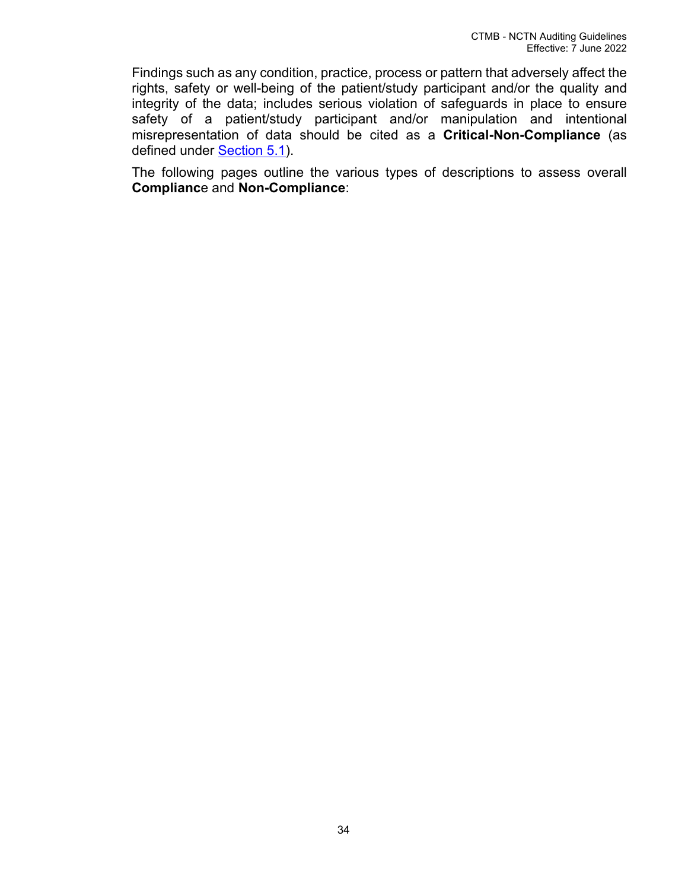Findings such as any condition, practice, process or pattern that adversely affect the rights, safety or well-being of the patient/study participant and/or the quality and integrity of the data; includes serious violation of safeguards in place to ensure safety of a patient/study participant and/or manipulation and intentional misrepresentation of data should be cited as a **Critical-Non-Compliance** (as defined under Section 5.1).

The following pages outline the various types of descriptions to assess overall **Complianc**e and **Non-Compliance**: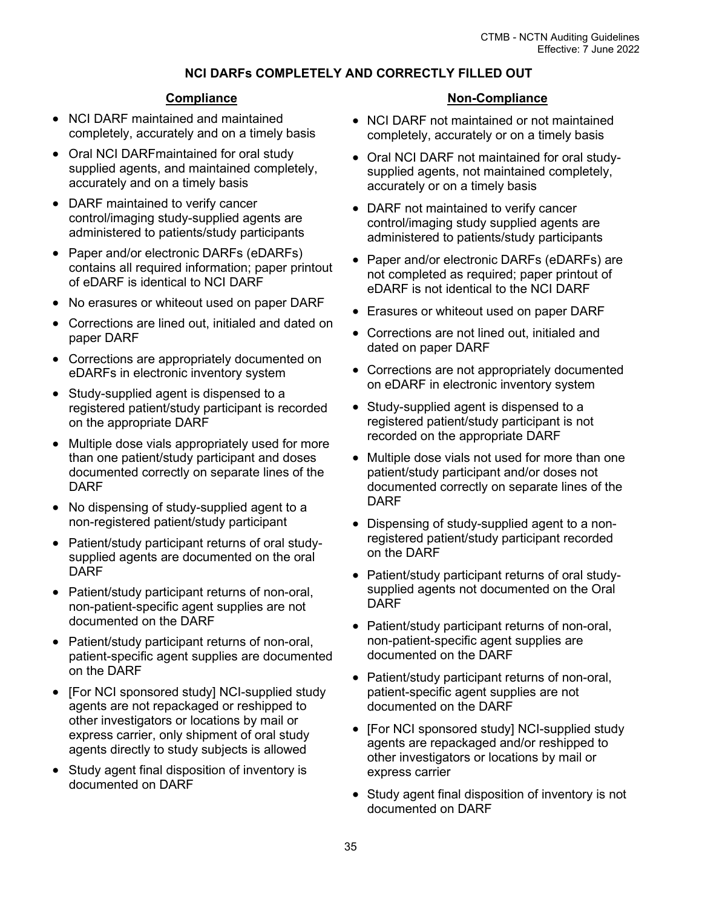## NCI DARFs COMPLETELY AND CORRECTLY FILLED OUT

### Compliance

- NCI DARF maintained and maintained completely, accurately and on a timely basis
- Oral NCI DARFmaintained for oral study supplied agents, and maintained completely, accurately and on a timely basis
- DARF maintained to verify cancer control/imaging study-supplied agents are administered to patients/study participants
- Paper and/or electronic DARFs (eDARFs) contains all required information; paper printout of eDARF is identical to NCI DARF
- No erasures or whiteout used on paper DARF
- Corrections are lined out, initialed and dated on paper DARF
- Corrections are appropriately documented on eDARFs in electronic inventory system
- Study-supplied agent is dispensed to a registered patient/study participant is recorded on the appropriate DARF
- Multiple dose vials appropriately used for more than one patient/study participant and doses documented correctly on separate lines of the DARF
- No dispensing of study-supplied agent to a non-registered patient/study participant
- Patient/study participant returns of oral study-supplied agents are documented on the oral DARF
- Patient/study participant returns of non-oral, non-patient-specific agent supplies are not documented on the DARF
- Patient/study participant returns of non-oral, patient-specific agent supplies are documented on the DARF
- [For NCI sponsored study] NCI-supplied study agents are not repackaged or reshipped to other investigators or locations by mail or express carrier, only shipment of oral study agents directly to study subjects is allowed
- Study agent final disposition of inventory is documented on DARF

### Non-Compliance

- NCI DARF not maintained or not maintained completely, accurately or on a timely basis
- Oral NCI DARF not maintained for oral study-supplied agents, not maintained completely, accurately or on a timely basis
- DARF not maintained to verify cancer control/imaging study supplied agents are administered to patients/study participants
- Paper and/or electronic DARFs (eDARFs) are not completed as required; paper printout of eDARF is not identical to the NCI DARF
- Erasures or whiteout used on paper DARF
- Corrections are not lined out, initialed and dated on paper DARF
- Corrections are not appropriately documented on eDARF in electronic inventory system
- Study-supplied agent is dispensed to a registered patient/study participant is not recorded on the appropriate DARF
- Multiple dose vials not used for more than one patient/study participant and/or doses not documented correctly on separate lines of the DARF
- Dispensing of study-supplied agent to a non-registered patient/study participant recorded on the DARF
- Patient/study participant returns of oral study-supplied agents not documented on the Oral DARF
- Patient/study participant returns of non-oral, non-patient-specific agent supplies are documented on the DARF
- Patient/study participant returns of non-oral, patient-specific agent supplies are not documented on the DARF
- [For NCI sponsored study] NCI-supplied study agents are repackaged and/or reshipped to other investigators or locations by mail or express carrier
- Study agent final disposition of inventory is not documented on DARF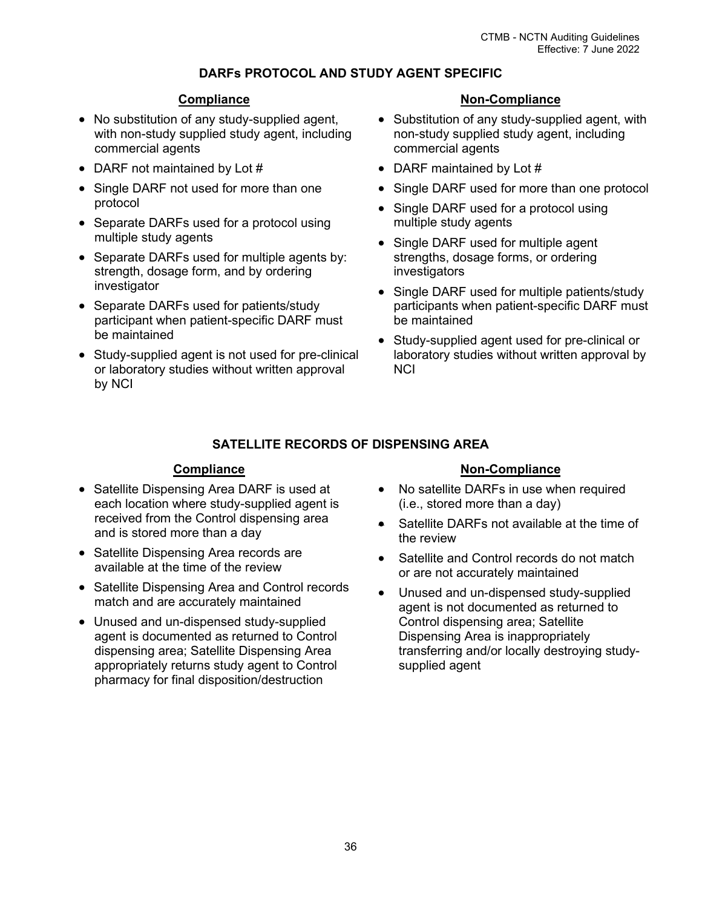## DARFs PROTOCOL AND STUDY AGENT SPECIFIC

### Compliance

- No substitution of any study-supplied agent, with non-study supplied study agent, including commercial agents
- DARF not maintained by Lot #
- Single DARF not used for more than one protocol
- Separate DARFs used for a protocol using multiple study agents
- Separate DARFs used for multiple agents by: strength, dosage form, and by ordering investigator
- Separate DARFs used for patients/study participant when patient-specific DARF must be maintained
- Study-supplied agent is not used for pre-clinical or laboratory studies without written approval by NCI

### Non-Compliance

- Substitution of any study-supplied agent, with non-study supplied study agent, including commercial agents
- DARF maintained by Lot #
- Single DARF used for more than one protocol
- Single DARF used for a protocol using multiple study agents
- Single DARF used for multiple agent strengths, dosage forms, or ordering investigators
- Single DARF used for multiple patients/study participants when patient-specific DARF must be maintained
- Study-supplied agent used for pre-clinical or laboratory studies without written approval by NCI

## SATELLITE RECORDS OF DISPENSING AREA

### Compliance

- Satellite Dispensing Area DARF is used at each location where study-supplied agent is received from the Control dispensing area and is stored more than a day
- Satellite Dispensing Area records are available at the time of the review
- Satellite Dispensing Area and Control records match and are accurately maintained
- Unused and un-dispensed study-supplied agent is documented as returned to Control dispensing area; Satellite Dispensing Area appropriately returns study agent to Control pharmacy for final disposition/destruction

### Non-Compliance

- No satellite DARFs in use when required (i.e., stored more than a day)
- Satellite DARFs not available at the time of the review
- Satellite and Control records do not match or are not accurately maintained
- Unused and un-dispensed study-supplied agent is not documented as returned to Control dispensing area; Satellite Dispensing Area is inappropriately transferring and/or locally destroying study-supplied agent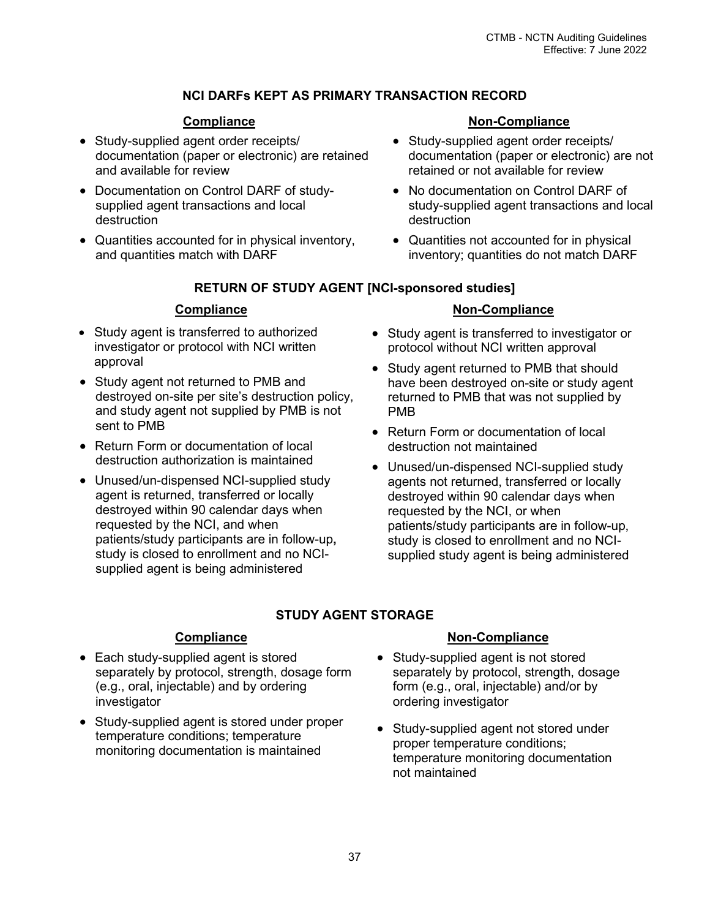### NCI DARFs KEPT AS PRIMARY TRANSACTION RECORD

**Compliance**

- Study-supplied agent order receipts/ documentation (paper or electronic) are retained and available for review
- Documentation on Control DARF of study-supplied agent transactions and local destruction
- Quantities accounted for in physical inventory, and quantities match with DARF

**Non-Compliance**

- Study-supplied agent order receipts/ documentation (paper or electronic) are not retained or not available for review
- No documentation on Control DARF of study-supplied agent transactions and local destruction
- Quantities not accounted for in physical inventory; quantities do not match DARF

### RETURN OF STUDY AGENT [NCI-sponsored studies]

**Compliance**

- Study agent is transferred to authorized investigator or protocol with NCI written approval
- Study agent not returned to PMB and destroyed on-site per site's destruction policy, and study agent not supplied by PMB is not sent to PMB
- Return Form or documentation of local destruction authorization is maintained
- Unused/un-dispensed NCI-supplied study agent is returned, transferred or locally destroyed within 90 calendar days when requested by the NCI, and when patients/study participants are in follow-up**,** study is closed to enrollment and no NCI-supplied agent is being administered

**Non-Compliance**

- Study agent is transferred to investigator or protocol without NCI written approval
- Study agent returned to PMB that should have been destroyed on-site or study agent returned to PMB that was not supplied by PMB
- Return Form or documentation of local destruction not maintained
- Unused/un-dispensed NCI-supplied study agents not returned, transferred or locally destroyed within 90 calendar days when requested by the NCI, or when patients/study participants are in follow-up, study is closed to enrollment and no NCI-supplied study agent is being administered

### STUDY AGENT STORAGE

**Compliance**

- Each study-supplied agent is stored separately by protocol, strength, dosage form (e.g., oral, injectable) and by ordering investigator
- Study-supplied agent is stored under proper temperature conditions; temperature monitoring documentation is maintained

**Non-Compliance**

- Study-supplied agent is not stored separately by protocol, strength, dosage form (e.g., oral, injectable) and/or by ordering investigator
- Study-supplied agent not stored under proper temperature conditions; temperature monitoring documentation not maintained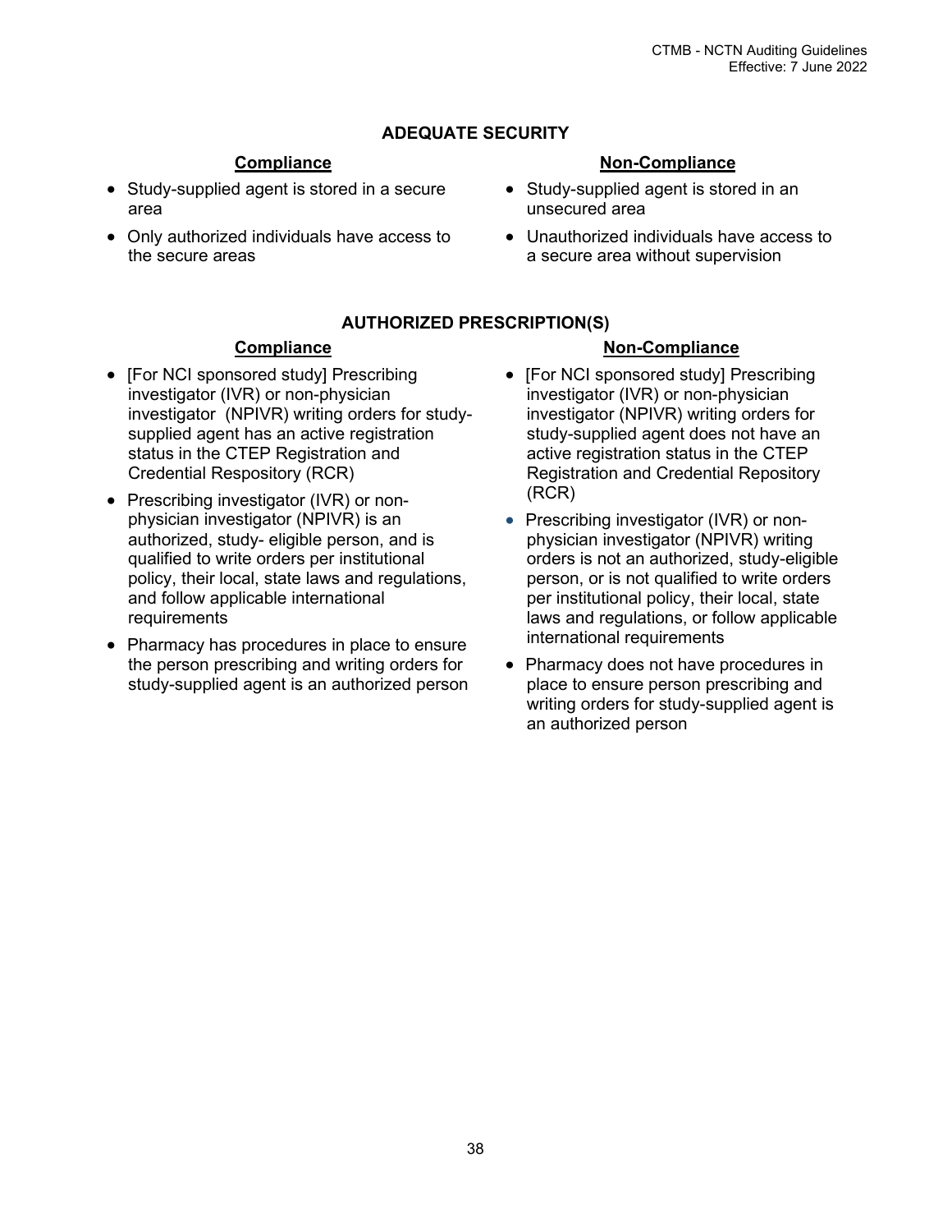### ADEQUATE SECURITY

**Compliance**

- Study-supplied agent is stored in a secure area
- Only authorized individuals have access to the secure areas

**Non-Compliance**

- Study-supplied agent is stored in an unsecured area
- Unauthorized individuals have access to a secure area without supervision

### AUTHORIZED PRESCRIPTION(S)

**Compliance**

- [For NCI sponsored study] Prescribing investigator (IVR) or non-physician investigator (NPIVR) writing orders for study-supplied agent has an active registration status in the CTEP Registration and Credential Respository (RCR)
- Prescribing investigator (IVR) or non-physician investigator (NPIVR) is an authorized, study- eligible person, and is qualified to write orders per institutional policy, their local, state laws and regulations, and follow applicable international requirements
- Pharmacy has procedures in place to ensure the person prescribing and writing orders for study-supplied agent is an authorized person

**Non-Compliance**

- [For NCI sponsored study] Prescribing investigator (IVR) or non-physician investigator (NPIVR) writing orders for study-supplied agent does not have an active registration status in the CTEP Registration and Credential Repository (RCR)
- Prescribing investigator (IVR) or non-physician investigator (NPIVR) writing orders is not an authorized, study-eligible person, or is not qualified to write orders per institutional policy, their local, state laws and regulations, or follow applicable international requirements
- Pharmacy does not have procedures in place to ensure person prescribing and writing orders for study-supplied agent is an authorized person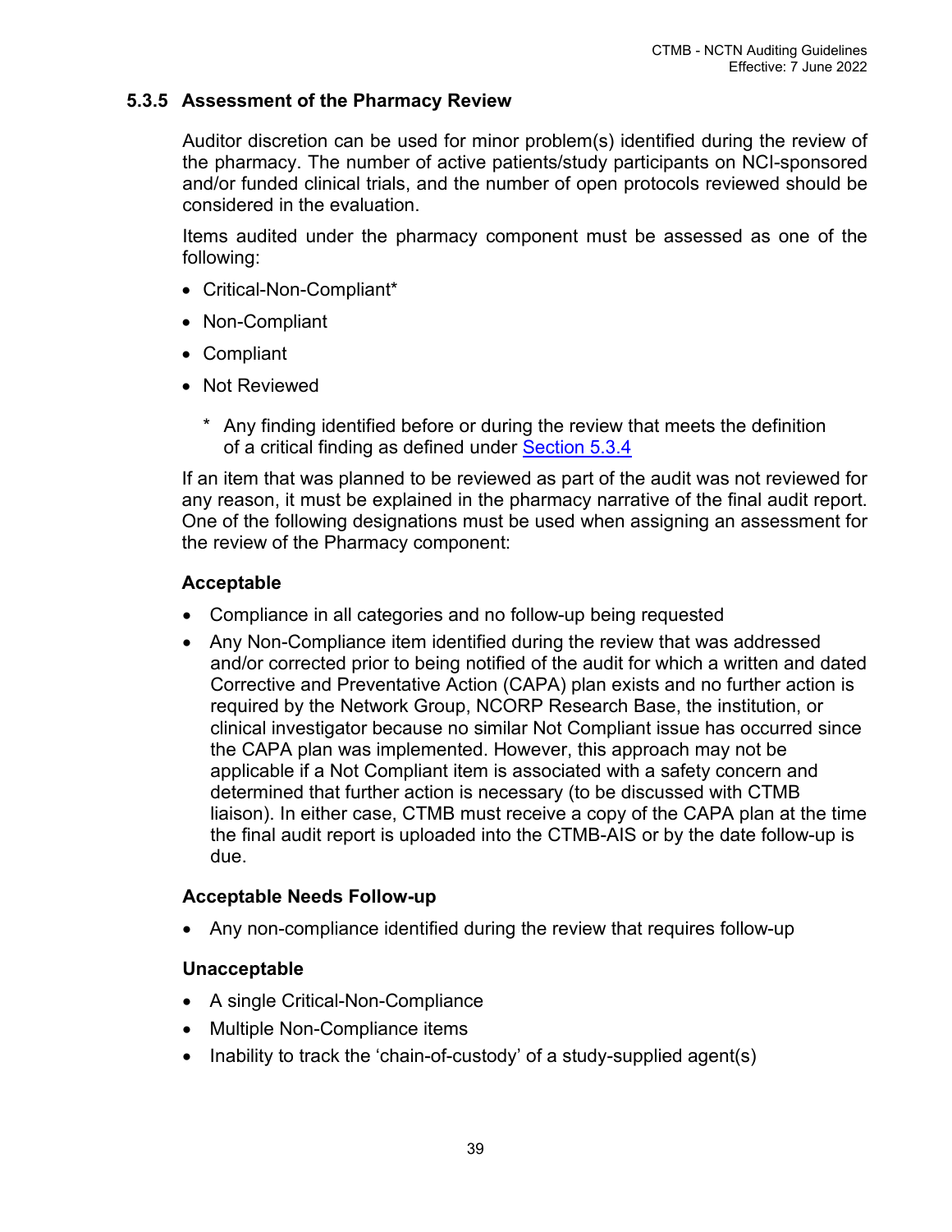### 5.3.5 Assessment of the Pharmacy Review

Auditor discretion can be used for minor problem(s) identified during the review of the pharmacy. The number of active patients/study participants on NCI-sponsored and/or funded clinical trials, and the number of open protocols reviewed should be considered in the evaluation.

Items audited under the pharmacy component must be assessed as one of the following:

- Critical-Non-Compliant*
- Non-Compliant
- Compliant
- Not Reviewed

  \* Any finding identified before or during the review that meets the definition of a critical finding as defined under Section 5.3.4

If an item that was planned to be reviewed as part of the audit was not reviewed for any reason, it must be explained in the pharmacy narrative of the final audit report. One of the following designations must be used when assigning an assessment for the review of the Pharmacy component:

**Acceptable**

- Compliance in all categories and no follow-up being requested
- Any Non-Compliance item identified during the review that was addressed and/or corrected prior to being notified of the audit for which a written and dated Corrective and Preventative Action (CAPA) plan exists and no further action is required by the Network Group, NCORP Research Base, the institution, or clinical investigator because no similar Not Compliant issue has occurred since the CAPA plan was implemented. However, this approach may not be applicable if a Not Compliant item is associated with a safety concern and determined that further action is necessary (to be discussed with CTMB liaison). In either case, CTMB must receive a copy of the CAPA plan at the time the final audit report is uploaded into the CTMB-AIS or by the date follow-up is due.

**Acceptable Needs Follow-up**

- Any non-compliance identified during the review that requires follow-up

**Unacceptable**

- A single Critical-Non-Compliance
- Multiple Non-Compliance items
- Inability to track the 'chain-of-custody' of a study-supplied agent(s)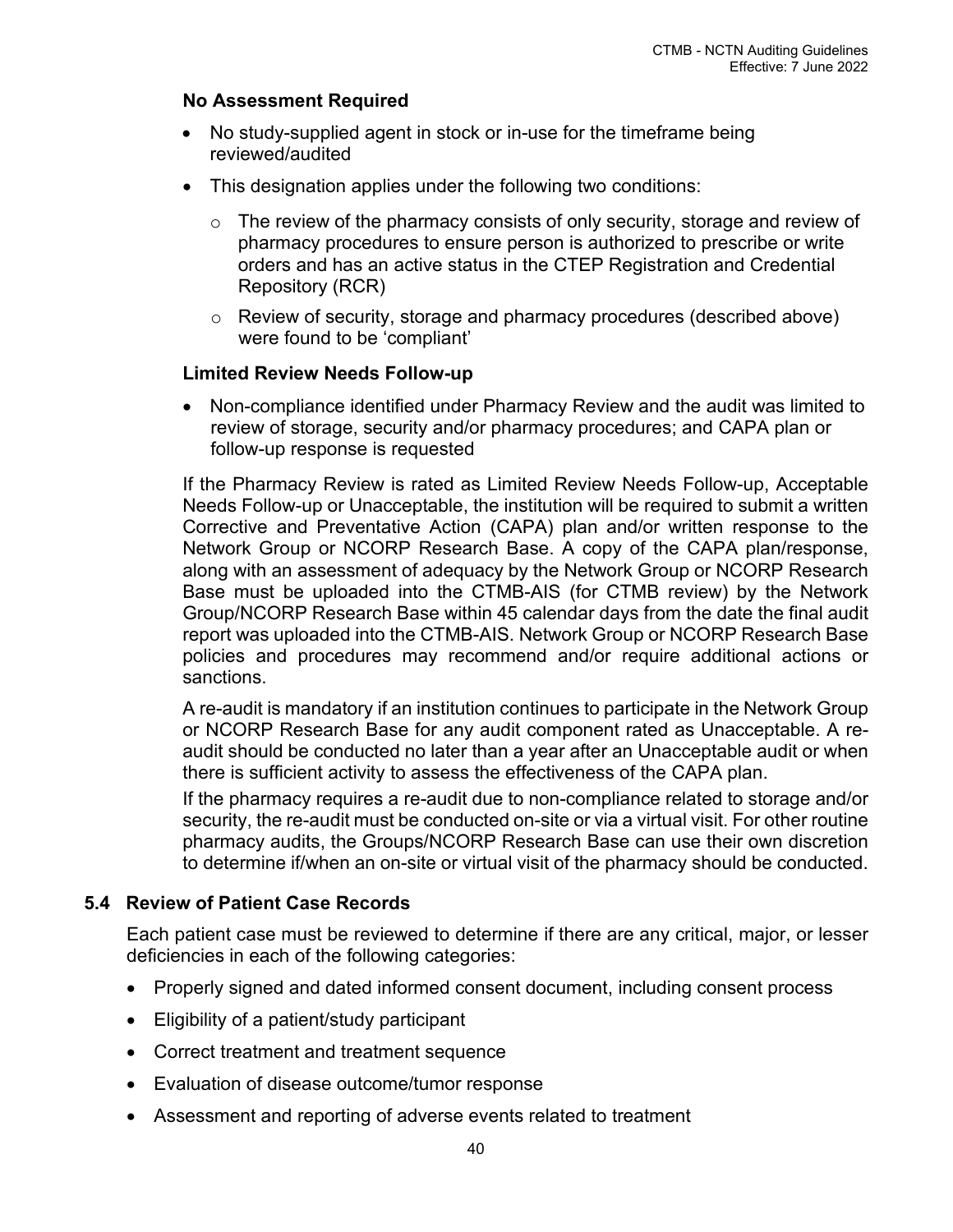**No Assessment Required**

- No study-supplied agent in stock or in-use for the timeframe being reviewed/audited
- This designation applies under the following two conditions:
  - The review of the pharmacy consists of only security, storage and review of pharmacy procedures to ensure person is authorized to prescribe or write orders and has an active status in the CTEP Registration and Credential Repository (RCR)
  - Review of security, storage and pharmacy procedures (described above) were found to be 'compliant'

**Limited Review Needs Follow-up**

- Non-compliance identified under Pharmacy Review and the audit was limited to review of storage, security and/or pharmacy procedures; and CAPA plan or follow-up response is requested

If the Pharmacy Review is rated as Limited Review Needs Follow-up, Acceptable Needs Follow-up or Unacceptable, the institution will be required to submit a written Corrective and Preventative Action (CAPA) plan and/or written response to the Network Group or NCORP Research Base. A copy of the CAPA plan/response, along with an assessment of adequacy by the Network Group or NCORP Research Base must be uploaded into the CTMB-AIS (for CTMB review) by the Network Group/NCORP Research Base within 45 calendar days from the date the final audit report was uploaded into the CTMB-AIS. Network Group or NCORP Research Base policies and procedures may recommend and/or require additional actions or sanctions.

A re-audit is mandatory if an institution continues to participate in the Network Group or NCORP Research Base for any audit component rated as Unacceptable. A re-audit should be conducted no later than a year after an Unacceptable audit or when there is sufficient activity to assess the effectiveness of the CAPA plan.

If the pharmacy requires a re-audit due to non-compliance related to storage and/or security, the re-audit must be conducted on-site or via a virtual visit. For other routine pharmacy audits, the Groups/NCORP Research Base can use their own discretion to determine if/when an on-site or virtual visit of the pharmacy should be conducted.

## 5.4 Review of Patient Case Records

Each patient case must be reviewed to determine if there are any critical, major, or lesser deficiencies in each of the following categories:

- Properly signed and dated informed consent document, including consent process
- Eligibility of a patient/study participant
- Correct treatment and treatment sequence
- Evaluation of disease outcome/tumor response
- Assessment and reporting of adverse events related to treatment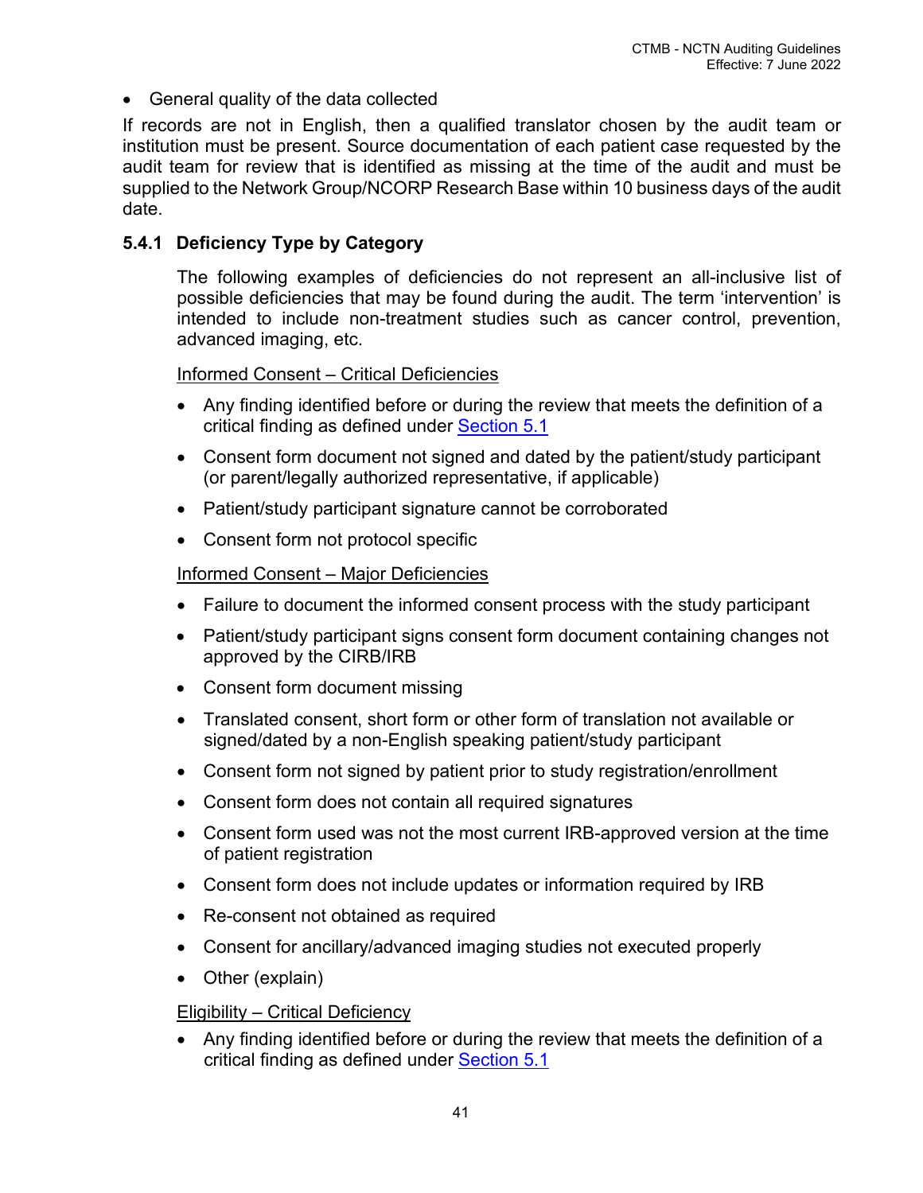- General quality of the data collected

If records are not in English, then a qualified translator chosen by the audit team or institution must be present. Source documentation of each patient case requested by the audit team for review that is identified as missing at the time of the audit and must be supplied to the Network Group/NCORP Research Base within 10 business days of the audit date.

### 5.4.1 Deficiency Type by Category

The following examples of deficiencies do not represent an all-inclusive list of possible deficiencies that may be found during the audit. The term 'intervention' is intended to include non-treatment studies such as cancer control, prevention, advanced imaging, etc.

Informed Consent – Critical Deficiencies

- Any finding identified before or during the review that meets the definition of a critical finding as defined under Section 5.1
- Consent form document not signed and dated by the patient/study participant (or parent/legally authorized representative, if applicable)
- Patient/study participant signature cannot be corroborated
- Consent form not protocol specific

Informed Consent – Major Deficiencies

- Failure to document the informed consent process with the study participant
- Patient/study participant signs consent form document containing changes not approved by the CIRB/IRB
- Consent form document missing
- Translated consent, short form or other form of translation not available or signed/dated by a non-English speaking patient/study participant
- Consent form not signed by patient prior to study registration/enrollment
- Consent form does not contain all required signatures
- Consent form used was not the most current IRB-approved version at the time of patient registration
- Consent form does not include updates or information required by IRB
- Re-consent not obtained as required
- Consent for ancillary/advanced imaging studies not executed properly
- Other (explain)

Eligibility – Critical Deficiency

- Any finding identified before or during the review that meets the definition of a critical finding as defined under Section 5.1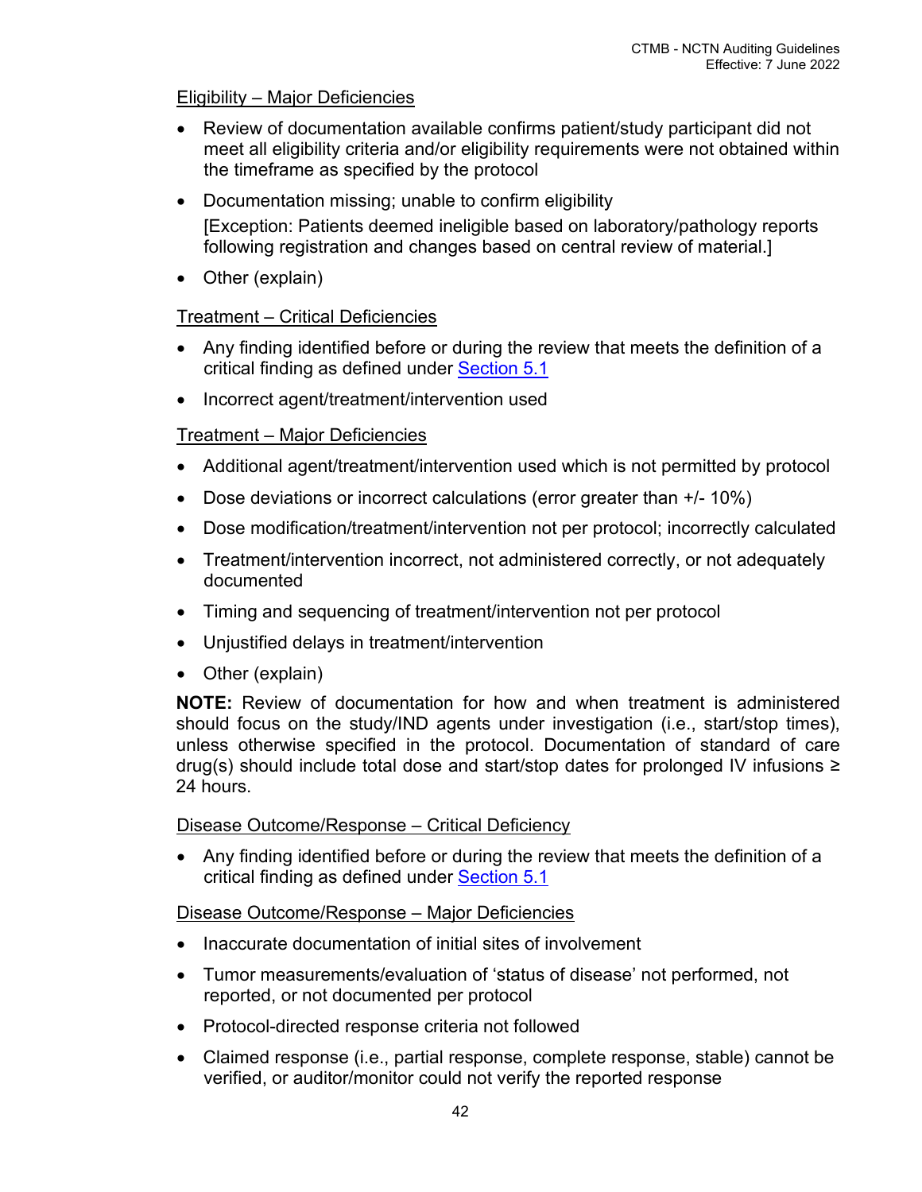Eligibility – Major Deficiencies

- Review of documentation available confirms patient/study participant did not meet all eligibility criteria and/or eligibility requirements were not obtained within the timeframe as specified by the protocol
- Documentation missing; unable to confirm eligibility

  [Exception: Patients deemed ineligible based on laboratory/pathology reports following registration and changes based on central review of material.]
- Other (explain)

Treatment – Critical Deficiencies

- Any finding identified before or during the review that meets the definition of a critical finding as defined under Section 5.1
- Incorrect agent/treatment/intervention used

Treatment – Major Deficiencies

- Additional agent/treatment/intervention used which is not permitted by protocol
- Dose deviations or incorrect calculations (error greater than +/- 10%)
- Dose modification/treatment/intervention not per protocol; incorrectly calculated
- Treatment/intervention incorrect, not administered correctly, or not adequately documented
- Timing and sequencing of treatment/intervention not per protocol
- Unjustified delays in treatment/intervention
- Other (explain)

**NOTE:** Review of documentation for how and when treatment is administered should focus on the study/IND agents under investigation (i.e., start/stop times), unless otherwise specified in the protocol. Documentation of standard of care drug(s) should include total dose and start/stop dates for prolonged IV infusions ≥ 24 hours.

Disease Outcome/Response – Critical Deficiency

- Any finding identified before or during the review that meets the definition of a critical finding as defined under Section 5.1

Disease Outcome/Response – Major Deficiencies

- Inaccurate documentation of initial sites of involvement
- Tumor measurements/evaluation of 'status of disease' not performed, not reported, or not documented per protocol
- Protocol-directed response criteria not followed
- Claimed response (i.e., partial response, complete response, stable) cannot be verified, or auditor/monitor could not verify the reported response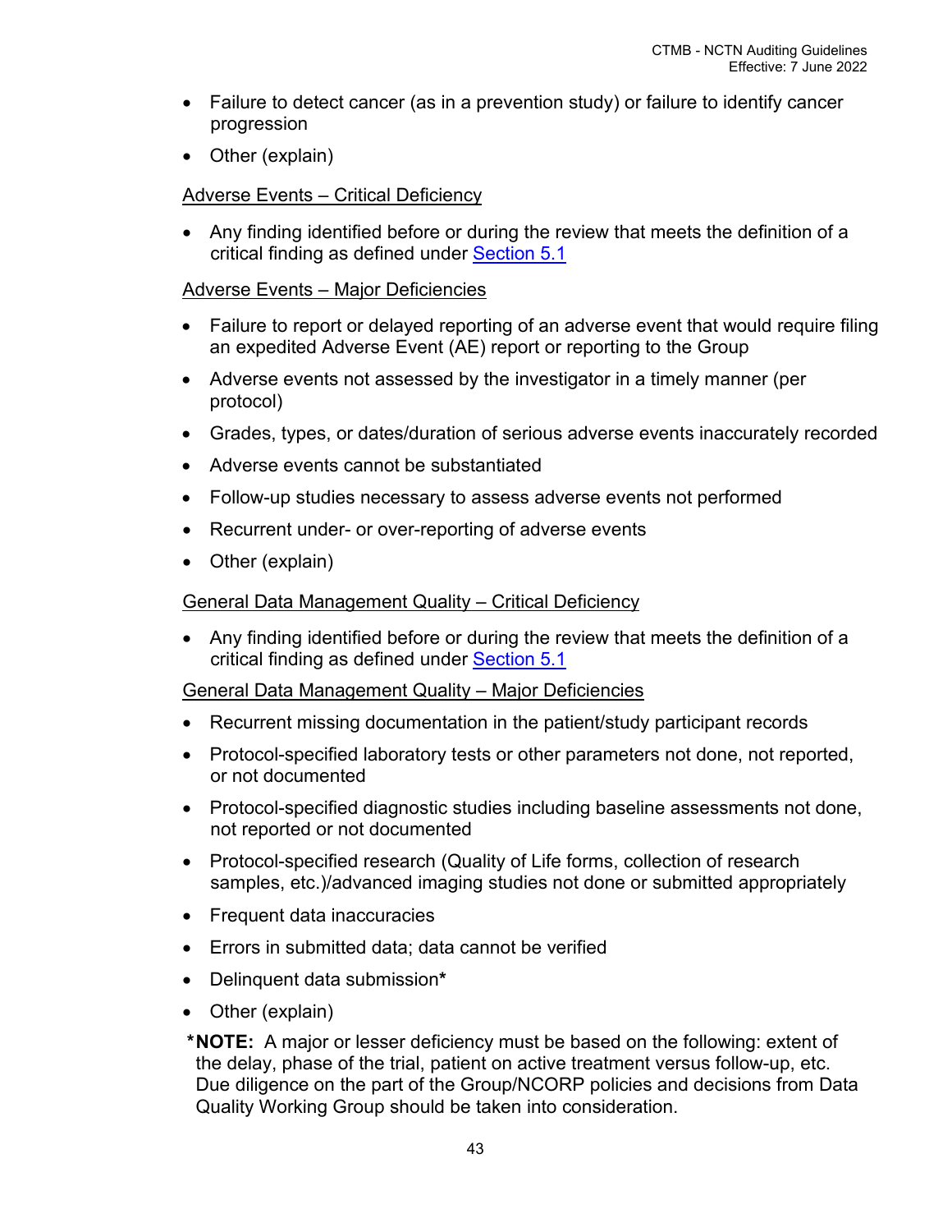- Failure to detect cancer (as in a prevention study) or failure to identify cancer progression
- Other (explain)

Adverse Events – Critical Deficiency

- Any finding identified before or during the review that meets the definition of a critical finding as defined under Section 5.1

Adverse Events – Major Deficiencies

- Failure to report or delayed reporting of an adverse event that would require filing an expedited Adverse Event (AE) report or reporting to the Group
- Adverse events not assessed by the investigator in a timely manner (per protocol)
- Grades, types, or dates/duration of serious adverse events inaccurately recorded
- Adverse events cannot be substantiated
- Follow-up studies necessary to assess adverse events not performed
- Recurrent under- or over-reporting of adverse events
- Other (explain)

General Data Management Quality – Critical Deficiency

- Any finding identified before or during the review that meets the definition of a critical finding as defined under Section 5.1

General Data Management Quality – Major Deficiencies

- Recurrent missing documentation in the patient/study participant records
- Protocol-specified laboratory tests or other parameters not done, not reported, or not documented
- Protocol-specified diagnostic studies including baseline assessments not done, not reported or not documented
- Protocol-specified research (Quality of Life forms, collection of research samples, etc.)/advanced imaging studies not done or submitted appropriately
- Frequent data inaccuracies
- Errors in submitted data; data cannot be verified
- Delinquent data submission**\***
- Other (explain)

**\*NOTE:** A major or lesser deficiency must be based on the following: extent of the delay, phase of the trial, patient on active treatment versus follow-up, etc. Due diligence on the part of the Group/NCORP policies and decisions from Data Quality Working Group should be taken into consideration.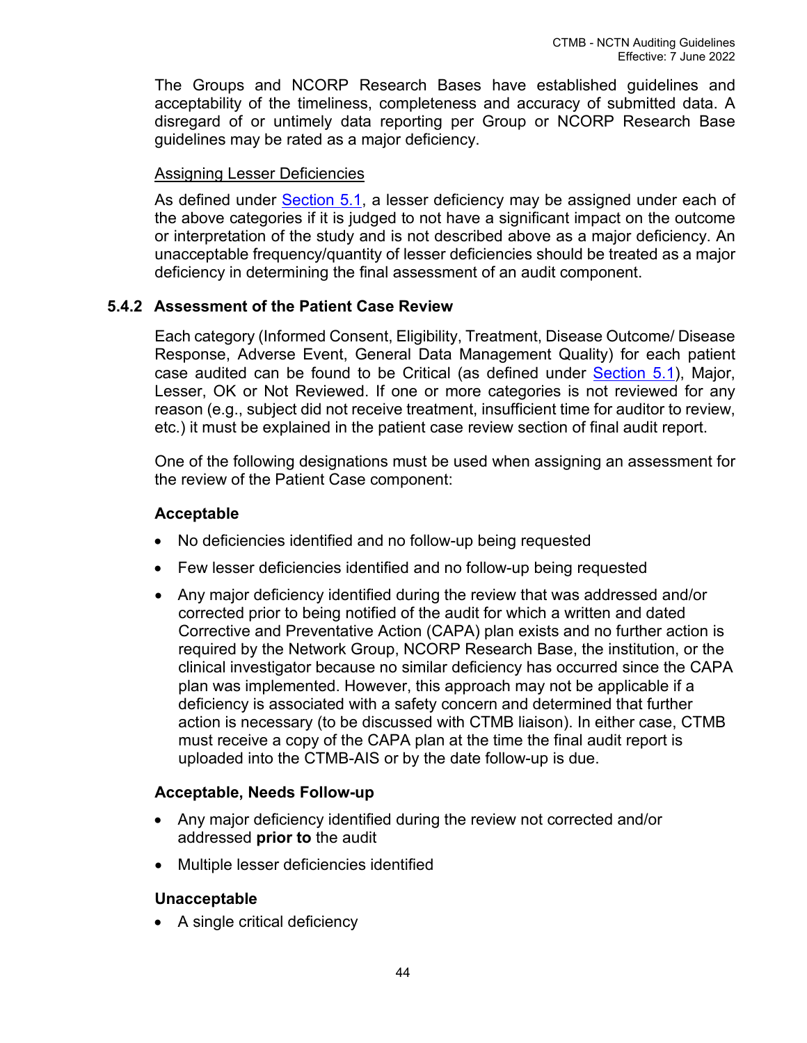The Groups and NCORP Research Bases have established guidelines and acceptability of the timeliness, completeness and accuracy of submitted data. A disregard of or untimely data reporting per Group or NCORP Research Base guidelines may be rated as a major deficiency.

Assigning Lesser Deficiencies

As defined under Section 5.1, a lesser deficiency may be assigned under each of the above categories if it is judged to not have a significant impact on the outcome or interpretation of the study and is not described above as a major deficiency. An unacceptable frequency/quantity of lesser deficiencies should be treated as a major deficiency in determining the final assessment of an audit component.

### 5.4.2 Assessment of the Patient Case Review

Each category (Informed Consent, Eligibility, Treatment, Disease Outcome/ Disease Response, Adverse Event, General Data Management Quality) for each patient case audited can be found to be Critical (as defined under Section 5.1), Major, Lesser, OK or Not Reviewed. If one or more categories is not reviewed for any reason (e.g., subject did not receive treatment, insufficient time for auditor to review, etc.) it must be explained in the patient case review section of final audit report.

One of the following designations must be used when assigning an assessment for the review of the Patient Case component:

**Acceptable**

- No deficiencies identified and no follow-up being requested
- Few lesser deficiencies identified and no follow-up being requested
- Any major deficiency identified during the review that was addressed and/or corrected prior to being notified of the audit for which a written and dated Corrective and Preventative Action (CAPA) plan exists and no further action is required by the Network Group, NCORP Research Base, the institution, or the clinical investigator because no similar deficiency has occurred since the CAPA plan was implemented. However, this approach may not be applicable if a deficiency is associated with a safety concern and determined that further action is necessary (to be discussed with CTMB liaison). In either case, CTMB must receive a copy of the CAPA plan at the time the final audit report is uploaded into the CTMB-AIS or by the date follow-up is due.

**Acceptable, Needs Follow-up**

- Any major deficiency identified during the review not corrected and/or addressed **prior to** the audit
- Multiple lesser deficiencies identified

**Unacceptable**

- A single critical deficiency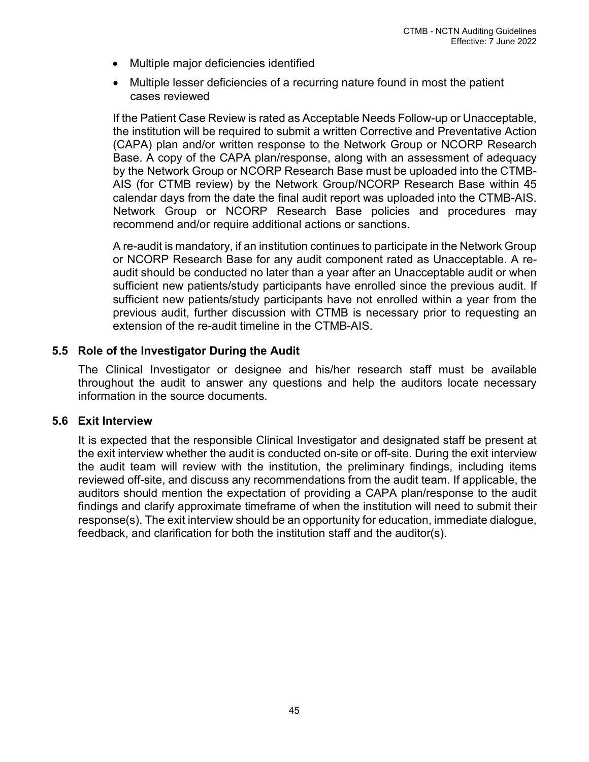- Multiple major deficiencies identified
- Multiple lesser deficiencies of a recurring nature found in most the patient cases reviewed

If the Patient Case Review is rated as Acceptable Needs Follow-up or Unacceptable, the institution will be required to submit a written Corrective and Preventative Action (CAPA) plan and/or written response to the Network Group or NCORP Research Base. A copy of the CAPA plan/response, along with an assessment of adequacy by the Network Group or NCORP Research Base must be uploaded into the CTMB-AIS (for CTMB review) by the Network Group/NCORP Research Base within 45 calendar days from the date the final audit report was uploaded into the CTMB-AIS. Network Group or NCORP Research Base policies and procedures may recommend and/or require additional actions or sanctions.

A re-audit is mandatory, if an institution continues to participate in the Network Group or NCORP Research Base for any audit component rated as Unacceptable. A re-audit should be conducted no later than a year after an Unacceptable audit or when sufficient new patients/study participants have enrolled since the previous audit. If sufficient new patients/study participants have not enrolled within a year from the previous audit, further discussion with CTMB is necessary prior to requesting an extension of the re-audit timeline in the CTMB-AIS.

### 5.5 Role of the Investigator During the Audit

The Clinical Investigator or designee and his/her research staff must be available throughout the audit to answer any questions and help the auditors locate necessary information in the source documents.

### 5.6 Exit Interview

It is expected that the responsible Clinical Investigator and designated staff be present at the exit interview whether the audit is conducted on-site or off-site. During the exit interview the audit team will review with the institution, the preliminary findings, including items reviewed off-site, and discuss any recommendations from the audit team. If applicable, the auditors should mention the expectation of providing a CAPA plan/response to the audit findings and clarify approximate timeframe of when the institution will need to submit their response(s). The exit interview should be an opportunity for education, immediate dialogue, feedback, and clarification for both the institution staff and the auditor(s).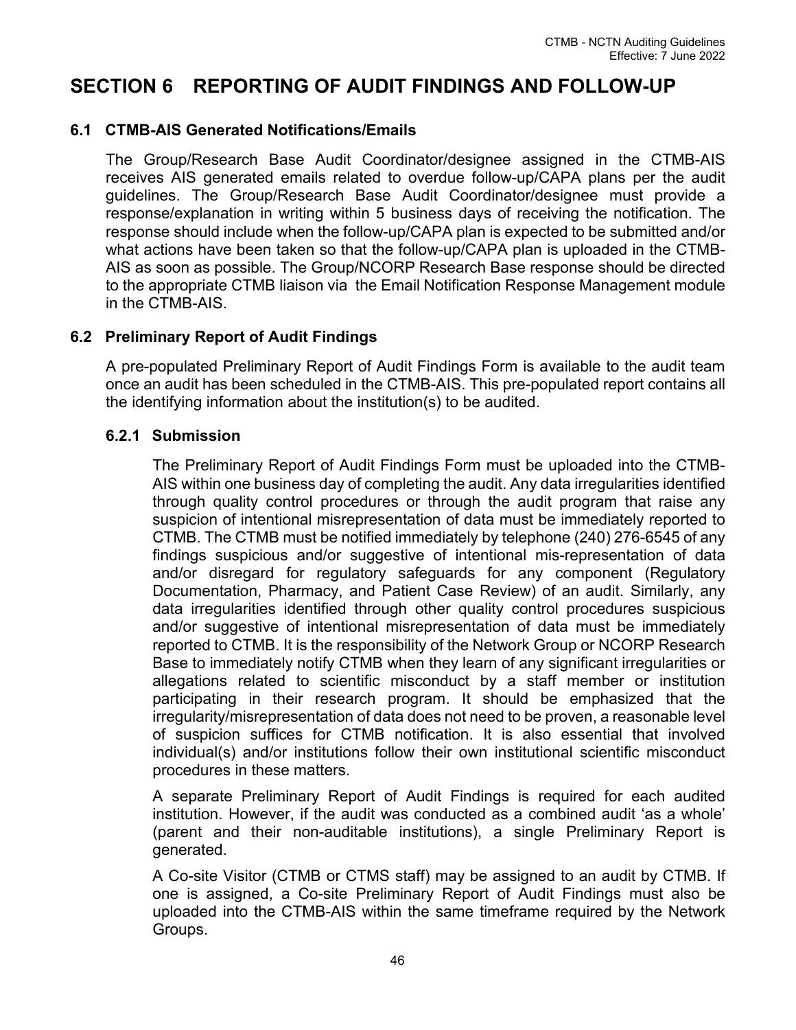# SECTION 6 REPORTING OF AUDIT FINDINGS AND FOLLOW-UP

## 6.1 CTMB-AIS Generated Notifications/Emails

The Group/Research Base Audit Coordinator/designee assigned in the CTMB-AIS receives AIS generated emails related to overdue follow-up/CAPA plans per the audit guidelines. The Group/Research Base Audit Coordinator/designee must provide a response/explanation in writing within 5 business days of receiving the notification. The response should include when the follow-up/CAPA plan is expected to be submitted and/or what actions have been taken so that the follow-up/CAPA plan is uploaded in the CTMB-AIS as soon as possible. The Group/NCORP Research Base response should be directed to the appropriate CTMB liaison via the Email Notification Response Management module in the CTMB-AIS.

## 6.2 Preliminary Report of Audit Findings

A pre-populated Preliminary Report of Audit Findings Form is available to the audit team once an audit has been scheduled in the CTMB-AIS. This pre-populated report contains all the identifying information about the institution(s) to be audited.

### 6.2.1 Submission

The Preliminary Report of Audit Findings Form must be uploaded into the CTMB-AIS within one business day of completing the audit. Any data irregularities identified through quality control procedures or through the audit program that raise any suspicion of intentional misrepresentation of data must be immediately reported to CTMB. The CTMB must be notified immediately by telephone (240) 276-6545 of any findings suspicious and/or suggestive of intentional mis-representation of data and/or disregard for regulatory safeguards for any component (Regulatory Documentation, Pharmacy, and Patient Case Review) of an audit. Similarly, any data irregularities identified through other quality control procedures suspicious and/or suggestive of intentional misrepresentation of data must be immediately reported to CTMB. It is the responsibility of the Network Group or NCORP Research Base to immediately notify CTMB when they learn of any significant irregularities or allegations related to scientific misconduct by a staff member or institution participating in their research program. It should be emphasized that the irregularity/misrepresentation of data does not need to be proven, a reasonable level of suspicion suffices for CTMB notification. It is also essential that involved individual(s) and/or institutions follow their own institutional scientific misconduct procedures in these matters.

A separate Preliminary Report of Audit Findings is required for each audited institution. However, if the audit was conducted as a combined audit 'as a whole' (parent and their non-auditable institutions), a single Preliminary Report is generated.

A Co-site Visitor (CTMB or CTMS staff) may be assigned to an audit by CTMB. If one is assigned, a Co-site Preliminary Report of Audit Findings must also be uploaded into the CTMB-AIS within the same timeframe required by the Network Groups.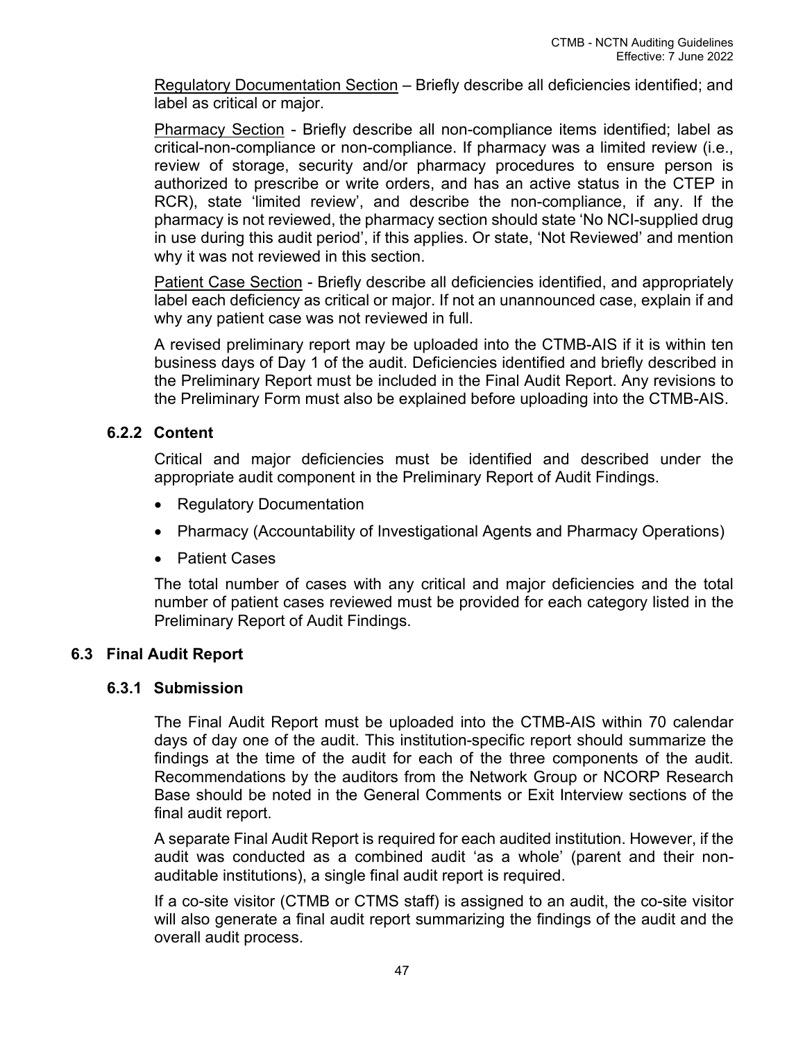Regulatory Documentation Section – Briefly describe all deficiencies identified; and label as critical or major.

Pharmacy Section - Briefly describe all non-compliance items identified; label as critical-non-compliance or non-compliance. If pharmacy was a limited review (i.e., review of storage, security and/or pharmacy procedures to ensure person is authorized to prescribe or write orders, and has an active status in the CTEP in RCR), state 'limited review', and describe the non-compliance, if any. If the pharmacy is not reviewed, the pharmacy section should state 'No NCI-supplied drug in use during this audit period', if this applies. Or state, 'Not Reviewed' and mention why it was not reviewed in this section.

Patient Case Section - Briefly describe all deficiencies identified, and appropriately label each deficiency as critical or major. If not an unannounced case, explain if and why any patient case was not reviewed in full.

A revised preliminary report may be uploaded into the CTMB-AIS if it is within ten business days of Day 1 of the audit. Deficiencies identified and briefly described in the Preliminary Report must be included in the Final Audit Report. Any revisions to the Preliminary Form must also be explained before uploading into the CTMB-AIS.

### 6.2.2 Content

Critical and major deficiencies must be identified and described under the appropriate audit component in the Preliminary Report of Audit Findings.

- Regulatory Documentation
- Pharmacy (Accountability of Investigational Agents and Pharmacy Operations)
- Patient Cases

The total number of cases with any critical and major deficiencies and the total number of patient cases reviewed must be provided for each category listed in the Preliminary Report of Audit Findings.

## 6.3 Final Audit Report

### 6.3.1 Submission

The Final Audit Report must be uploaded into the CTMB-AIS within 70 calendar days of day one of the audit. This institution-specific report should summarize the findings at the time of the audit for each of the three components of the audit. Recommendations by the auditors from the Network Group or NCORP Research Base should be noted in the General Comments or Exit Interview sections of the final audit report.

A separate Final Audit Report is required for each audited institution. However, if the audit was conducted as a combined audit 'as a whole' (parent and their non-auditable institutions), a single final audit report is required.

If a co-site visitor (CTMB or CTMS staff) is assigned to an audit, the co-site visitor will also generate a final audit report summarizing the findings of the audit and the overall audit process.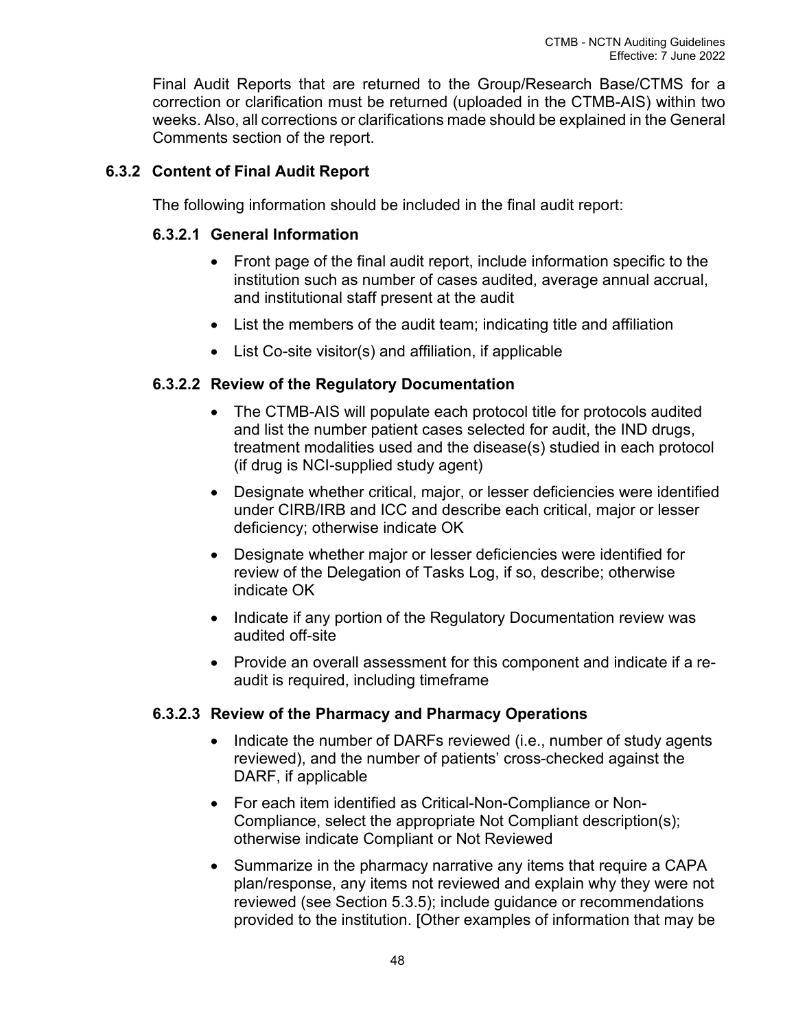Final Audit Reports that are returned to the Group/Research Base/CTMS for a correction or clarification must be returned (uploaded in the CTMB-AIS) within two weeks. Also, all corrections or clarifications made should be explained in the General Comments section of the report.

### 6.3.2 Content of Final Audit Report

The following information should be included in the final audit report:

#### 6.3.2.1 General Information

- Front page of the final audit report, include information specific to the institution such as number of cases audited, average annual accrual, and institutional staff present at the audit
- List the members of the audit team; indicating title and affiliation
- List Co-site visitor(s) and affiliation, if applicable

#### 6.3.2.2 Review of the Regulatory Documentation

- The CTMB-AIS will populate each protocol title for protocols audited and list the number patient cases selected for audit, the IND drugs, treatment modalities used and the disease(s) studied in each protocol (if drug is NCI-supplied study agent)
- Designate whether critical, major, or lesser deficiencies were identified under CIRB/IRB and ICC and describe each critical, major or lesser deficiency; otherwise indicate OK
- Designate whether major or lesser deficiencies were identified for review of the Delegation of Tasks Log, if so, describe; otherwise indicate OK
- Indicate if any portion of the Regulatory Documentation review was audited off-site
- Provide an overall assessment for this component and indicate if a re-audit is required, including timeframe

#### 6.3.2.3 Review of the Pharmacy and Pharmacy Operations

- Indicate the number of DARFs reviewed (i.e., number of study agents reviewed), and the number of patients' cross-checked against the DARF, if applicable
- For each item identified as Critical-Non-Compliance or Non-Compliance, select the appropriate Not Compliant description(s); otherwise indicate Compliant or Not Reviewed
- Summarize in the pharmacy narrative any items that require a CAPA plan/response, any items not reviewed and explain why they were not reviewed (see Section 5.3.5); include guidance or recommendations provided to the institution. [Other examples of information that may be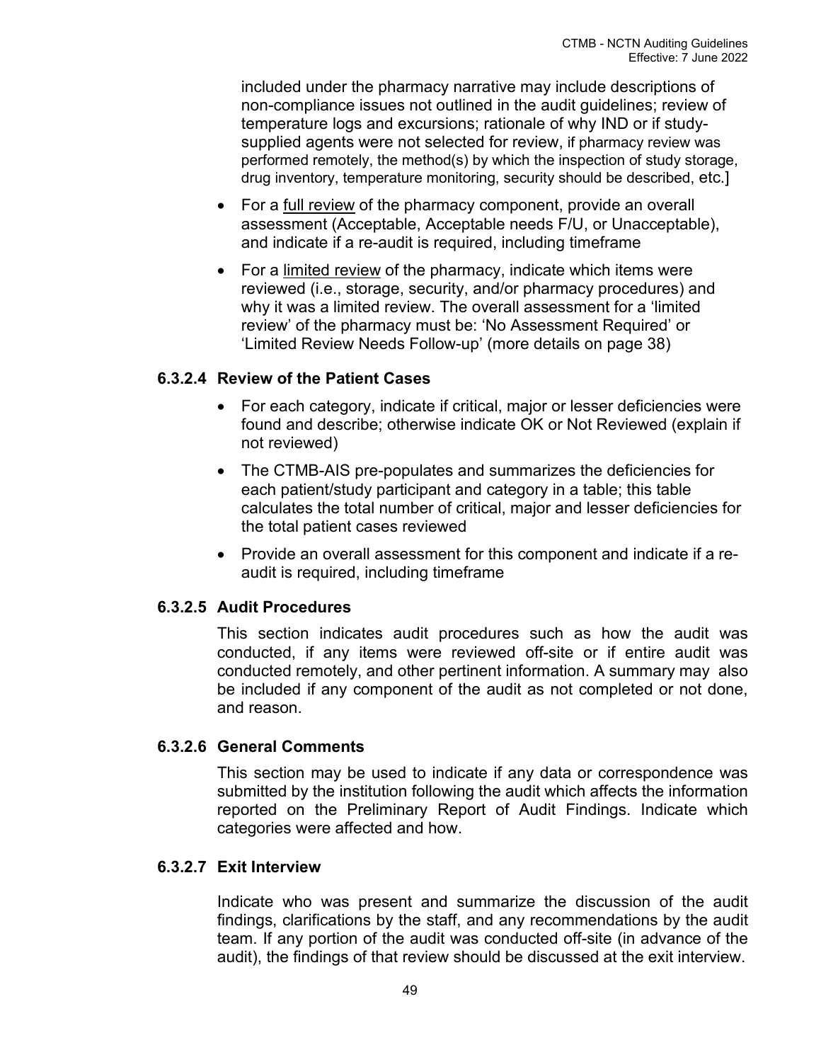included under the pharmacy narrative may include descriptions of non-compliance issues not outlined in the audit guidelines; review of temperature logs and excursions; rationale of why IND or if study-supplied agents were not selected for review, if pharmacy review was performed remotely, the method(s) by which the inspection of study storage, drug inventory, temperature monitoring, security should be described, etc.]

- For a <u>full review</u> of the pharmacy component, provide an overall assessment (Acceptable, Acceptable needs F/U, or Unacceptable), and indicate if a re-audit is required, including timeframe
- For a <u>limited review</u> of the pharmacy, indicate which items were reviewed (i.e., storage, security, and/or pharmacy procedures) and why it was a limited review. The overall assessment for a 'limited review' of the pharmacy must be: 'No Assessment Required' or 'Limited Review Needs Follow-up' (more details on page 38)

#### 6.3.2.4 Review of the Patient Cases

- For each category, indicate if critical, major or lesser deficiencies were found and describe; otherwise indicate OK or Not Reviewed (explain if not reviewed)
- The CTMB-AIS pre-populates and summarizes the deficiencies for each patient/study participant and category in a table; this table calculates the total number of critical, major and lesser deficiencies for the total patient cases reviewed
- Provide an overall assessment for this component and indicate if a re-audit is required, including timeframe

#### 6.3.2.5 Audit Procedures

This section indicates audit procedures such as how the audit was conducted, if any items were reviewed off-site or if entire audit was conducted remotely, and other pertinent information. A summary may also be included if any component of the audit as not completed or not done, and reason.

#### 6.3.2.6 General Comments

This section may be used to indicate if any data or correspondence was submitted by the institution following the audit which affects the information reported on the Preliminary Report of Audit Findings. Indicate which categories were affected and how.

#### 6.3.2.7 Exit Interview

Indicate who was present and summarize the discussion of the audit findings, clarifications by the staff, and any recommendations by the audit team. If any portion of the audit was conducted off-site (in advance of the audit), the findings of that review should be discussed at the exit interview.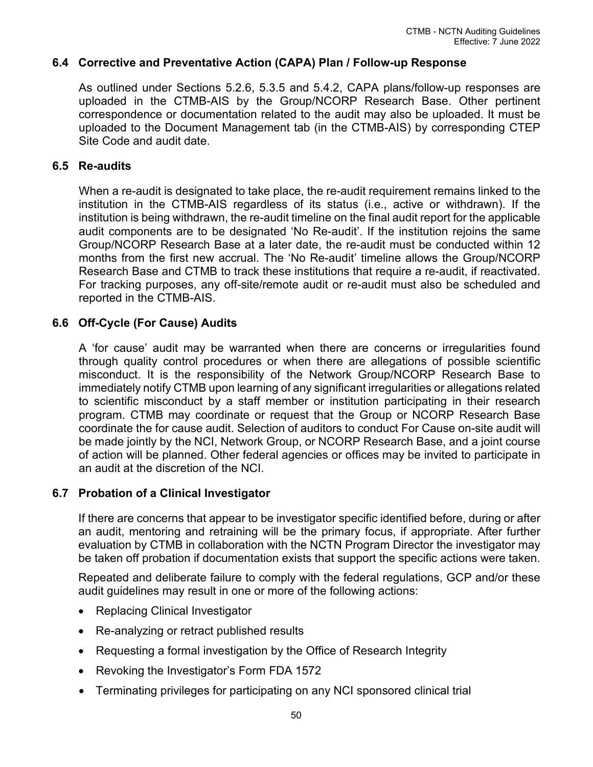### 6.4 Corrective and Preventative Action (CAPA) Plan / Follow-up Response

As outlined under Sections 5.2.6, 5.3.5 and 5.4.2, CAPA plans/follow-up responses are uploaded in the CTMB-AIS by the Group/NCORP Research Base. Other pertinent correspondence or documentation related to the audit may also be uploaded. It must be uploaded to the Document Management tab (in the CTMB-AIS) by corresponding CTEP Site Code and audit date.

### 6.5 Re-audits

When a re-audit is designated to take place, the re-audit requirement remains linked to the institution in the CTMB-AIS regardless of its status (i.e., active or withdrawn). If the institution is being withdrawn, the re-audit timeline on the final audit report for the applicable audit components are to be designated 'No Re-audit'. If the institution rejoins the same Group/NCORP Research Base at a later date, the re-audit must be conducted within 12 months from the first new accrual. The 'No Re-audit' timeline allows the Group/NCORP Research Base and CTMB to track these institutions that require a re-audit, if reactivated. For tracking purposes, any off-site/remote audit or re-audit must also be scheduled and reported in the CTMB-AIS.

### 6.6 Off-Cycle (For Cause) Audits

A 'for cause' audit may be warranted when there are concerns or irregularities found through quality control procedures or when there are allegations of possible scientific misconduct. It is the responsibility of the Network Group/NCORP Research Base to immediately notify CTMB upon learning of any significant irregularities or allegations related to scientific misconduct by a staff member or institution participating in their research program. CTMB may coordinate or request that the Group or NCORP Research Base coordinate the for cause audit. Selection of auditors to conduct For Cause on-site audit will be made jointly by the NCI, Network Group, or NCORP Research Base, and a joint course of action will be planned. Other federal agencies or offices may be invited to participate in an audit at the discretion of the NCI.

### 6.7 Probation of a Clinical Investigator

If there are concerns that appear to be investigator specific identified before, during or after an audit, mentoring and retraining will be the primary focus, if appropriate. After further evaluation by CTMB in collaboration with the NCTN Program Director the investigator may be taken off probation if documentation exists that support the specific actions were taken.

Repeated and deliberate failure to comply with the federal regulations, GCP and/or these audit guidelines may result in one or more of the following actions:

- Replacing Clinical Investigator
- Re-analyzing or retract published results
- Requesting a formal investigation by the Office of Research Integrity
- Revoking the Investigator's Form FDA 1572
- Terminating privileges for participating on any NCI sponsored clinical trial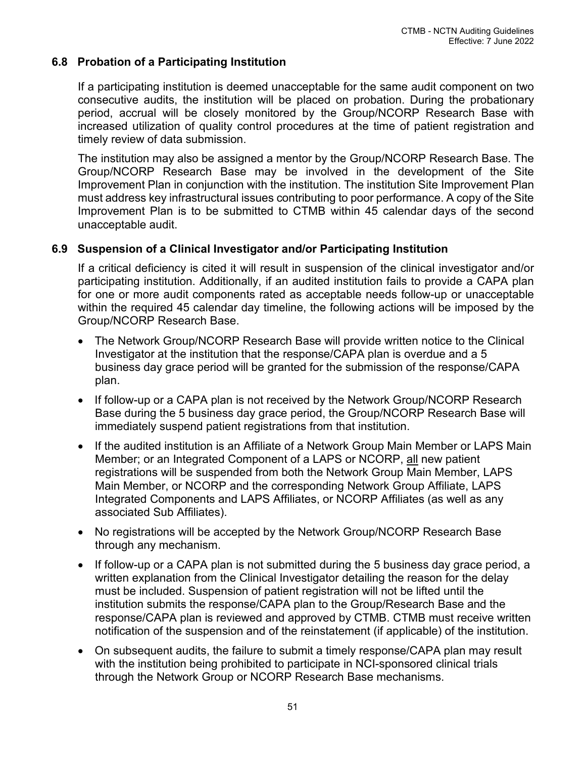### 6.8 Probation of a Participating Institution

If a participating institution is deemed unacceptable for the same audit component on two consecutive audits, the institution will be placed on probation. During the probationary period, accrual will be closely monitored by the Group/NCORP Research Base with increased utilization of quality control procedures at the time of patient registration and timely review of data submission.

The institution may also be assigned a mentor by the Group/NCORP Research Base. The Group/NCORP Research Base may be involved in the development of the Site Improvement Plan in conjunction with the institution. The institution Site Improvement Plan must address key infrastructural issues contributing to poor performance. A copy of the Site Improvement Plan is to be submitted to CTMB within 45 calendar days of the second unacceptable audit.

### 6.9 Suspension of a Clinical Investigator and/or Participating Institution

If a critical deficiency is cited it will result in suspension of the clinical investigator and/or participating institution. Additionally, if an audited institution fails to provide a CAPA plan for one or more audit components rated as acceptable needs follow-up or unacceptable within the required 45 calendar day timeline, the following actions will be imposed by the Group/NCORP Research Base.

- The Network Group/NCORP Research Base will provide written notice to the Clinical Investigator at the institution that the response/CAPA plan is overdue and a 5 business day grace period will be granted for the submission of the response/CAPA plan.
- If follow-up or a CAPA plan is not received by the Network Group/NCORP Research Base during the 5 business day grace period, the Group/NCORP Research Base will immediately suspend patient registrations from that institution.
- If the audited institution is an Affiliate of a Network Group Main Member or LAPS Main Member; or an Integrated Component of a LAPS or NCORP, all new patient registrations will be suspended from both the Network Group Main Member, LAPS Main Member, or NCORP and the corresponding Network Group Affiliate, LAPS Integrated Components and LAPS Affiliates, or NCORP Affiliates (as well as any associated Sub Affiliates).
- No registrations will be accepted by the Network Group/NCORP Research Base through any mechanism.
- If follow-up or a CAPA plan is not submitted during the 5 business day grace period, a written explanation from the Clinical Investigator detailing the reason for the delay must be included. Suspension of patient registration will not be lifted until the institution submits the response/CAPA plan to the Group/Research Base and the response/CAPA plan is reviewed and approved by CTMB. CTMB must receive written notification of the suspension and of the reinstatement (if applicable) of the institution.
- On subsequent audits, the failure to submit a timely response/CAPA plan may result with the institution being prohibited to participate in NCI-sponsored clinical trials through the Network Group or NCORP Research Base mechanisms.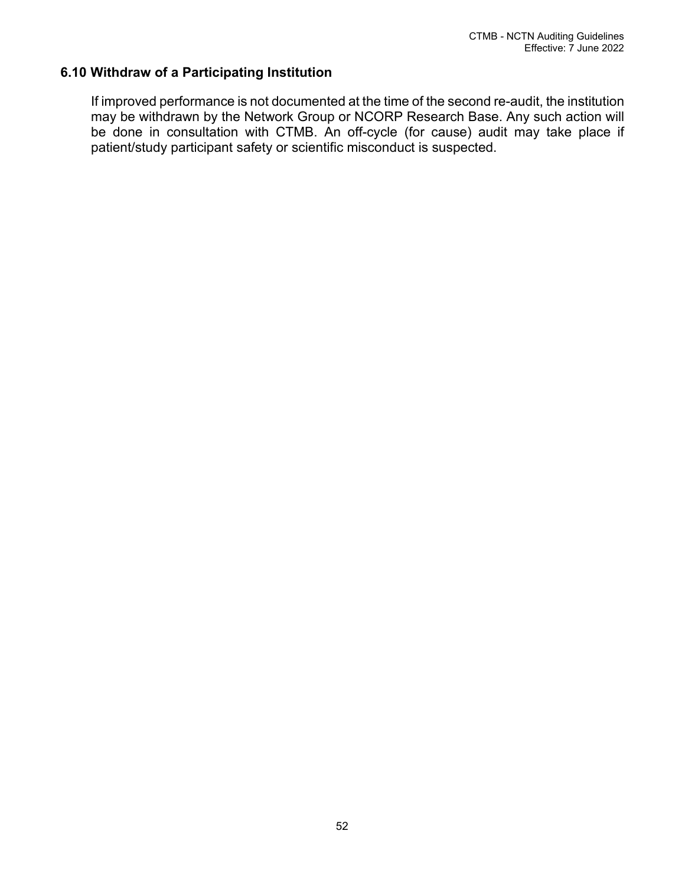### 6.10 Withdraw of a Participating Institution

If improved performance is not documented at the time of the second re-audit, the institution may be withdrawn by the Network Group or NCORP Research Base. Any such action will be done in consultation with CTMB. An off-cycle (for cause) audit may take place if patient/study participant safety or scientific misconduct is suspected.